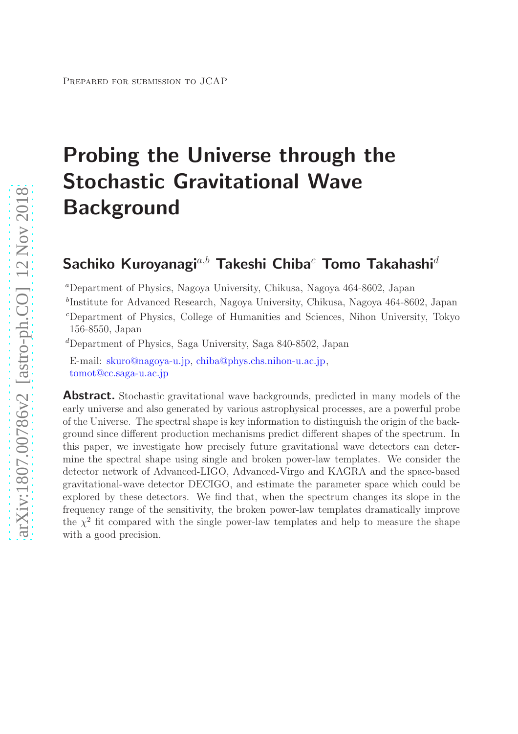Prepared for submission to JCAP

# Probing the Universe through the Stochastic Gravitational Wave Background

**Sachiko Kuroyanagi**[a,b] **Takeshi Chiba**[c] **Tomo Takahashi**[d]

[a]Department of Physics, Nagoya University, Chikusa, Nagoya 464-8602, Japan

[b]Institute for Advanced Research, Nagoya University, Chikusa, Nagoya 464-8602, Japan

[c]Department of Physics, College of Humanities and Sciences, Nihon University, Tokyo 156-8550, Japan

[d]Department of Physics, Saga University, Saga 840-8502, Japan

E-mail: skuro@nagoya-u.jp, chiba@phys.chs.nihon-u.ac.jp, tomot@cc.saga-u.ac.jp

**Abstract.** Stochastic gravitational wave backgrounds, predicted in many models of the early universe and also generated by various astrophysical processes, are a powerful probe of the Universe. The spectral shape is key information to distinguish the origin of the background since different production mechanisms predict different shapes of the spectrum. In this paper, we investigate how precisely future gravitational wave detectors can determine the spectral shape using single and broken power-law templates. We consider the detector network of Advanced-LIGO, Advanced-Virgo and KAGRA and the space-based gravitational-wave detector DECIGO, and estimate the parameter space which could be explored by these detectors. We find that, when the spectrum changes its slope in the frequency range of the sensitivity, the broken power-law templates dramatically improve the $\chi^2$ fit compared with the single power-law templates and help to measure the shape with a good precision.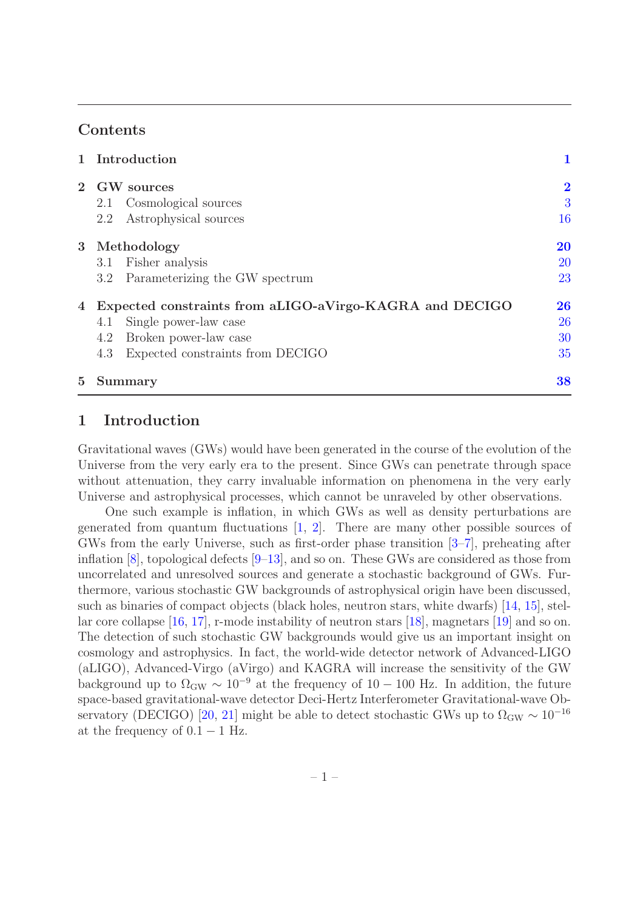## Contents

| | | |
|---|---|---|
| **1** | **Introduction** | **1** |
| **2** | **GW sources** | **2** |
| | 2.1 Cosmological sources | 3 |
| | 2.2 Astrophysical sources | 16 |
| **3** | **Methodology** | **20** |
| | 3.1 Fisher analysis | 20 |
| | 3.2 Parameterizing the GW spectrum | 23 |
| **4** | **Expected constraints from aLIGO-aVirgo-KAGRA and DECIGO** | **26** |
| | 4.1 Single power-law case | 26 |
| | 4.2 Broken power-law case | 30 |
| | 4.3 Expected constraints from DECIGO | 35 |
| **5** | **Summary** | **38** |

# 1 Introduction

Gravitational waves (GWs) would have been generated in the course of the evolution of the Universe from the very early era to the present. Since GWs can penetrate through space without attenuation, they carry invaluable information on phenomena in the very early Universe and astrophysical processes, which cannot be unraveled by other observations.

One such example is inflation, in which GWs as well as density perturbations are generated from quantum fluctuations [1, 2]. There are many other possible sources of GWs from the early Universe, such as first-order phase transition [3–7], preheating after inflation [8], topological defects [9–13], and so on. These GWs are considered as those from uncorrelated and unresolved sources and generate a stochastic background of GWs. Furthermore, various stochastic GW backgrounds of astrophysical origin have been discussed, such as binaries of compact objects (black holes, neutron stars, white dwarfs) [14, 15], stellar core collapse [16, 17], r-mode instability of neutron stars [18], magnetars [19] and so on. The detection of such stochastic GW backgrounds would give us an important insight on cosmology and astrophysics. In fact, the world-wide detector network of Advanced-LIGO (aLIGO), Advanced-Virgo (aVirgo) and KAGRA will increase the sensitivity of the GW background up to $\Omega_{\rm GW} \sim 10^{-9}$ at the frequency of $10-100$ Hz. In addition, the future space-based gravitational-wave detector Deci-Hertz Interferometer Gravitational-wave Observatory (DECIGO) [20, 21] might be able to detect stochastic GWs up to $\Omega_{\rm GW} \sim 10^{-16}$ at the frequency of $0.1-1$ Hz.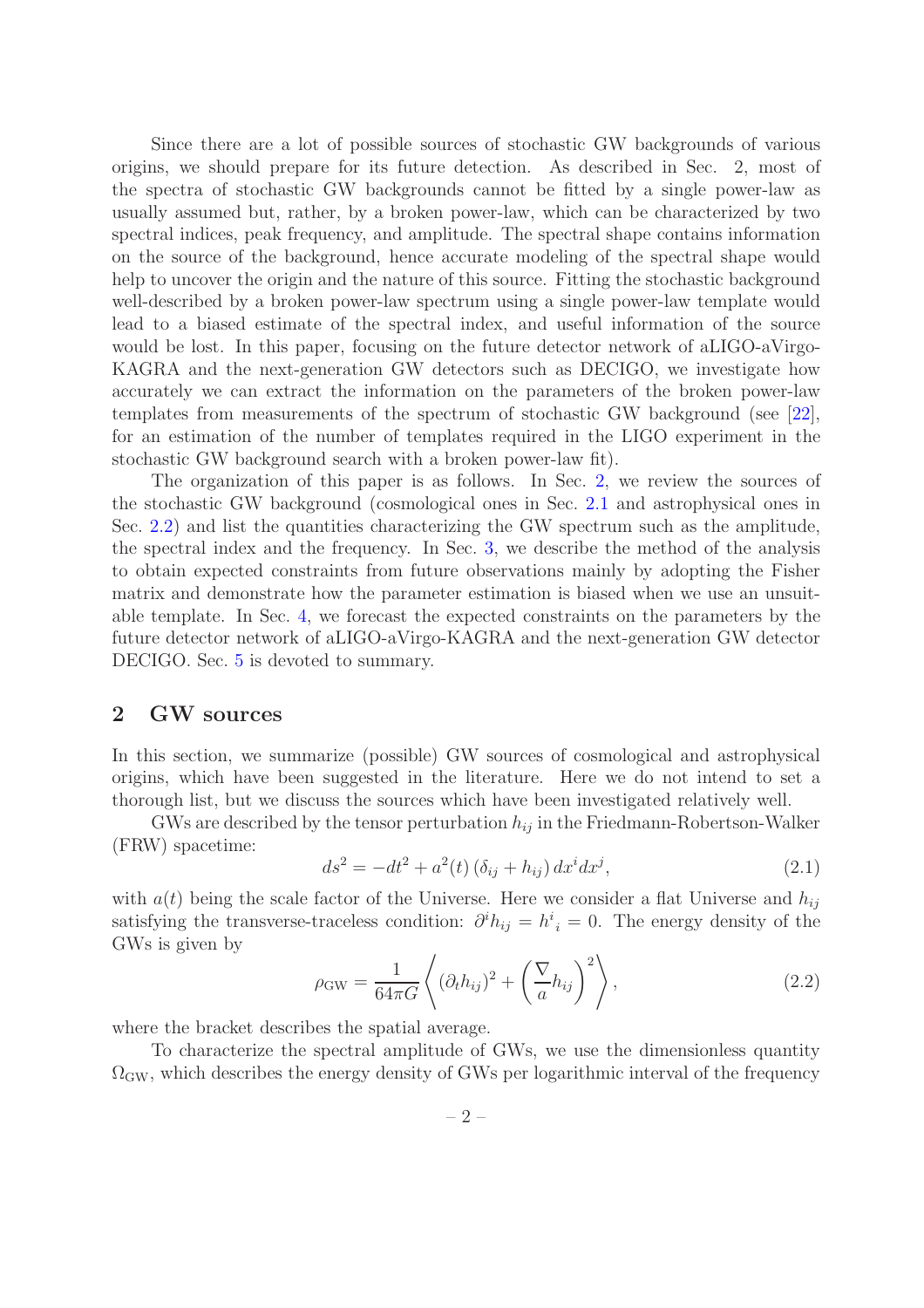Since there are a lot of possible sources of stochastic GW backgrounds of various origins, we should prepare for its future detection. As described in Sec. 2, most of the spectra of stochastic GW backgrounds cannot be fitted by a single power-law as usually assumed but, rather, by a broken power-law, which can be characterized by two spectral indices, peak frequency, and amplitude. The spectral shape contains information on the source of the background, hence accurate modeling of the spectral shape would help to uncover the origin and the nature of this source. Fitting the stochastic background well-described by a broken power-law spectrum using a single power-law template would lead to a biased estimate of the spectral index, and useful information of the source would be lost. In this paper, focusing on the future detector network of aLIGO-aVirgo-KAGRA and the next-generation GW detectors such as DECIGO, we investigate how accurately we can extract the information on the parameters of the broken power-law templates from measurements of the spectrum of stochastic GW background (see [22], for an estimation of the number of templates required in the LIGO experiment in the stochastic GW background search with a broken power-law fit).

The organization of this paper is as follows. In Sec. 2, we review the sources of the stochastic GW background (cosmological ones in Sec. 2.1 and astrophysical ones in Sec. 2.2) and list the quantities characterizing the GW spectrum such as the amplitude, the spectral index and the frequency. In Sec. 3, we describe the method of the analysis to obtain expected constraints from future observations mainly by adopting the Fisher matrix and demonstrate how the parameter estimation is biased when we use an unsuitable template. In Sec. 4, we forecast the expected constraints on the parameters by the future detector network of aLIGO-aVirgo-KAGRA and the next-generation GW detector DECIGO. Sec. 5 is devoted to summary.

## 2 GW sources

In this section, we summarize (possible) GW sources of cosmological and astrophysical origins, which have been suggested in the literature. Here we do not intend to set a thorough list, but we discuss the sources which have been investigated relatively well.

GWs are described by the tensor perturbation $h_{ij}$ in the Friedmann-Robertson-Walker (FRW) spacetime:

$$ds^2 = -dt^2 + a^2(t)\left(\delta_{ij} + h_{ij}\right) dx^i dx^j, \tag{2.1}$$

with $a(t)$ being the scale factor of the Universe. Here we consider a flat Universe and $h_{ij}$ satisfying the transverse-traceless condition: $\partial^i h_{ij} = h^i{}_i = 0$. The energy density of the GWs is given by

$$\rho_{\rm GW} = \frac{1}{64\pi G}\left\langle (\partial_t h_{ij})^2 + \left(\frac{\nabla}{a} h_{ij}\right)^2 \right\rangle, \tag{2.2}$$

where the bracket describes the spatial average.

To characterize the spectral amplitude of GWs, we use the dimensionless quantity $\Omega_{\rm GW}$, which describes the energy density of GWs per logarithmic interval of the frequency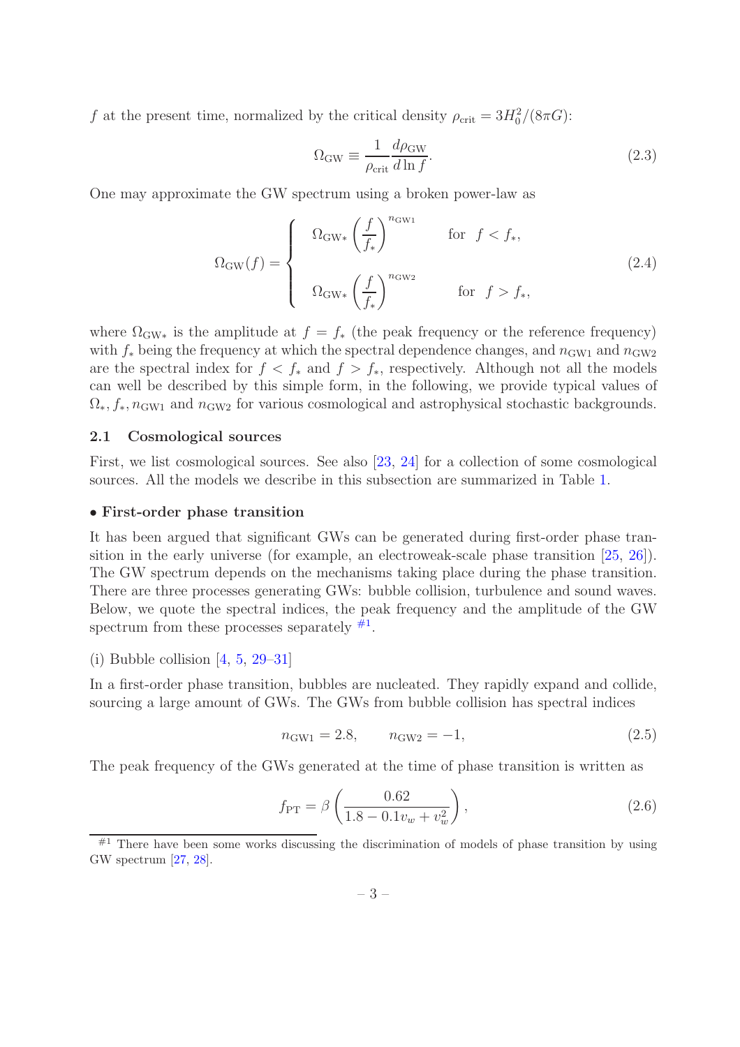$f$ at the present time, normalized by the critical density $\rho_{\rm crit} = 3H_0^2/(8\pi G)$:

$$\Omega_{\rm GW} \equiv \frac{1}{\rho_{\rm crit}} \frac{d\rho_{\rm GW}}{d\ln f}. \tag{2.3}$$

One may approximate the GW spectrum using a broken power-law as

$$\Omega_{\rm GW}(f) = \begin{cases} \Omega_{\rm GW*} \left(\dfrac{f}{f_*}\right)^{n_{\rm GW1}} & \text{for} \quad f < f_*, \\ \\ \Omega_{\rm GW*} \left(\dfrac{f}{f_*}\right)^{n_{\rm GW2}} & \text{for} \quad f > f_*, \end{cases} \tag{2.4}$$

where $\Omega_{\rm GW*}$ is the amplitude at $f = f_*$ (the peak frequency or the reference frequency) with $f_*$ being the frequency at which the spectral dependence changes, and $n_{\rm GW1}$ and $n_{\rm GW2}$ are the spectral index for $f < f_*$ and $f > f_*$, respectively. Although not all the models can well be described by this simple form, in the following, we provide typical values of $\Omega_*, f_*, n_{\rm GW1}$ and $n_{\rm GW2}$ for various cosmological and astrophysical stochastic backgrounds.

## 2.1 Cosmological sources

First, we list cosmological sources. See also [23, 24] for a collection of some cosmological sources. All the models we describe in this subsection are summarized in Table 1.

### • First-order phase transition

It has been argued that significant GWs can be generated during first-order phase transition in the early universe (for example, an electroweak-scale phase transition [25, 26]). The GW spectrum depends on the mechanisms taking place during the phase transition. There are three processes generating GWs: bubble collision, turbulence and sound waves. Below, we quote the spectral indices, the peak frequency and the amplitude of the GW spectrum from these processes separately [#1].

(i) Bubble collision [4, 5, 29–31]

In a first-order phase transition, bubbles are nucleated. They rapidly expand and collide, sourcing a large amount of GWs. The GWs from bubble collision has spectral indices

$$n_{\rm GW1} = 2.8, \qquad n_{\rm GW2} = -1, \tag{2.5}$$

The peak frequency of the GWs generated at the time of phase transition is written as

$$f_{\rm PT} = \beta \left( \frac{0.62}{1.8 - 0.1 v_w + v_w^2} \right), \tag{2.6}$$

[#1] There have been some works discussing the discrimination of models of phase transition by using GW spectrum [27, 28].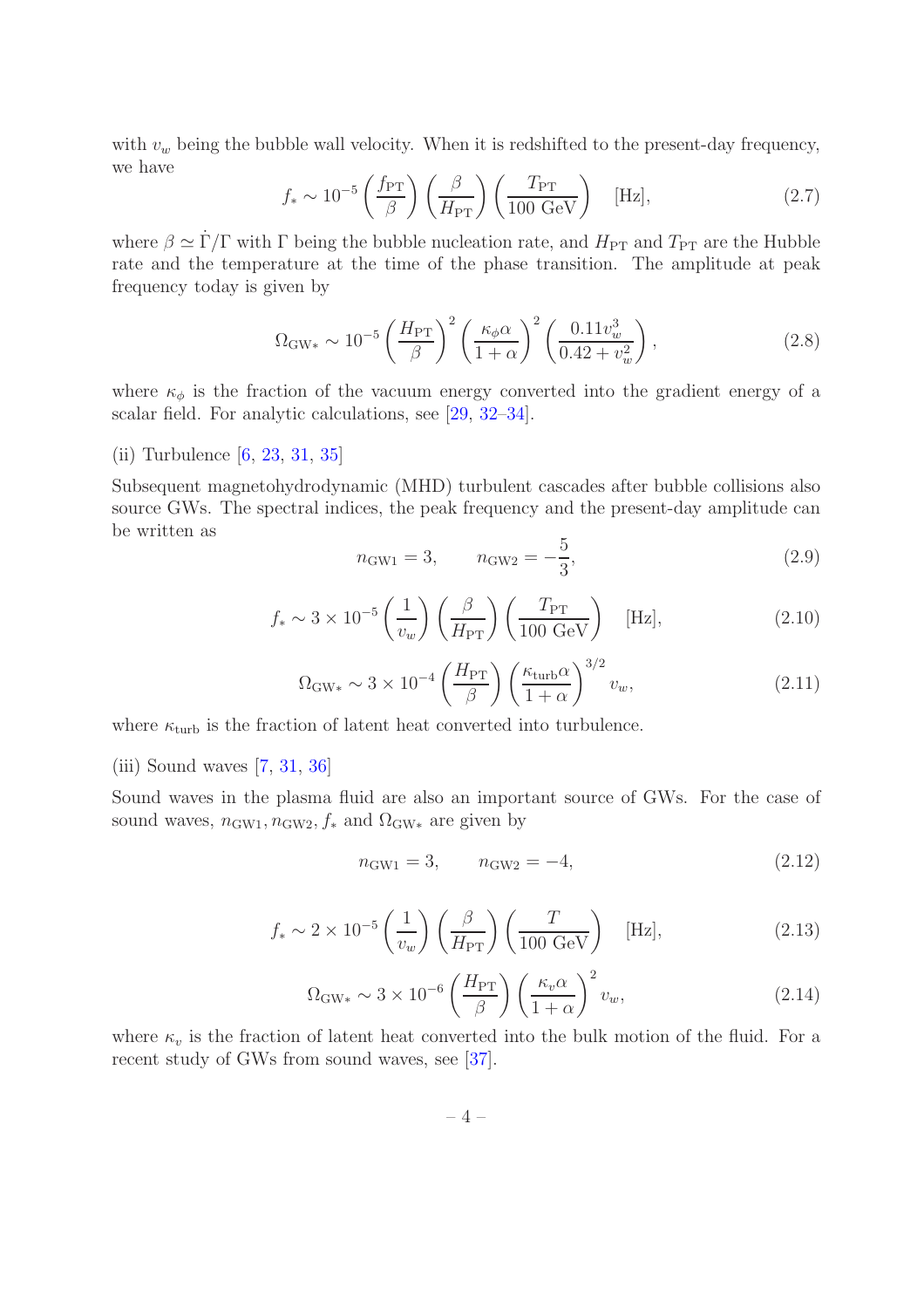with $v_w$ being the bubble wall velocity. When it is redshifted to the present-day frequency, we have

$$f_* \sim 10^{-5} \left(\frac{f_{\rm PT}}{\beta}\right) \left(\frac{\beta}{H_{\rm PT}}\right) \left(\frac{T_{\rm PT}}{100 \text{ GeV}}\right) \quad [\text{Hz}], \tag{2.7}$$

where $\beta \simeq \dot{\Gamma}/\Gamma$ with $\Gamma$ being the bubble nucleation rate, and $H_{\rm PT}$ and $T_{\rm PT}$ are the Hubble rate and the temperature at the time of the phase transition. The amplitude at peak frequency today is given by

$$\Omega_{\rm GW*} \sim 10^{-5} \left(\frac{H_{\rm PT}}{\beta}\right)^2 \left(\frac{\kappa_\phi \alpha}{1+\alpha}\right)^2 \left(\frac{0.11 v_w^3}{0.42 + v_w^2}\right), \tag{2.8}$$

where $\kappa_\phi$ is the fraction of the vacuum energy converted into the gradient energy of a scalar field. For analytic calculations, see [29, 32–34].

(ii) Turbulence [6, 23, 31, 35]

Subsequent magnetohydrodynamic (MHD) turbulent cascades after bubble collisions also source GWs. The spectral indices, the peak frequency and the present-day amplitude can be written as

$$n_{\rm GW1} = 3, \qquad n_{\rm GW2} = -\frac{5}{3}, \tag{2.9}$$

$$f_* \sim 3 \times 10^{-5} \left(\frac{1}{v_w}\right) \left(\frac{\beta}{H_{\rm PT}}\right) \left(\frac{T_{\rm PT}}{100 \text{ GeV}}\right) \quad [\text{Hz}], \tag{2.10}$$

$$\Omega_{\rm GW*} \sim 3 \times 10^{-4} \left(\frac{H_{\rm PT}}{\beta}\right) \left(\frac{\kappa_{\rm turb} \alpha}{1+\alpha}\right)^{3/2} v_w, \tag{2.11}$$

where $\kappa_{\rm turb}$ is the fraction of latent heat converted into turbulence.

(iii) Sound waves [7, 31, 36]

Sound waves in the plasma fluid are also an important source of GWs. For the case of sound waves, $n_{\rm GW1}, n_{\rm GW2}, f_*$ and $\Omega_{\rm GW*}$ are given by

$$n_{\rm GW1} = 3, \qquad n_{\rm GW2} = -4, \tag{2.12}$$

$$f_* \sim 2 \times 10^{-5} \left(\frac{1}{v_w}\right) \left(\frac{\beta}{H_{\rm PT}}\right) \left(\frac{T}{100 \text{ GeV}}\right) \quad [\text{Hz}], \tag{2.13}$$

$$\Omega_{\rm GW*} \sim 3 \times 10^{-6} \left(\frac{H_{\rm PT}}{\beta}\right) \left(\frac{\kappa_v \alpha}{1+\alpha}\right)^2 v_w, \tag{2.14}$$

where $\kappa_v$ is the fraction of latent heat converted into the bulk motion of the fluid. For a recent study of GWs from sound waves, see [37].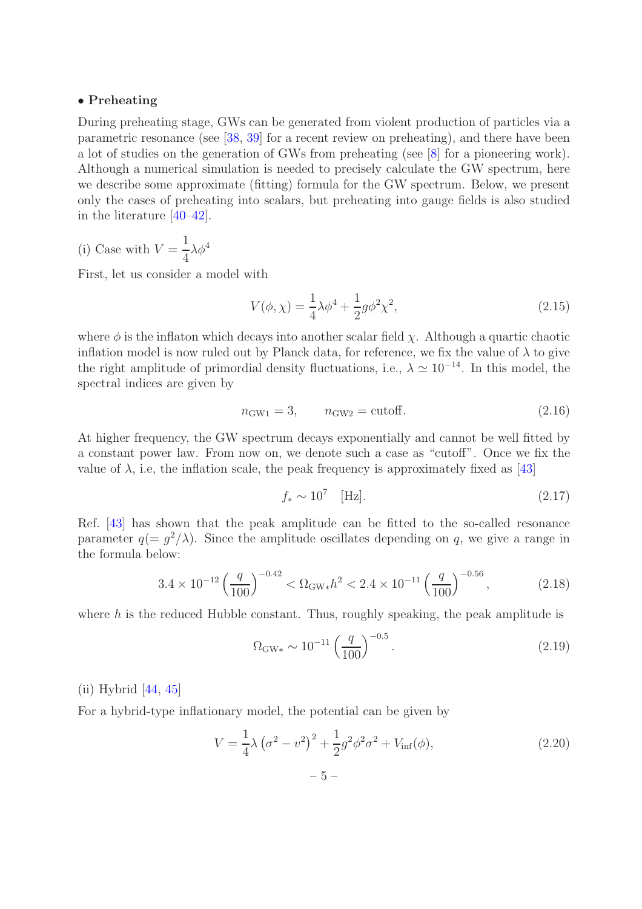**• Preheating**

During preheating stage, GWs can be generated from violent production of particles via a parametric resonance (see [38, 39] for a recent review on preheating), and there have been a lot of studies on the generation of GWs from preheating (see [8] for a pioneering work). Although a numerical simulation is needed to precisely calculate the GW spectrum, here we describe some approximate (fitting) formula for the GW spectrum. Below, we present only the cases of preheating into scalars, but preheating into gauge fields is also studied in the literature [40–42].

(i) Case with $V = \frac{1}{4}\lambda\phi^4$

First, let us consider a model with

$$V(\phi, \chi) = \frac{1}{4}\lambda\phi^4 + \frac{1}{2}g\phi^2\chi^2, \tag{2.15}$$

where $\phi$ is the inflaton which decays into another scalar field $\chi$. Although a quartic chaotic inflation model is now ruled out by Planck data, for reference, we fix the value of $\lambda$ to give the right amplitude of primordial density fluctuations, i.e., $\lambda \simeq 10^{-14}$. In this model, the spectral indices are given by

$$n_{\rm GW1} = 3, \qquad n_{\rm GW2} = \text{cutoff}. \tag{2.16}$$

At higher frequency, the GW spectrum decays exponentially and cannot be well fitted by a constant power law. From now on, we denote such a case as "cutoff". Once we fix the value of $\lambda$, i.e, the inflation scale, the peak frequency is approximately fixed as [43]

$$f_* \sim 10^7 \quad [\text{Hz}]. \tag{2.17}$$

Ref. [43] has shown that the peak amplitude can be fitted to the so-called resonance parameter $q(= g^2/\lambda)$. Since the amplitude oscillates depending on $q$, we give a range in the formula below:

$$3.4 \times 10^{-12} \left(\frac{q}{100}\right)^{-0.42} < \Omega_{\rm GW*}h^2 < 2.4 \times 10^{-11} \left(\frac{q}{100}\right)^{-0.56}, \tag{2.18}$$

where $h$ is the reduced Hubble constant. Thus, roughly speaking, the peak amplitude is

$$\Omega_{\rm GW*} \sim 10^{-11} \left(\frac{q}{100}\right)^{-0.5}. \tag{2.19}$$

(ii) Hybrid [44, 45]

For a hybrid-type inflationary model, the potential can be given by

$$V = \frac{1}{4}\lambda\left(\sigma^2 - v^2\right)^2 + \frac{1}{2}g^2\phi^2\sigma^2 + V_{\rm inf}(\phi), \tag{2.20}$$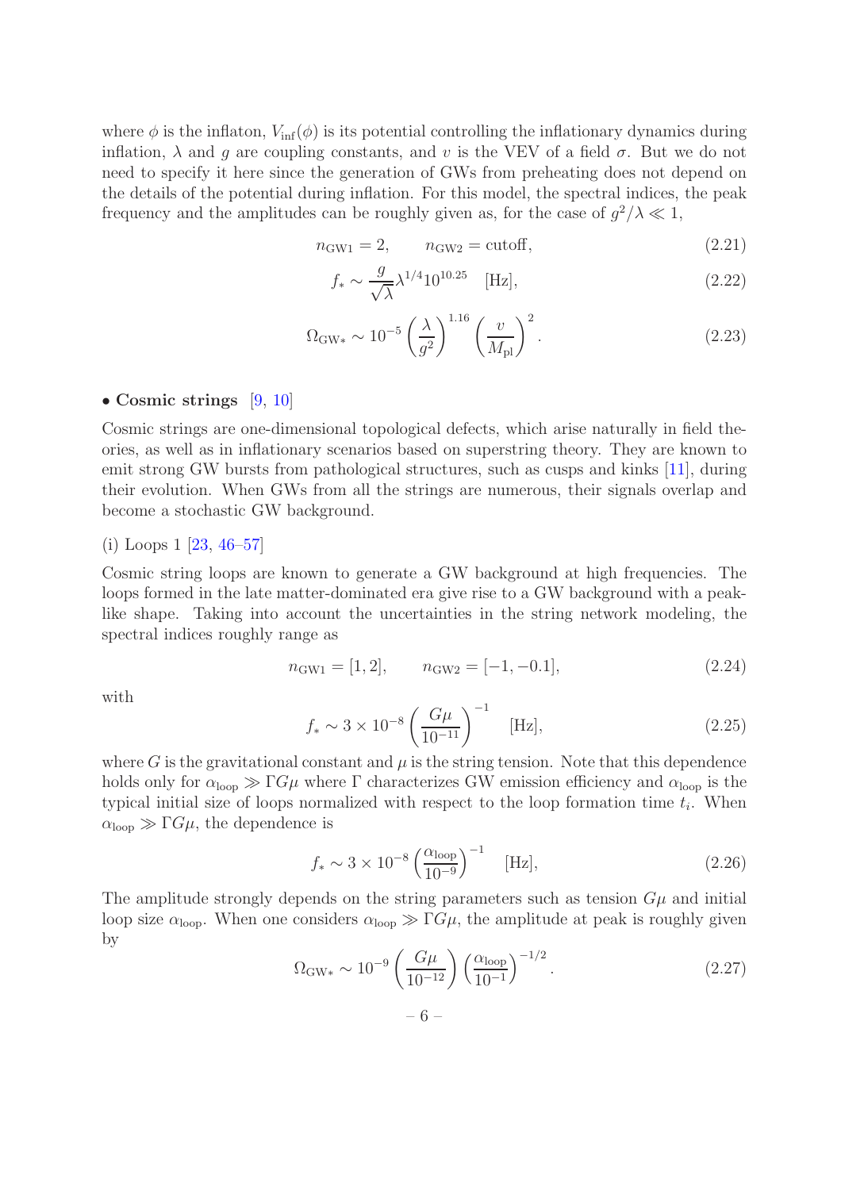where $\phi$ is the inflaton, $V_{\rm inf}(\phi)$ is its potential controlling the inflationary dynamics during inflation, $\lambda$ and $g$ are coupling constants, and $v$ is the VEV of a field $\sigma$. But we do not need to specify it here since the generation of GWs from preheating does not depend on the details of the potential during inflation. For this model, the spectral indices, the peak frequency and the amplitudes can be roughly given as, for the case of $g^2/\lambda \ll 1$,

$$n_{\rm GW1} = 2, \qquad n_{\rm GW2} = \text{cutoff}, \tag{2.21}$$

$$f_* \sim \frac{g}{\sqrt{\lambda}} \lambda^{1/4} 10^{10.25} \quad [\text{Hz}], \tag{2.22}$$

$$\Omega_{\rm GW*} \sim 10^{-5} \left(\frac{\lambda}{g^2}\right)^{1.16} \left(\frac{v}{M_{\rm pl}}\right)^2 . \tag{2.23}$$

**• Cosmic strings** [9, 10]

Cosmic strings are one-dimensional topological defects, which arise naturally in field theories, as well as in inflationary scenarios based on superstring theory. They are known to emit strong GW bursts from pathological structures, such as cusps and kinks [11], during their evolution. When GWs from all the strings are numerous, their signals overlap and become a stochastic GW background.

(i) Loops 1 [23, 46–57]

Cosmic string loops are known to generate a GW background at high frequencies. The loops formed in the late matter-dominated era give rise to a GW background with a peak-like shape. Taking into account the uncertainties in the string network modeling, the spectral indices roughly range as

$$n_{\rm GW1} = [1, 2], \qquad n_{\rm GW2} = [-1, -0.1], \tag{2.24}$$

with

$$f_* \sim 3 \times 10^{-8} \left(\frac{G\mu}{10^{-11}}\right)^{-1} \quad [\text{Hz}], \tag{2.25}$$

where $G$ is the gravitational constant and $\mu$ is the string tension. Note that this dependence holds only for $\alpha_{\rm loop} \gg \Gamma G\mu$ where $\Gamma$ characterizes GW emission efficiency and $\alpha_{\rm loop}$ is the typical initial size of loops normalized with respect to the loop formation time $t_i$. When $\alpha_{\rm loop} \gg \Gamma G\mu$, the dependence is

$$f_* \sim 3 \times 10^{-8} \left(\frac{\alpha_{\rm loop}}{10^{-9}}\right)^{-1} \quad [\text{Hz}], \tag{2.26}$$

The amplitude strongly depends on the string parameters such as tension $G\mu$ and initial loop size $\alpha_{\rm loop}$. When one considers $\alpha_{\rm loop} \gg \Gamma G\mu$, the amplitude at peak is roughly given by

$$\Omega_{\rm GW*} \sim 10^{-9} \left(\frac{G\mu}{10^{-12}}\right) \left(\frac{\alpha_{\rm loop}}{10^{-1}}\right)^{-1/2} . \tag{2.27}$$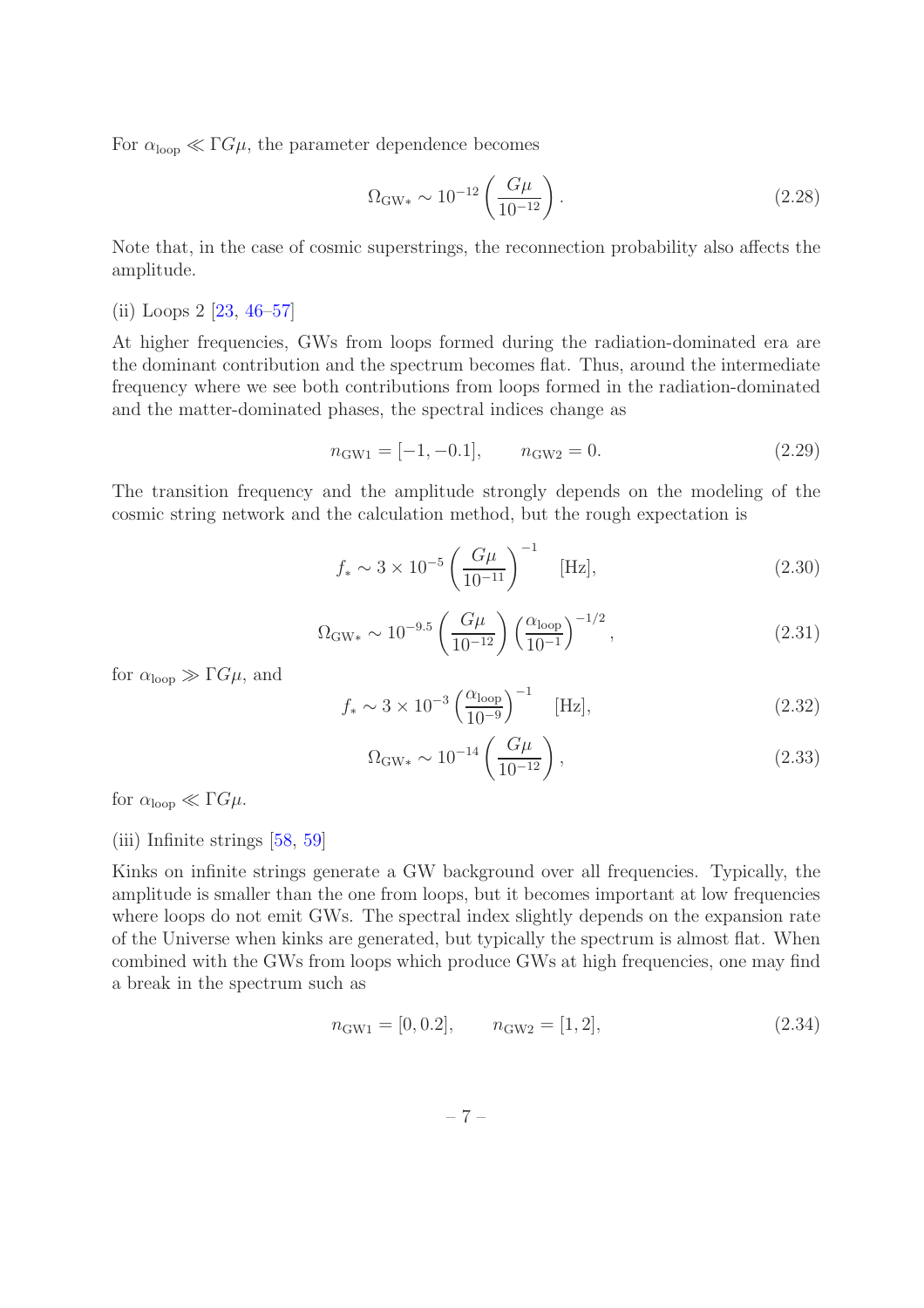For $\alpha_{\rm loop} \ll \Gamma G\mu$, the parameter dependence becomes

$$\Omega_{\rm GW*} \sim 10^{-12} \left( \frac{G\mu}{10^{-12}} \right). \tag{2.28}$$

Note that, in the case of cosmic superstrings, the reconnection probability also affects the amplitude.

(ii) Loops 2 [23, 46–57]

At higher frequencies, GWs from loops formed during the radiation-dominated era are the dominant contribution and the spectrum becomes flat. Thus, around the intermediate frequency where we see both contributions from loops formed in the radiation-dominated and the matter-dominated phases, the spectral indices change as

$$n_{\rm GW1} = [-1, -0.1], \qquad n_{\rm GW2} = 0. \tag{2.29}$$

The transition frequency and the amplitude strongly depends on the modeling of the cosmic string network and the calculation method, but the rough expectation is

$$f_* \sim 3 \times 10^{-5} \left( \frac{G\mu}{10^{-11}} \right)^{-1} \quad [\text{Hz}], \tag{2.30}$$

$$\Omega_{\rm GW*} \sim 10^{-9.5} \left( \frac{G\mu}{10^{-12}} \right) \left( \frac{\alpha_{\rm loop}}{10^{-1}} \right)^{-1/2}, \tag{2.31}$$

for $\alpha_{\rm loop} \gg \Gamma G\mu$, and

$$f_* \sim 3 \times 10^{-3} \left( \frac{\alpha_{\rm loop}}{10^{-9}} \right)^{-1} \quad [\text{Hz}], \tag{2.32}$$

$$\Omega_{\rm GW*} \sim 10^{-14} \left( \frac{G\mu}{10^{-12}} \right), \tag{2.33}$$

for $\alpha_{\rm loop} \ll \Gamma G\mu$.

(iii) Infinite strings [58, 59]

Kinks on infinite strings generate a GW background over all frequencies. Typically, the amplitude is smaller than the one from loops, but it becomes important at low frequencies where loops do not emit GWs. The spectral index slightly depends on the expansion rate of the Universe when kinks are generated, but typically the spectrum is almost flat. When combined with the GWs from loops which produce GWs at high frequencies, one may find a break in the spectrum such as

$$n_{\rm GW1} = [0, 0.2], \qquad n_{\rm GW2} = [1, 2], \tag{2.34}$$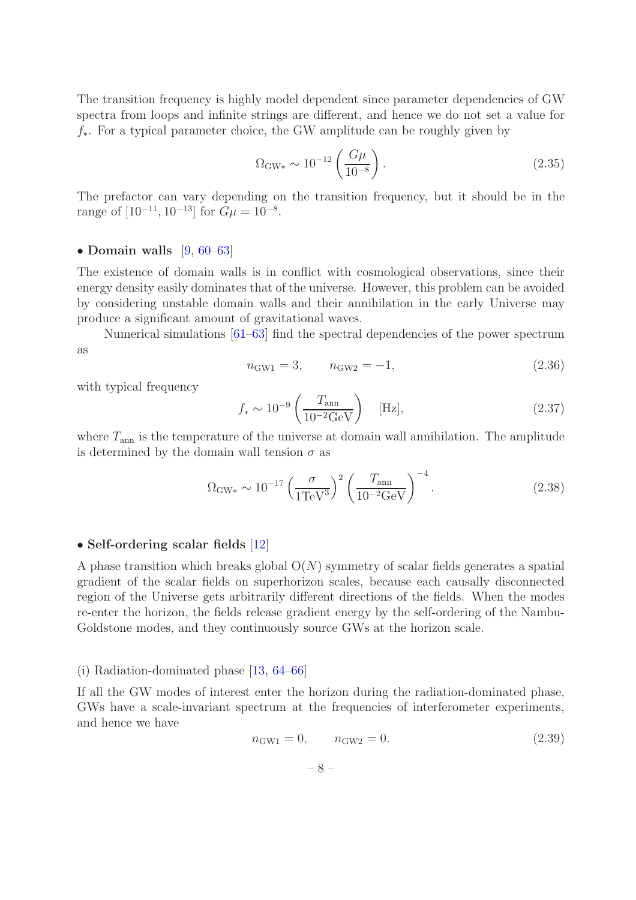The transition frequency is highly model dependent since parameter dependencies of GW spectra from loops and infinite strings are different, and hence we do not set a value for $f_*$. For a typical parameter choice, the GW amplitude can be roughly given by

$$\Omega_{\rm GW*} \sim 10^{-12} \left( \frac{G\mu}{10^{-8}} \right). \tag{2.35}$$

The prefactor can vary depending on the transition frequency, but it should be in the range of $[10^{-11}, 10^{-13}]$ for $G\mu = 10^{-8}$.

**• Domain walls** [9, 60–63]

The existence of domain walls is in conflict with cosmological observations, since their energy density easily dominates that of the universe. However, this problem can be avoided by considering unstable domain walls and their annihilation in the early Universe may produce a significant amount of gravitational waves.

Numerical simulations [61–63] find the spectral dependencies of the power spectrum as

$$n_{\rm GW1} = 3, \qquad n_{\rm GW2} = -1, \tag{2.36}$$

with typical frequency

$$f_* \sim 10^{-9} \left( \frac{T_{\rm ann}}{10^{-2}{\rm GeV}} \right) \quad [{\rm Hz}], \tag{2.37}$$

where $T_{\rm ann}$ is the temperature of the universe at domain wall annihilation. The amplitude is determined by the domain wall tension $\sigma$ as

$$\Omega_{\rm GW*} \sim 10^{-17} \left( \frac{\sigma}{1{\rm TeV}^3} \right)^2 \left( \frac{T_{\rm ann}}{10^{-2}{\rm GeV}} \right)^{-4}. \tag{2.38}$$

**• Self-ordering scalar fields** [12]

A phase transition which breaks global $\mathrm{O}(N)$ symmetry of scalar fields generates a spatial gradient of the scalar fields on superhorizon scales, because each causally disconnected region of the Universe gets arbitrarily different directions of the fields. When the modes re-enter the horizon, the fields release gradient energy by the self-ordering of the Nambu-Goldstone modes, and they continuously source GWs at the horizon scale.

(i) Radiation-dominated phase [13, 64–66]

If all the GW modes of interest enter the horizon during the radiation-dominated phase, GWs have a scale-invariant spectrum at the frequencies of interferometer experiments, and hence we have

$$n_{\rm GW1} = 0, \qquad n_{\rm GW2} = 0. \tag{2.39}$$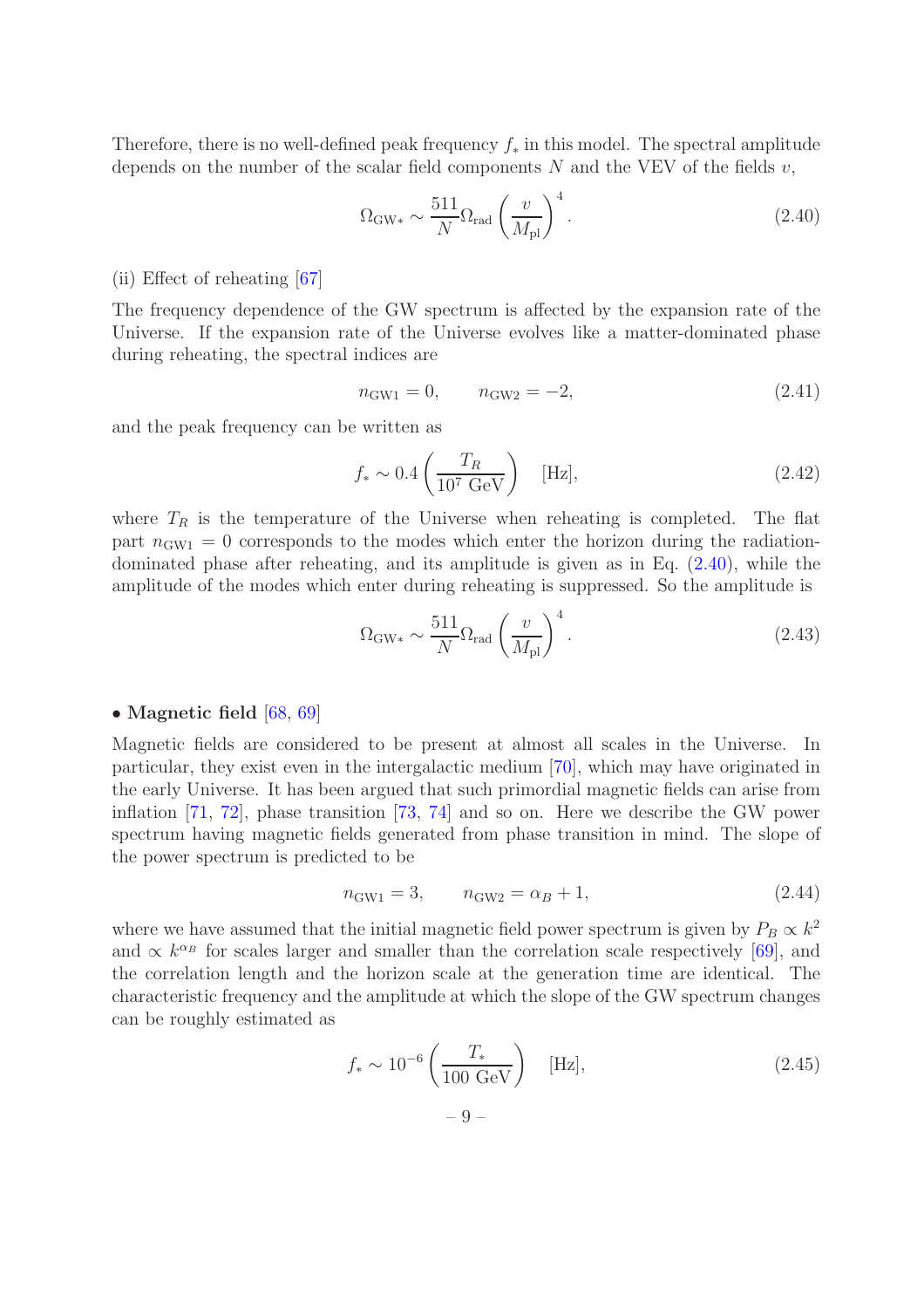Therefore, there is no well-defined peak frequency $f_*$ in this model. The spectral amplitude depends on the number of the scalar field components $N$ and the VEV of the fields $v$,

$$\Omega_{\rm GW*} \sim \frac{511}{N}\Omega_{\rm rad}\left(\frac{v}{M_{\rm pl}}\right)^4. \tag{2.40}$$

(ii) Effect of reheating [67]

The frequency dependence of the GW spectrum is affected by the expansion rate of the Universe. If the expansion rate of the Universe evolves like a matter-dominated phase during reheating, the spectral indices are

$$n_{\rm GW1} = 0, \qquad n_{\rm GW2} = -2, \tag{2.41}$$

and the peak frequency can be written as

$$f_* \sim 0.4\left(\frac{T_R}{10^7\ {\rm GeV}}\right) \quad [{\rm Hz}], \tag{2.42}$$

where $T_R$ is the temperature of the Universe when reheating is completed. The flat part $n_{\rm GW1} = 0$ corresponds to the modes which enter the horizon during the radiation-dominated phase after reheating, and its amplitude is given as in Eq. (2.40), while the amplitude of the modes which enter during reheating is suppressed. So the amplitude is

$$\Omega_{\rm GW*} \sim \frac{511}{N}\Omega_{\rm rad}\left(\frac{v}{M_{\rm pl}}\right)^4. \tag{2.43}$$

• **Magnetic field** [68, 69]

Magnetic fields are considered to be present at almost all scales in the Universe. In particular, they exist even in the intergalactic medium [70], which may have originated in the early Universe. It has been argued that such primordial magnetic fields can arise from inflation [71, 72], phase transition [73, 74] and so on. Here we describe the GW power spectrum having magnetic fields generated from phase transition in mind. The slope of the power spectrum is predicted to be

$$n_{\rm GW1} = 3, \qquad n_{\rm GW2} = \alpha_B + 1, \tag{2.44}$$

where we have assumed that the initial magnetic field power spectrum is given by $P_B \propto k^2$ and $\propto k^{\alpha_B}$ for scales larger and smaller than the correlation scale respectively [69], and the correlation length and the horizon scale at the generation time are identical. The characteristic frequency and the amplitude at which the slope of the GW spectrum changes can be roughly estimated as

$$f_* \sim 10^{-6}\left(\frac{T_*}{100\ {\rm GeV}}\right) \quad [{\rm Hz}], \tag{2.45}$$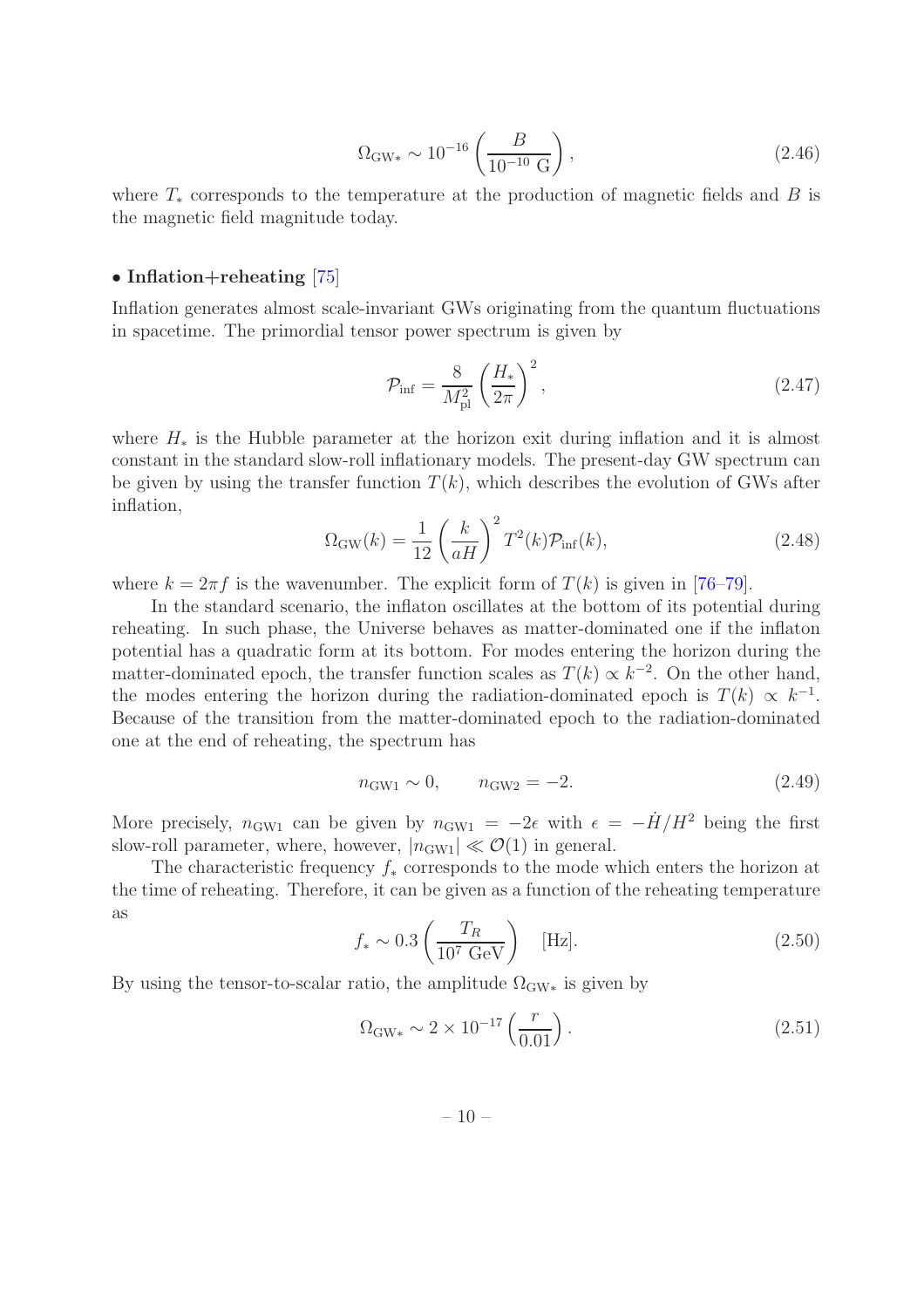$$\Omega_{\rm GW*} \sim 10^{-16} \left( \frac{B}{10^{-10}\ {\rm G}} \right), \tag{2.46}$$

where $T_*$ corresponds to the temperature at the production of magnetic fields and $B$ is the magnetic field magnitude today.

**• Inflation+reheating** [75]

Inflation generates almost scale-invariant GWs originating from the quantum fluctuations in spacetime. The primordial tensor power spectrum is given by

$$\mathcal{P}_{\rm inf} = \frac{8}{M_{\rm pl}^2} \left( \frac{H_*}{2\pi} \right)^2, \tag{2.47}$$

where $H_*$ is the Hubble parameter at the horizon exit during inflation and it is almost constant in the standard slow-roll inflationary models. The present-day GW spectrum can be given by using the transfer function $T(k)$, which describes the evolution of GWs after inflation,

$$\Omega_{\rm GW}(k) = \frac{1}{12} \left( \frac{k}{aH} \right)^2 T^2(k) \mathcal{P}_{\rm inf}(k), \tag{2.48}$$

where $k = 2\pi f$ is the wavenumber. The explicit form of $T(k)$ is given in [76–79].

In the standard scenario, the inflaton oscillates at the bottom of its potential during reheating. In such phase, the Universe behaves as matter-dominated one if the inflaton potential has a quadratic form at its bottom. For modes entering the horizon during the matter-dominated epoch, the transfer function scales as $T(k) \propto k^{-2}$. On the other hand, the modes entering the horizon during the radiation-dominated epoch is $T(k) \propto k^{-1}$. Because of the transition from the matter-dominated epoch to the radiation-dominated one at the end of reheating, the spectrum has

$$n_{\rm GW1} \sim 0, \qquad n_{\rm GW2} = -2. \tag{2.49}$$

More precisely, $n_{\rm GW1}$ can be given by $n_{\rm GW1} = -2\epsilon$ with $\epsilon = -\dot{H}/H^2$ being the first slow-roll parameter, where, however, $|n_{\rm GW1}| \ll \mathcal{O}(1)$ in general.

The characteristic frequency $f_*$ corresponds to the mode which enters the horizon at the time of reheating. Therefore, it can be given as a function of the reheating temperature as

$$f_* \sim 0.3 \left( \frac{T_R}{10^7\ {\rm GeV}} \right) \quad [{\rm Hz}]. \tag{2.50}$$

By using the tensor-to-scalar ratio, the amplitude $\Omega_{\rm GW*}$ is given by

$$\Omega_{\rm GW*} \sim 2 \times 10^{-17} \left( \frac{r}{0.01} \right). \tag{2.51}$$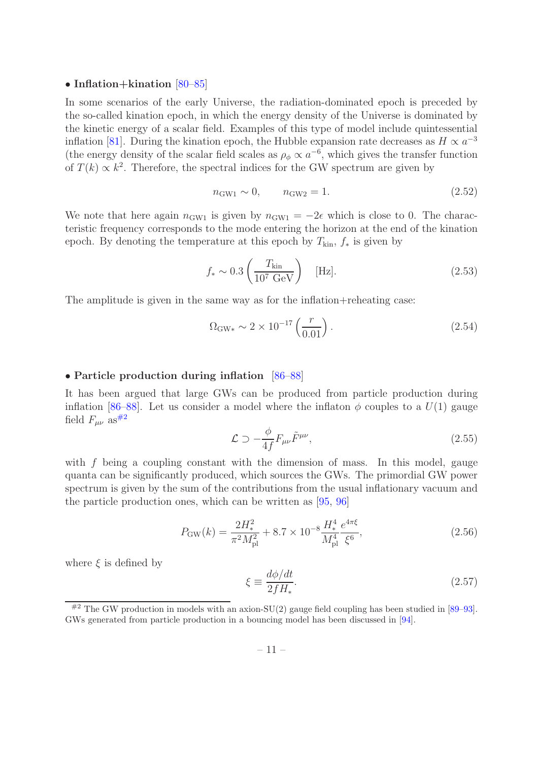**• Inflation+kination** [80–85]

In some scenarios of the early Universe, the radiation-dominated epoch is preceded by the so-called kination epoch, in which the energy density of the Universe is dominated by the kinetic energy of a scalar field. Examples of this type of model include quintessential inflation [81]. During the kination epoch, the Hubble expansion rate decreases as $H \propto a^{-3}$ (the energy density of the scalar field scales as $\rho_\phi \propto a^{-6}$, which gives the transfer function of $T(k) \propto k^2$. Therefore, the spectral indices for the GW spectrum are given by

$$n_{\rm GW1} \sim 0, \qquad n_{\rm GW2} = 1. \tag{2.52}$$

We note that here again $n_{\rm GW1}$ is given by $n_{\rm GW1} = -2\epsilon$ which is close to 0. The characteristic frequency corresponds to the mode entering the horizon at the end of the kination epoch. By denoting the temperature at this epoch by $T_{\rm kin}$, $f_*$ is given by

$$f_* \sim 0.3 \left( \frac{T_{\rm kin}}{10^7 \text{ GeV}} \right) \quad [\text{Hz}]. \tag{2.53}$$

The amplitude is given in the same way as for the inflation+reheating case:

$$\Omega_{\rm GW*} \sim 2 \times 10^{-17} \left( \frac{r}{0.01} \right). \tag{2.54}$$

**• Particle production during inflation** [86–88]

It has been argued that large GWs can be produced from particle production during inflation [86–88]. Let us consider a model where the inflaton $\phi$ couples to a $U(1)$ gauge field $F_{\mu\nu}$ as[#2]

$$\mathcal{L} \supset -\frac{\phi}{4f} F_{\mu\nu} \tilde{F}^{\mu\nu}, \tag{2.55}$$

with $f$ being a coupling constant with the dimension of mass. In this model, gauge quanta can be significantly produced, which sources the GWs. The primordial GW power spectrum is given by the sum of the contributions from the usual inflationary vacuum and the particle production ones, which can be written as [95, 96]

$$P_{\rm GW}(k) = \frac{2H_*^2}{\pi^2 M_{\rm pl}^2} + 8.7 \times 10^{-8} \frac{H_*^4}{M_{\rm pl}^4} \frac{e^{4\pi\xi}}{\xi^6}, \tag{2.56}$$

where $\xi$ is defined by

$$\xi \equiv \frac{d\phi/dt}{2fH_*}. \tag{2.57}$$

[#2] The GW production in models with an axion-SU(2) gauge field coupling has been studied in [89–93]. GWs generated from particle production in a bouncing model has been discussed in [94].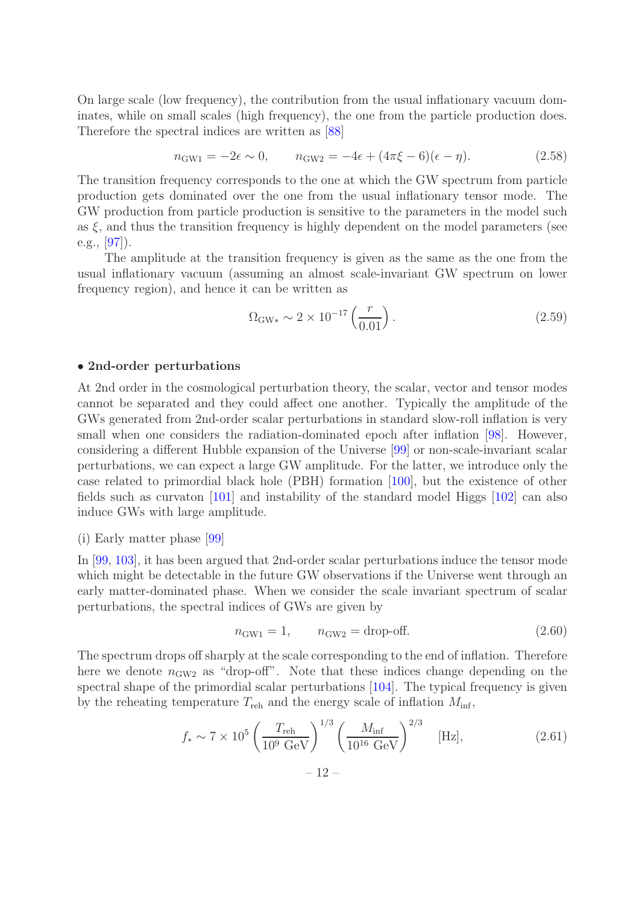On large scale (low frequency), the contribution from the usual inflationary vacuum dominates, while on small scales (high frequency), the one from the particle production does. Therefore the spectral indices are written as [88]

$$n_{\rm GW1} = -2\epsilon \sim 0, \qquad n_{\rm GW2} = -4\epsilon + (4\pi\xi - 6)(\epsilon - \eta). \tag{2.58}$$

The transition frequency corresponds to the one at which the GW spectrum from particle production gets dominated over the one from the usual inflationary tensor mode. The GW production from particle production is sensitive to the parameters in the model such as $\xi$, and thus the transition frequency is highly dependent on the model parameters (see e.g., [97]).

The amplitude at the transition frequency is given as the same as the one from the usual inflationary vacuum (assuming an almost scale-invariant GW spectrum on lower frequency region), and hence it can be written as

$$\Omega_{\rm GW*} \sim 2 \times 10^{-17} \left( \frac{r}{0.01} \right). \tag{2.59}$$

**• 2nd-order perturbations**

At 2nd order in the cosmological perturbation theory, the scalar, vector and tensor modes cannot be separated and they could affect one another. Typically the amplitude of the GWs generated from 2nd-order scalar perturbations in standard slow-roll inflation is very small when one considers the radiation-dominated epoch after inflation [98]. However, considering a different Hubble expansion of the Universe [99] or non-scale-invariant scalar perturbations, we can expect a large GW amplitude. For the latter, we introduce only the case related to primordial black hole (PBH) formation [100], but the existence of other fields such as curvaton [101] and instability of the standard model Higgs [102] can also induce GWs with large amplitude.

(i) Early matter phase [99]

In [99, 103], it has been argued that 2nd-order scalar perturbations induce the tensor mode which might be detectable in the future GW observations if the Universe went through an early matter-dominated phase. When we consider the scale invariant spectrum of scalar perturbations, the spectral indices of GWs are given by

$$n_{\rm GW1} = 1, \qquad n_{\rm GW2} = \text{drop-off}. \tag{2.60}$$

The spectrum drops off sharply at the scale corresponding to the end of inflation. Therefore here we denote $n_{\rm GW2}$ as "drop-off". Note that these indices change depending on the spectral shape of the primordial scalar perturbations [104]. The typical frequency is given by the reheating temperature $T_{\rm reh}$ and the energy scale of inflation $M_{\rm inf}$,

$$f_* \sim 7 \times 10^5 \left( \frac{T_{\rm reh}}{10^9\ {\rm GeV}} \right)^{1/3} \left( \frac{M_{\rm inf}}{10^{16}\ {\rm GeV}} \right)^{2/3} \quad [{\rm Hz}], \tag{2.61}$$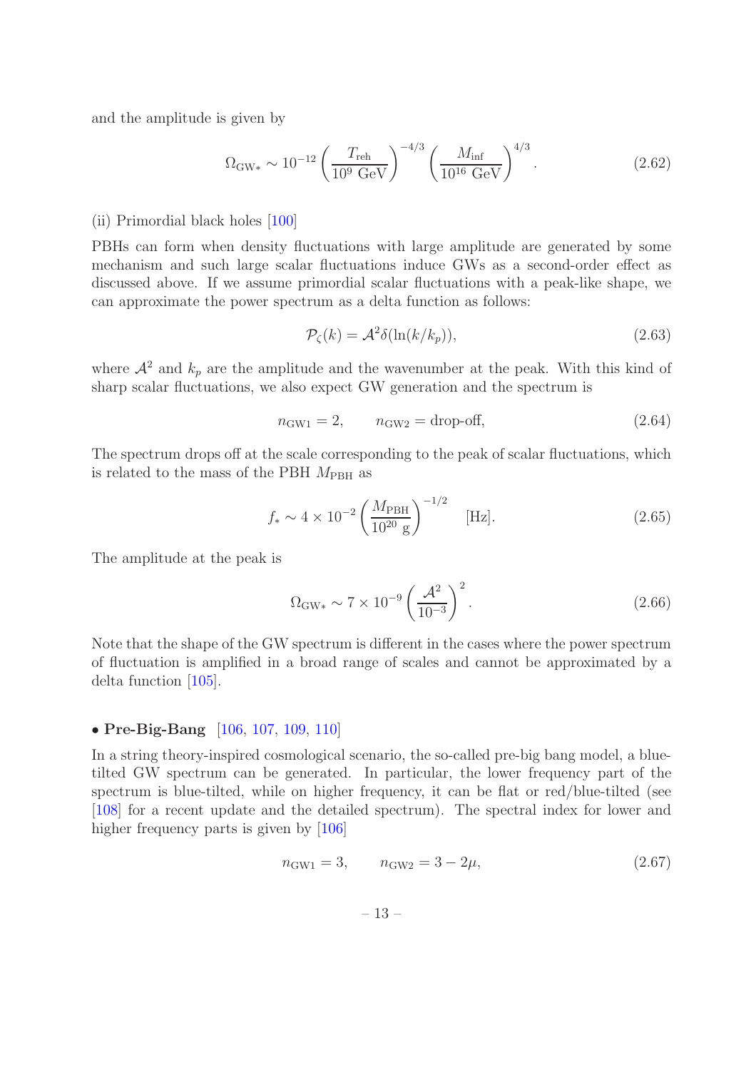and the amplitude is given by

$$\Omega_{\rm GW*} \sim 10^{-12} \left( \frac{T_{\rm reh}}{10^9 \text{ GeV}} \right)^{-4/3} \left( \frac{M_{\rm inf}}{10^{16} \text{ GeV}} \right)^{4/3}. \tag{2.62}$$

(ii) Primordial black holes [100]

PBHs can form when density fluctuations with large amplitude are generated by some mechanism and such large scalar fluctuations induce GWs as a second-order effect as discussed above. If we assume primordial scalar fluctuations with a peak-like shape, we can approximate the power spectrum as a delta function as follows:

$$\mathcal{P}_\zeta(k) = \mathcal{A}^2 \delta(\ln(k/k_p)), \tag{2.63}$$

where $\mathcal{A}^2$ and $k_p$ are the amplitude and the wavenumber at the peak. With this kind of sharp scalar fluctuations, we also expect GW generation and the spectrum is

$$n_{\rm GW1} = 2, \qquad n_{\rm GW2} = \text{drop-off}, \tag{2.64}$$

The spectrum drops off at the scale corresponding to the peak of scalar fluctuations, which is related to the mass of the PBH $M_{\rm PBH}$ as

$$f_* \sim 4 \times 10^{-2} \left( \frac{M_{\rm PBH}}{10^{20} \text{ g}} \right)^{-1/2} \quad [\text{Hz}]. \tag{2.65}$$

The amplitude at the peak is

$$\Omega_{\rm GW*} \sim 7 \times 10^{-9} \left( \frac{\mathcal{A}^2}{10^{-3}} \right)^2. \tag{2.66}$$

Note that the shape of the GW spectrum is different in the cases where the power spectrum of fluctuation is amplified in a broad range of scales and cannot be approximated by a delta function [105].

- **Pre-Big-Bang** [106, 107, 109, 110]

In a string theory-inspired cosmological scenario, the so-called pre-big bang model, a blue-tilted GW spectrum can be generated. In particular, the lower frequency part of the spectrum is blue-tilted, while on higher frequency, it can be flat or red/blue-tilted (see [108] for a recent update and the detailed spectrum). The spectral index for lower and higher frequency parts is given by [106]

$$n_{\rm GW1} = 3, \qquad n_{\rm GW2} = 3 - 2\mu, \tag{2.67}$$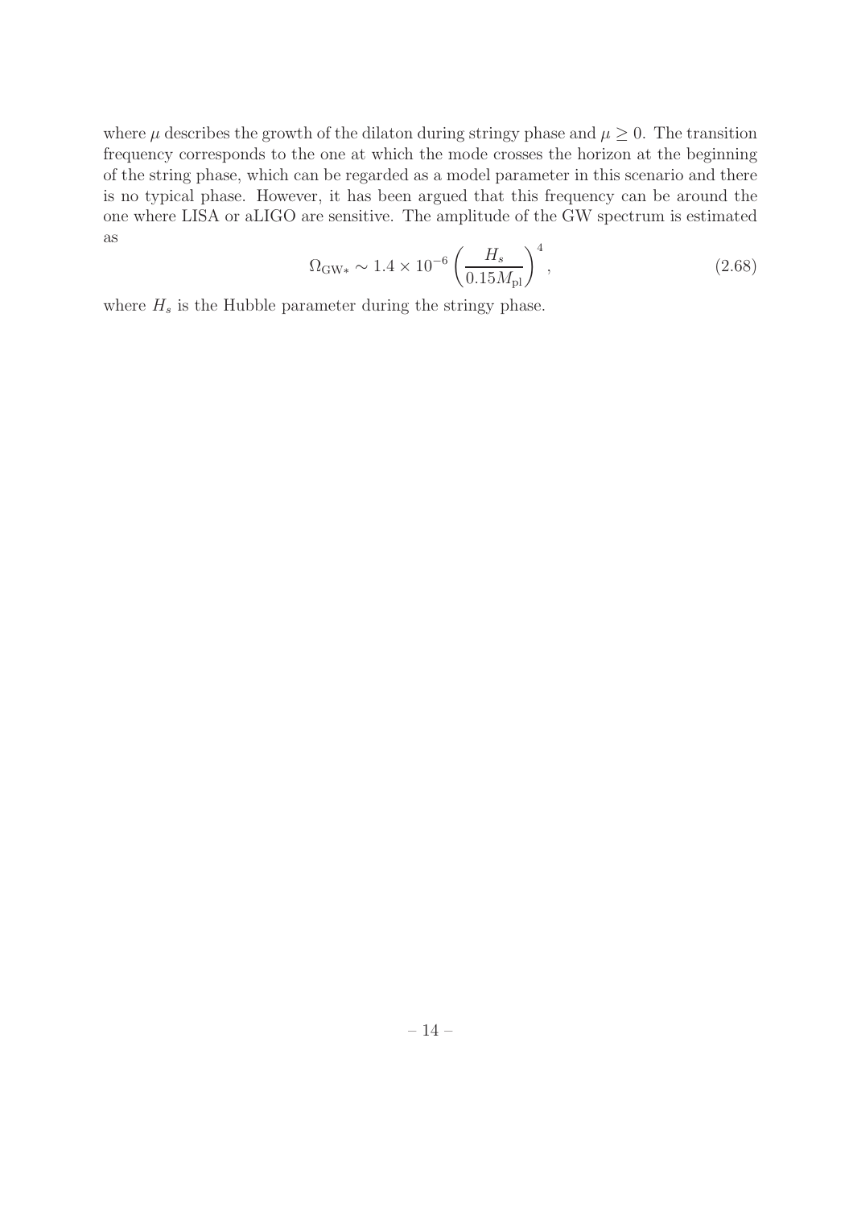where $\mu$ describes the growth of the dilaton during stringy phase and $\mu \geq 0$. The transition frequency corresponds to the one at which the mode crosses the horizon at the beginning of the string phase, which can be regarded as a model parameter in this scenario and there is no typical phase. However, it has been argued that this frequency can be around the one where LISA or aLIGO are sensitive. The amplitude of the GW spectrum is estimated as

$$\Omega_{\rm GW*} \sim 1.4 \times 10^{-6} \left( \frac{H_s}{0.15 M_{\rm pl}} \right)^4 , \tag{2.68}$$

where $H_s$ is the Hubble parameter during the stringy phase.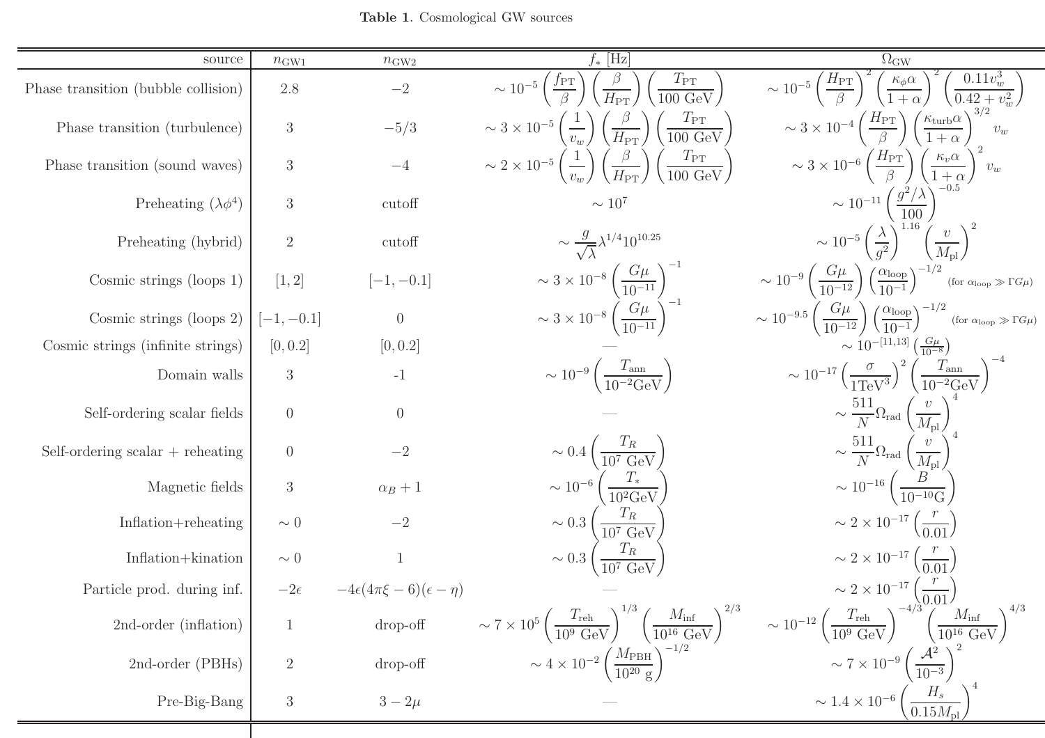**Table 1**. Cosmological GW sources

| source | $n_{\rm GW1}$ | $n_{\rm GW2}$ | $f_*$ [Hz] | $\Omega_{\rm GW}$ |
|---|---|---|---|---|
| Phase transition (bubble collision) | 2.8 | $-2$ | $\sim 10^{-5}\left(\frac{f_{\rm PT}}{\beta}\right)\left(\frac{\beta}{H_{\rm PT}}\right)\left(\frac{T_{\rm PT}}{100\ {\rm GeV}}\right)$ | $\sim 10^{-5}\left(\frac{H_{\rm PT}}{\beta}\right)^2\left(\frac{\kappa_\phi\alpha}{1+\alpha}\right)^2\left(\frac{0.11v_w^3}{0.42+v_w^2}\right)$ |
| Phase transition (turbulence) | 3 | $-5/3$ | $\sim 3\times10^{-5}\left(\frac{1}{v_w}\right)\left(\frac{\beta}{H_{\rm PT}}\right)\left(\frac{T_{\rm PT}}{100\ {\rm GeV}}\right)$ | $\sim 3\times10^{-4}\left(\frac{H_{\rm PT}}{\beta}\right)\left(\frac{\kappa_{\rm turb}\alpha}{1+\alpha}\right)^{3/2}v_w$ |
| Phase transition (sound waves) | 3 | $-4$ | $\sim 2\times10^{-5}\left(\frac{1}{v_w}\right)\left(\frac{\beta}{H_{\rm PT}}\right)\left(\frac{T_{\rm PT}}{100\ {\rm GeV}}\right)$ | $\sim 3\times10^{-6}\left(\frac{H_{\rm PT}}{\beta}\right)\left(\frac{\kappa_v\alpha}{1+\alpha}\right)^2 v_w$ |
| Preheating ($\lambda\phi^4$) | 3 | cutoff | $\sim 10^7$ | $\sim 10^{-11}\left(\frac{g^2/\lambda}{100}\right)^{-0.5}$ |
| Preheating (hybrid) | 2 | cutoff | $\sim \frac{g}{\sqrt{\lambda}}\lambda^{1/4}10^{10.25}$ | $\sim 10^{-5}\left(\frac{\lambda}{g^2}\right)^{1.16}\left(\frac{v}{M_{\rm pl}}\right)^2$ |
| Cosmic strings (loops 1) | $[1,2]$ | $[-1,-0.1]$ | $\sim 3\times10^{-8}\left(\frac{G\mu}{10^{-11}}\right)^{-1}$ | $\sim 10^{-9}\left(\frac{G\mu}{10^{-12}}\right)\left(\frac{\alpha_{\rm loop}}{10^{-1}}\right)^{-1/2}$ (for $\alpha_{\rm loop}\gg\Gamma G\mu$) |
| Cosmic strings (loops 2) | $[-1,-0.1]$ | 0 | $\sim 3\times10^{-8}\left(\frac{G\mu}{10^{-11}}\right)^{-1}$ | $\sim 10^{-9.5}\left(\frac{G\mu}{10^{-12}}\right)\left(\frac{\alpha_{\rm loop}}{10^{-1}}\right)^{-1/2}$ (for $\alpha_{\rm loop}\gg\Gamma G\mu$) |
| Cosmic strings (infinite strings) | $[0,0.2]$ | $[0,0.2]$ | — | $\sim 10^{-[11,13]}\left(\frac{G\mu}{10^{-8}}\right)$ |
| Domain walls | 3 | -1 | $\sim 10^{-9}\left(\frac{T_{\rm ann}}{10^{-2}{\rm GeV}}\right)$ | $\sim 10^{-17}\left(\frac{\sigma}{1{\rm TeV}^3}\right)^2\left(\frac{T_{\rm ann}}{10^{-2}{\rm GeV}}\right)^{-4}$ |
| Self-ordering scalar fields | 0 | 0 | — | $\sim \frac{511}{N}\Omega_{\rm rad}\left(\frac{v}{M_{\rm pl}}\right)^4$ |
| Self-ordering scalar + reheating | 0 | $-2$ | $\sim 0.4\left(\frac{T_R}{10^7\ {\rm GeV}}\right)$ | $\sim \frac{511}{N}\Omega_{\rm rad}\left(\frac{v}{M_{\rm pl}}\right)^4$ |
| Magnetic fields | 3 | $\alpha_B+1$ | $\sim 10^{-6}\left(\frac{T_*}{10^2{\rm GeV}}\right)$ | $\sim 10^{-16}\left(\frac{B}{10^{-10}{\rm G}}\right)$ |
| Inflation+reheating | $\sim 0$ | $-2$ | $\sim 0.3\left(\frac{T_R}{10^7\ {\rm GeV}}\right)$ | $\sim 2\times10^{-17}\left(\frac{r}{0.01}\right)$ |
| Inflation+kination | $\sim 0$ | 1 | $\sim 0.3\left(\frac{T_R}{10^7\ {\rm GeV}}\right)$ | $\sim 2\times10^{-17}\left(\frac{r}{0.01}\right)$ |
| Particle prod. during inf. | $-2\epsilon$ | $-4\epsilon(4\pi\xi-6)(\epsilon-\eta)$ | — | $\sim 2\times10^{-17}\left(\frac{r}{0.01}\right)$ |
| 2nd-order (inflation) | 1 | drop-off | $\sim 7\times10^5\left(\frac{T_{\rm reh}}{10^9\ {\rm GeV}}\right)^{1/3}\left(\frac{M_{\rm inf}}{10^{16}\ {\rm GeV}}\right)^{2/3}$ | $\sim 10^{-12}\left(\frac{T_{\rm reh}}{10^9\ {\rm GeV}}\right)^{-4/3}\left(\frac{M_{\rm inf}}{10^{16}\ {\rm GeV}}\right)^{4/3}$ |
| 2nd-order (PBHs) | 2 | drop-off | $\sim 4\times10^{-2}\left(\frac{M_{\rm PBH}}{10^{20}\ {\rm g}}\right)^{-1/2}$ | $\sim 7\times10^{-9}\left(\frac{\mathcal{A}^2}{10^{-3}}\right)^2$ |
| Pre-Big-Bang | 3 | $3-2\mu$ | — | $\sim 1.4\times10^{-6}\left(\frac{H_s}{0.15M_{\rm pl}}\right)^4$ |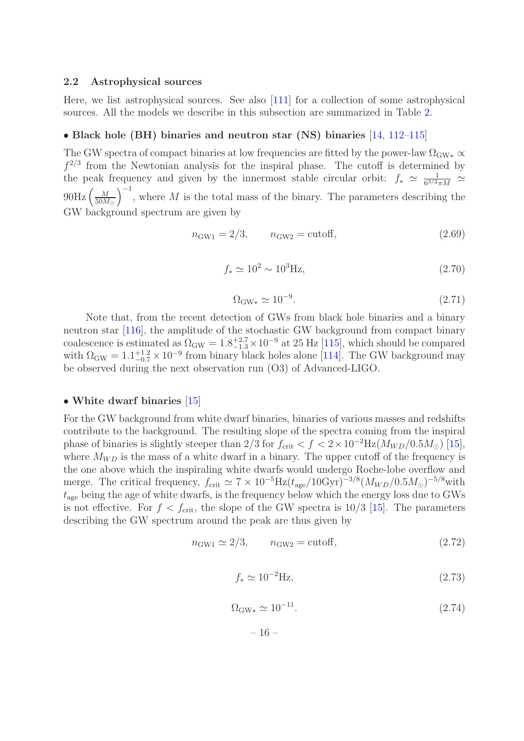### 2.2 Astrophysical sources

Here, we list astrophysical sources. See also [111] for a collection of some astrophysical sources. All the models we describe in this subsection are summarized in Table 2.

**• Black hole (BH) binaries and neutron star (NS) binaries** [14, 112–115]

The GW spectra of compact binaries at low frequencies are fitted by the power-law $\Omega_{\rm GW*} \propto f^{2/3}$ from the Newtonian analysis for the inspiral phase. The cutoff is determined by the peak frequency and given by the innermost stable circular orbit: $f_* \simeq \frac{1}{6^{3/2}\pi M} \simeq 90{\rm Hz}\left(\frac{M}{50M_\odot}\right)^{-1}$, where $M$ is the total mass of the binary. The parameters describing the GW background spectrum are given by

$$n_{\rm GW1} = 2/3, \qquad n_{\rm GW2} = {\rm cutoff}, \tag{2.69}$$

$$f_* \simeq 10^2 \sim 10^3{\rm Hz}, \tag{2.70}$$

$$\Omega_{\rm GW*} \simeq 10^{-9}. \tag{2.71}$$

Note that, from the recent detection of GWs from black hole binaries and a binary neutron star [116], the amplitude of the stochastic GW background from compact binary coalescence is estimated as $\Omega_{\rm GW} = 1.8^{+2.7}_{-1.3} \times 10^{-9}$ at 25 Hz [115], which should be compared with $\Omega_{\rm GW} = 1.1^{+1.2}_{-0.7} \times 10^{-9}$ from binary black holes alone [114]. The GW background may be observed during the next observation run (O3) of Advanced-LIGO.

**• White dwarf binaries** [15]

For the GW background from white dwarf binaries, binaries of various masses and redshifts contribute to the background. The resulting slope of the spectra coming from the inspiral phase of binaries is slightly steeper than 2/3 for $f_{\rm crit} < f < 2\times10^{-2}{\rm Hz}(M_{WD}/0.5M_\odot)$ [15], where $M_{WD}$ is the mass of a white dwarf in a binary. The upper cutoff of the frequency is the one above which the inspiraling white dwarfs would undergo Roche-lobe overflow and merge. The critical frequency, $f_{\rm crit} \simeq 7\times10^{-5}{\rm Hz}(t_{\rm age}/10{\rm Gyr})^{-3/8}(M_{WD}/0.5M_\odot)^{-5/8}$with $t_{\rm age}$ being the age of white dwarfs, is the frequency below which the energy loss due to GWs is not effective. For $f < f_{\rm crit}$, the slope of the GW spectra is 10/3 [15]. The parameters describing the GW spectrum around the peak are thus given by

$$n_{\rm GW1} \simeq 2/3, \qquad n_{\rm GW2} = {\rm cutoff}, \tag{2.72}$$

$$f_* \simeq 10^{-2}{\rm Hz}, \tag{2.73}$$

$$\Omega_{\rm GW*} \simeq 10^{-11}. \tag{2.74}$$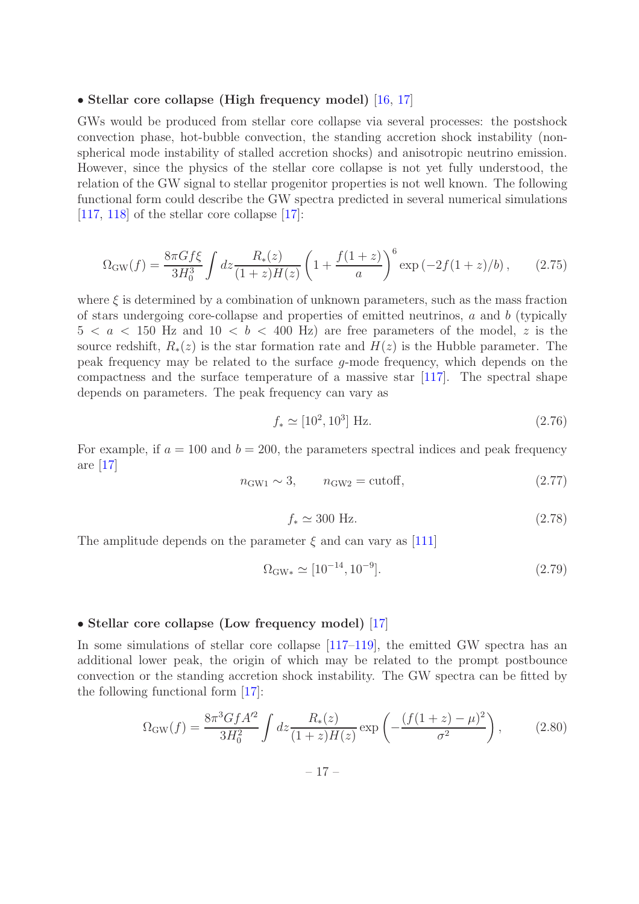**• Stellar core collapse (High frequency model)** [16, 17]

GWs would be produced from stellar core collapse via several processes: the postshock convection phase, hot-bubble convection, the standing accretion shock instability (non-spherical mode instability of stalled accretion shocks) and anisotropic neutrino emission. However, since the physics of the stellar core collapse is not yet fully understood, the relation of the GW signal to stellar progenitor properties is not well known. The following functional form could describe the GW spectra predicted in several numerical simulations [117, 118] of the stellar core collapse [17]:

$$\Omega_{\rm GW}(f) = \frac{8\pi G f \xi}{3H_0^3} \int dz \frac{R_*(z)}{(1+z)H(z)} \left(1 + \frac{f(1+z)}{a}\right)^6 \exp\left(-2f(1+z)/b\right), \tag{2.75}$$

where $\xi$ is determined by a combination of unknown parameters, such as the mass fraction of stars undergoing core-collapse and properties of emitted neutrinos, $a$ and $b$ (typically $5 < a < 150$ Hz and $10 < b < 400$ Hz) are free parameters of the model, $z$ is the source redshift, $R_*(z)$ is the star formation rate and $H(z)$ is the Hubble parameter. The peak frequency may be related to the surface $g$-mode frequency, which depends on the compactness and the surface temperature of a massive star [117]. The spectral shape depends on parameters. The peak frequency can vary as

$$f_* \simeq [10^2, 10^3] \text{ Hz}. \tag{2.76}$$

For example, if $a = 100$ and $b = 200$, the parameters spectral indices and peak frequency are [17]

$$n_{\rm GW1} \sim 3, \qquad n_{\rm GW2} = \text{cutoff}, \tag{2.77}$$

$$f_* \simeq 300 \text{ Hz}. \tag{2.78}$$

The amplitude depends on the parameter $\xi$ and can vary as [111]

$$\Omega_{\rm GW*} \simeq [10^{-14}, 10^{-9}]. \tag{2.79}$$

**• Stellar core collapse (Low frequency model)** [17]

In some simulations of stellar core collapse [117–119], the emitted GW spectra has an additional lower peak, the origin of which may be related to the prompt postbounce convection or the standing accretion shock instability. The GW spectra can be fitted by the following functional form [17]:

$$\Omega_{\rm GW}(f) = \frac{8\pi^3 G f A'^2}{3H_0^2} \int dz \frac{R_*(z)}{(1+z)H(z)} \exp\left(-\frac{(f(1+z)-\mu)^2}{\sigma^2}\right), \tag{2.80}$$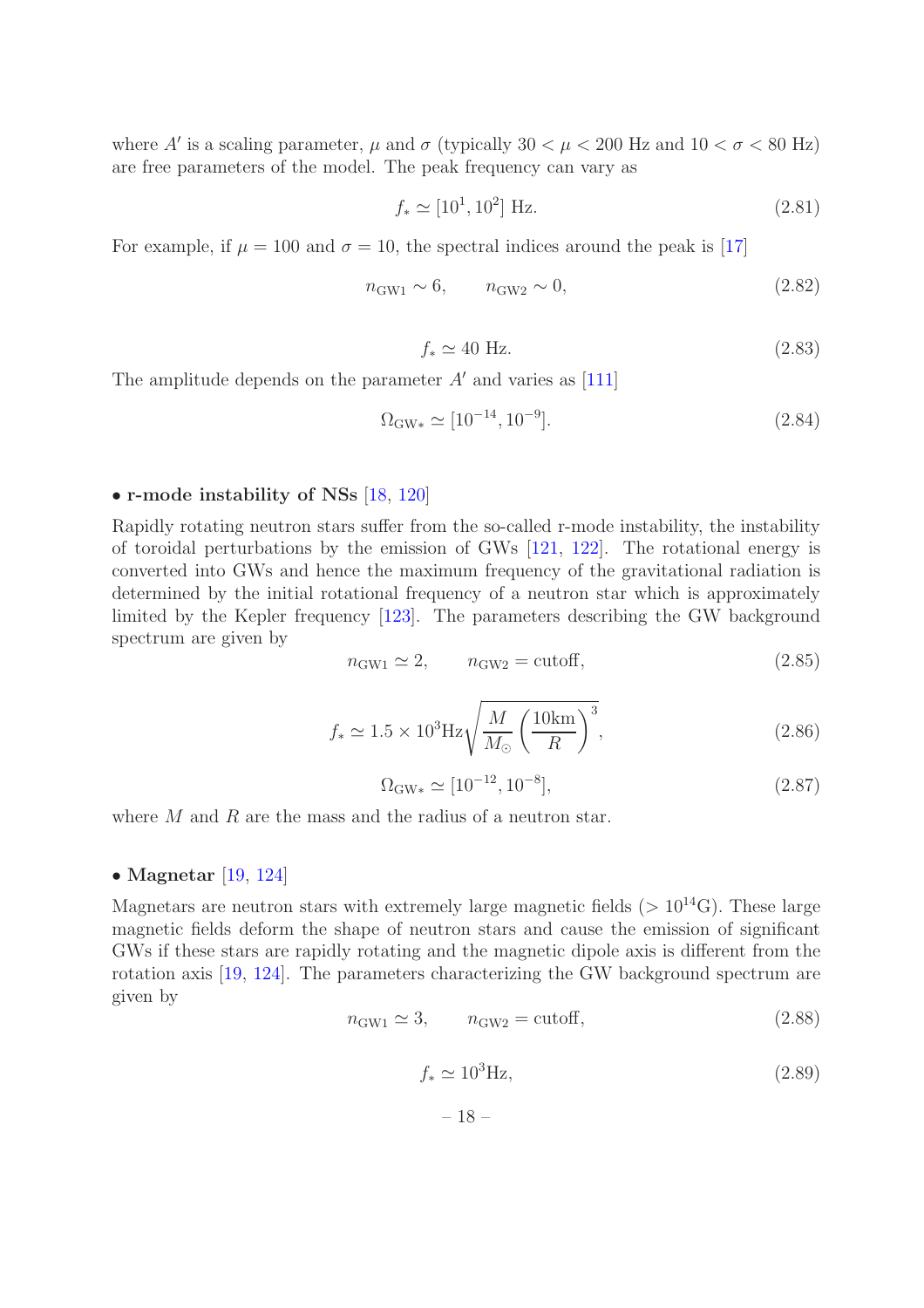where $A'$ is a scaling parameter, $\mu$ and $\sigma$ (typically $30 < \mu < 200$ Hz and $10 < \sigma < 80$ Hz) are free parameters of the model. The peak frequency can vary as

$$f_* \simeq [10^1, 10^2] \text{ Hz}. \tag{2.81}$$

For example, if $\mu = 100$ and $\sigma = 10$, the spectral indices around the peak is [17]

$$n_{\rm GW1} \sim 6, \qquad n_{\rm GW2} \sim 0, \tag{2.82}$$

$$f_* \simeq 40 \text{ Hz}. \tag{2.83}$$

The amplitude depends on the parameter $A'$ and varies as [111]

$$\Omega_{\rm GW*} \simeq [10^{-14}, 10^{-9}]. \tag{2.84}$$

**• r-mode instability of NSs** [18, 120]

Rapidly rotating neutron stars suffer from the so-called r-mode instability, the instability of toroidal perturbations by the emission of GWs [121, 122]. The rotational energy is converted into GWs and hence the maximum frequency of the gravitational radiation is determined by the initial rotational frequency of a neutron star which is approximately limited by the Kepler frequency [123]. The parameters describing the GW background spectrum are given by

$$n_{\rm GW1} \simeq 2, \qquad n_{\rm GW2} = \text{cutoff}, \tag{2.85}$$

$$f_* \simeq 1.5 \times 10^3 \text{Hz} \sqrt{\frac{M}{M_\odot}\left(\frac{10\text{km}}{R}\right)^3}, \tag{2.86}$$

$$\Omega_{\rm GW*} \simeq [10^{-12}, 10^{-8}], \tag{2.87}$$

where $M$ and $R$ are the mass and the radius of a neutron star.

**• Magnetar** [19, 124]

Magnetars are neutron stars with extremely large magnetic fields ($> 10^{14}$G). These large magnetic fields deform the shape of neutron stars and cause the emission of significant GWs if these stars are rapidly rotating and the magnetic dipole axis is different from the rotation axis [19, 124]. The parameters characterizing the GW background spectrum are given by

$$n_{\rm GW1} \simeq 3, \qquad n_{\rm GW2} = \text{cutoff}, \tag{2.88}$$

$$f_* \simeq 10^3 \text{Hz}, \tag{2.89}$$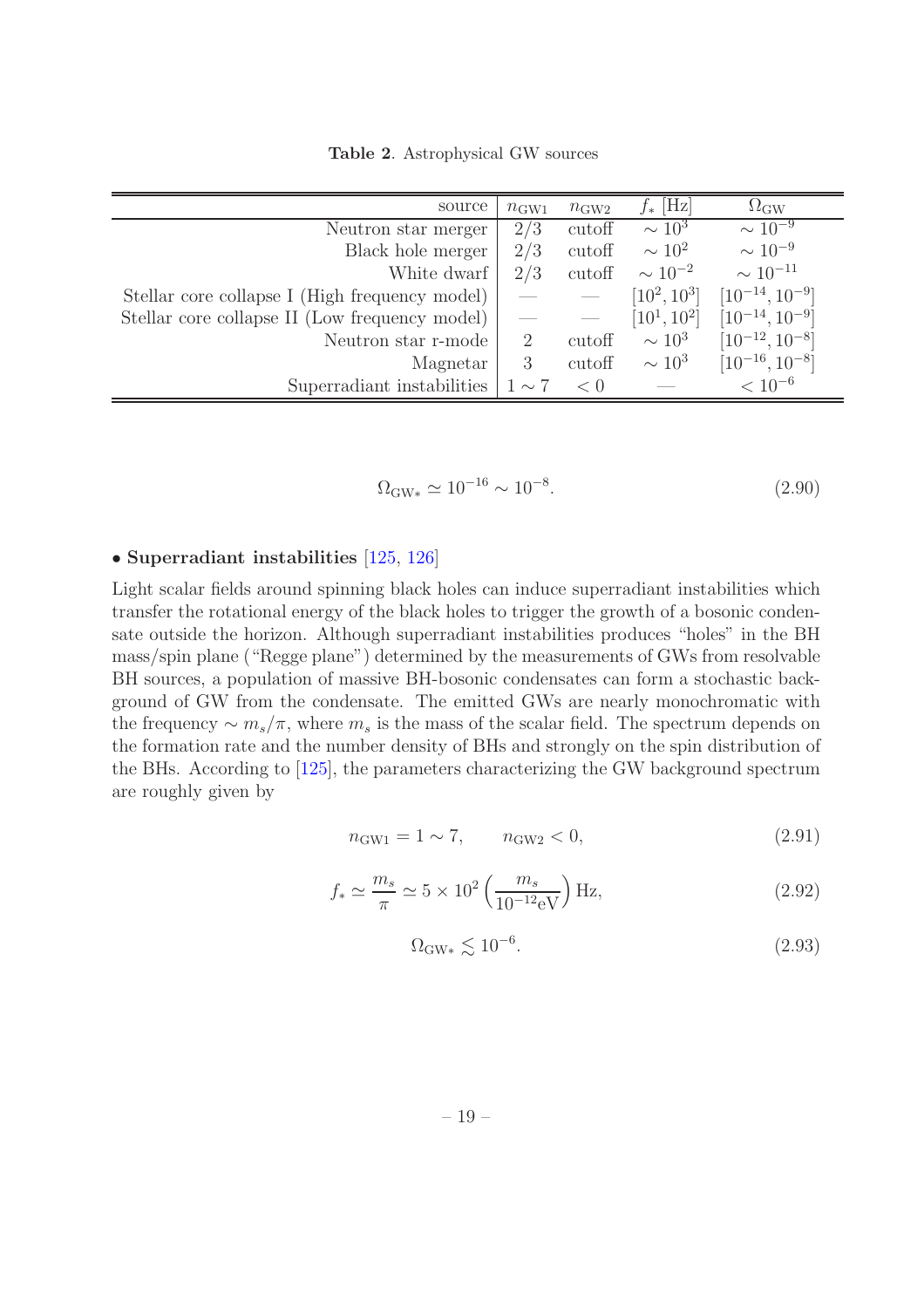**Table 2**. Astrophysical GW sources

| source | $n_{\rm GW1}$ | $n_{\rm GW2}$ | $f_*$ [Hz] | $\Omega_{\rm GW}$ |
|---:|---|---|---|---|
| Neutron star merger | $2/3$ | cutoff | $\sim 10^3$ | $\sim 10^{-9}$ |
| Black hole merger | $2/3$ | cutoff | $\sim 10^2$ | $\sim 10^{-9}$ |
| White dwarf | $2/3$ | cutoff | $\sim 10^{-2}$ | $\sim 10^{-11}$ |
| Stellar core collapse I (High frequency model) | — | — | $[10^2, 10^3]$ | $[10^{-14}, 10^{-9}]$ |
| Stellar core collapse II (Low frequency model) | — | — | $[10^1, 10^2]$ | $[10^{-14}, 10^{-9}]$ |
| Neutron star r-mode | $2$ | cutoff | $\sim 10^3$ | $[10^{-12}, 10^{-8}]$ |
| Magnetar | $3$ | cutoff | $\sim 10^3$ | $[10^{-16}, 10^{-8}]$ |
| Superradiant instabilities | $1 \sim 7$ | $< 0$ | — | $< 10^{-6}$ |

$$\Omega_{\rm GW*} \simeq 10^{-16} \sim 10^{-8}. \tag{2.90}$$

**• Superradiant instabilities** [125, 126]

Light scalar fields around spinning black holes can induce superradiant instabilities which transfer the rotational energy of the black holes to trigger the growth of a bosonic condensate outside the horizon. Although superradiant instabilities produces "holes" in the BH mass/spin plane ("Regge plane") determined by the measurements of GWs from resolvable BH sources, a population of massive BH-bosonic condensates can form a stochastic background of GW from the condensate. The emitted GWs are nearly monochromatic with the frequency $\sim m_s/\pi$, where $m_s$ is the mass of the scalar field. The spectrum depends on the formation rate and the number density of BHs and strongly on the spin distribution of the BHs. According to [125], the parameters characterizing the GW background spectrum are roughly given by

$$n_{\rm GW1} = 1 \sim 7, \qquad n_{\rm GW2} < 0, \tag{2.91}$$

$$f_* \simeq \frac{m_s}{\pi} \simeq 5 \times 10^2 \left(\frac{m_s}{10^{-12}{\rm eV}}\right) {\rm Hz}, \tag{2.92}$$

$$\Omega_{\rm GW*} \lesssim 10^{-6}. \tag{2.93}$$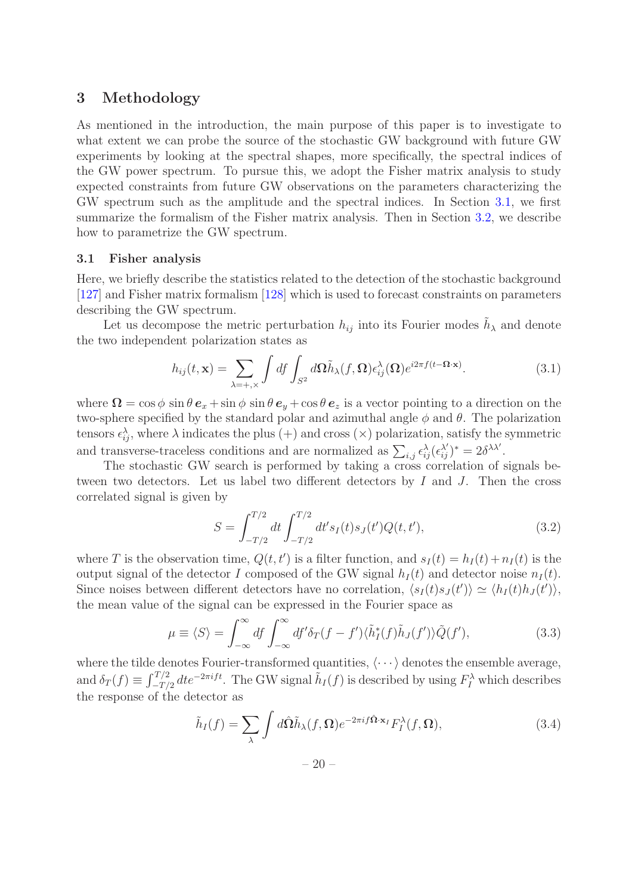## 3 Methodology

As mentioned in the introduction, the main purpose of this paper is to investigate to what extent we can probe the source of the stochastic GW background with future GW experiments by looking at the spectral shapes, more specifically, the spectral indices of the GW power spectrum. To pursue this, we adopt the Fisher matrix analysis to study expected constraints from future GW observations on the parameters characterizing the GW spectrum such as the amplitude and the spectral indices. In Section 3.1, we first summarize the formalism of the Fisher matrix analysis. Then in Section 3.2, we describe how to parametrize the GW spectrum.

### 3.1 Fisher analysis

Here, we briefly describe the statistics related to the detection of the stochastic background [127] and Fisher matrix formalism [128] which is used to forecast constraints on parameters describing the GW spectrum.

Let us decompose the metric perturbation $h_{ij}$ into its Fourier modes $\tilde{h}_\lambda$ and denote the two independent polarization states as

$$h_{ij}(t,\mathbf{x}) = \sum_{\lambda=+,\times} \int df \int_{S^2} d\mathbf{\Omega} \tilde{h}_\lambda(f,\mathbf{\Omega}) \epsilon_{ij}^\lambda(\mathbf{\Omega}) e^{i2\pi f(t-\mathbf{\Omega}\cdot\mathbf{x})}. \tag{3.1}$$

where $\mathbf{\Omega} = \cos\phi\,\sin\theta\,\boldsymbol{e}_x + \sin\phi\,\sin\theta\,\boldsymbol{e}_y + \cos\theta\,\boldsymbol{e}_z$ is a vector pointing to a direction on the two-sphere specified by the standard polar and azimuthal angle $\phi$ and $\theta$. The polarization tensors $\epsilon_{ij}^\lambda$, where $\lambda$ indicates the plus (+) and cross (×) polarization, satisfy the symmetric and transverse-traceless conditions and are normalized as $\sum_{i,j} \epsilon_{ij}^\lambda (\epsilon_{ij}^{\lambda'})^* = 2\delta^{\lambda\lambda'}$.

The stochastic GW search is performed by taking a cross correlation of signals between two detectors. Let us label two different detectors by $I$ and $J$. Then the cross correlated signal is given by

$$S = \int_{-T/2}^{T/2} dt \int_{-T/2}^{T/2} dt' s_I(t) s_J(t') Q(t,t'), \tag{3.2}$$

where $T$ is the observation time, $Q(t,t')$ is a filter function, and $s_I(t) = h_I(t) + n_I(t)$ is the output signal of the detector $I$ composed of the GW signal $h_I(t)$ and detector noise $n_I(t)$. Since noises between different detectors have no correlation, $\langle s_I(t) s_J(t')\rangle \simeq \langle h_I(t) h_J(t')\rangle$, the mean value of the signal can be expressed in the Fourier space as

$$\mu \equiv \langle S\rangle = \int_{-\infty}^{\infty} df \int_{-\infty}^{\infty} df' \delta_T(f-f') \langle \tilde{h}_I^*(f) \tilde{h}_J(f')\rangle \tilde{Q}(f'), \tag{3.3}$$

where the tilde denotes Fourier-transformed quantities, $\langle\cdots\rangle$ denotes the ensemble average, and $\delta_T(f) \equiv \int_{-T/2}^{T/2} dt e^{-2\pi i f t}$. The GW signal $\tilde{h}_I(f)$ is described by using $F_I^\lambda$ which describes the response of the detector as

$$\tilde{h}_I(f) = \sum_\lambda \int d\hat{\mathbf{\Omega}} \tilde{h}_\lambda(f,\mathbf{\Omega}) e^{-2\pi i f \hat{\mathbf{\Omega}}\cdot\mathbf{x}_I} F_I^\lambda(f,\mathbf{\Omega}), \tag{3.4}$$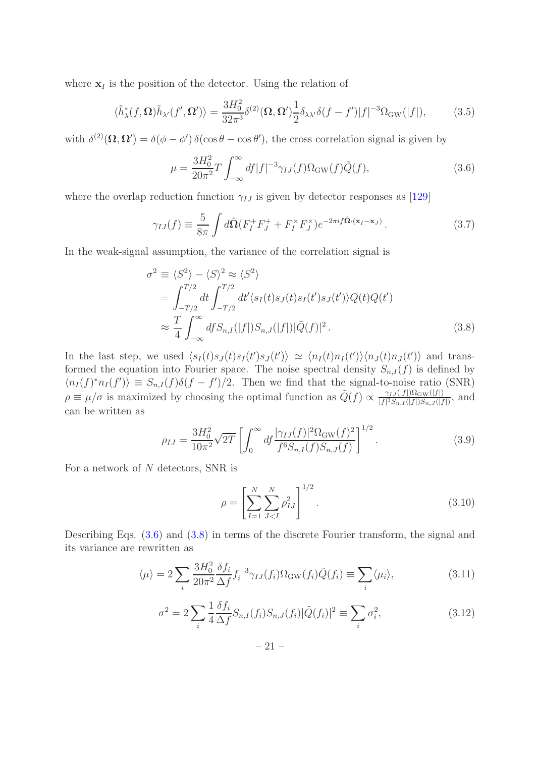where $\mathbf{x}_I$ is the position of the detector. Using the relation of

$$\langle \tilde{h}^*_\lambda(f, \mathbf{\Omega}) \tilde{h}_{\lambda'}(f', \mathbf{\Omega}') \rangle = \frac{3H_0^2}{32\pi^3} \delta^{(2)}(\mathbf{\Omega}, \mathbf{\Omega}') \frac{1}{2} \delta_{\lambda\lambda'} \delta(f - f') |f|^{-3} \Omega_{\rm GW}(|f|), \tag{3.5}$$

with $\delta^{(2)}(\mathbf{\Omega}, \mathbf{\Omega}') = \delta(\phi - \phi')\, \delta(\cos\theta - \cos\theta')$, the cross correlation signal is given by

$$\mu = \frac{3H_0^2}{20\pi^2} T \int_{-\infty}^{\infty} df |f|^{-3} \gamma_{IJ}(f) \Omega_{\rm GW}(f) \tilde{Q}(f), \tag{3.6}$$

where the overlap reduction function $\gamma_{IJ}$ is given by detector responses as [129]

$$\gamma_{IJ}(f) \equiv \frac{5}{8\pi} \int d\hat{\mathbf{\Omega}} (F_I^+ F_J^+ + F_I^\times F_J^\times) e^{-2\pi i f \hat{\mathbf{\Omega}} \cdot (\mathbf{x}_I - \mathbf{x}_J)} \,. \tag{3.7}$$

In the weak-signal assumption, the variance of the correlation signal is

$$\begin{aligned}
\sigma^2 &\equiv \langle S^2 \rangle - \langle S \rangle^2 \approx \langle S^2 \rangle \\
&= \int_{-T/2}^{T/2} dt \int_{-T/2}^{T/2} dt' \langle s_I(t) s_J(t) s_I(t') s_J(t') \rangle Q(t) Q(t') \\
&\approx \frac{T}{4} \int_{-\infty}^{\infty} df S_{n,I}(|f|) S_{n,J}(|f|) |\tilde{Q}(f)|^2 \,.
\end{aligned} \tag{3.8}$$

In the last step, we used $\langle s_I(t) s_J(t) s_I(t') s_J(t') \rangle \simeq \langle n_I(t) n_I(t') \rangle \langle n_J(t) n_J(t') \rangle$ and transformed the equation into Fourier space. The noise spectral density $S_{n,I}(f)$ is defined by $\langle n_I(f)^* n_I(f') \rangle \equiv S_{n,I}(f) \delta(f - f')/2$. Then we find that the signal-to-noise ratio (SNR) $\rho \equiv \mu/\sigma$ is maximized by choosing the optimal function as $\tilde{Q}(f) \propto \frac{\gamma_{IJ}(|f|) \Omega_{\rm GW}(|f|)}{|f|^3 S_{n,I}(|f|) S_{n,J}(|f|)}$, and can be written as

$$\rho_{IJ} = \frac{3H_0^2}{10\pi^2} \sqrt{2T} \left[ \int_0^\infty df \frac{|\gamma_{IJ}(f)|^2 \Omega_{\rm GW}(f)^2}{f^6 S_{n,I}(f) S_{n,J}(f)} \right]^{1/2} . \tag{3.9}$$

For a network of $N$ detectors, SNR is

$$\rho = \left[ \sum_{I=1}^{N} \sum_{J<I}^{N} \rho_{IJ}^2 \right]^{1/2} . \tag{3.10}$$

Describing Eqs. (3.6) and (3.8) in terms of the discrete Fourier transform, the signal and its variance are rewritten as

$$\langle \mu \rangle = 2 \sum_i \frac{3H_0^2}{20\pi^2} \frac{\delta f_i}{\Delta f} f_i^{-3} \gamma_{IJ}(f_i) \Omega_{\rm GW}(f_i) \tilde{Q}(f_i) \equiv \sum_i \langle \mu_i \rangle, \tag{3.11}$$

$$\sigma^2 = 2 \sum_i \frac{1}{4} \frac{\delta f_i}{\Delta f} S_{n,I}(f_i) S_{n,J}(f_i) |\tilde{Q}(f_i)|^2 \equiv \sum_i \sigma_i^2, \tag{3.12}$$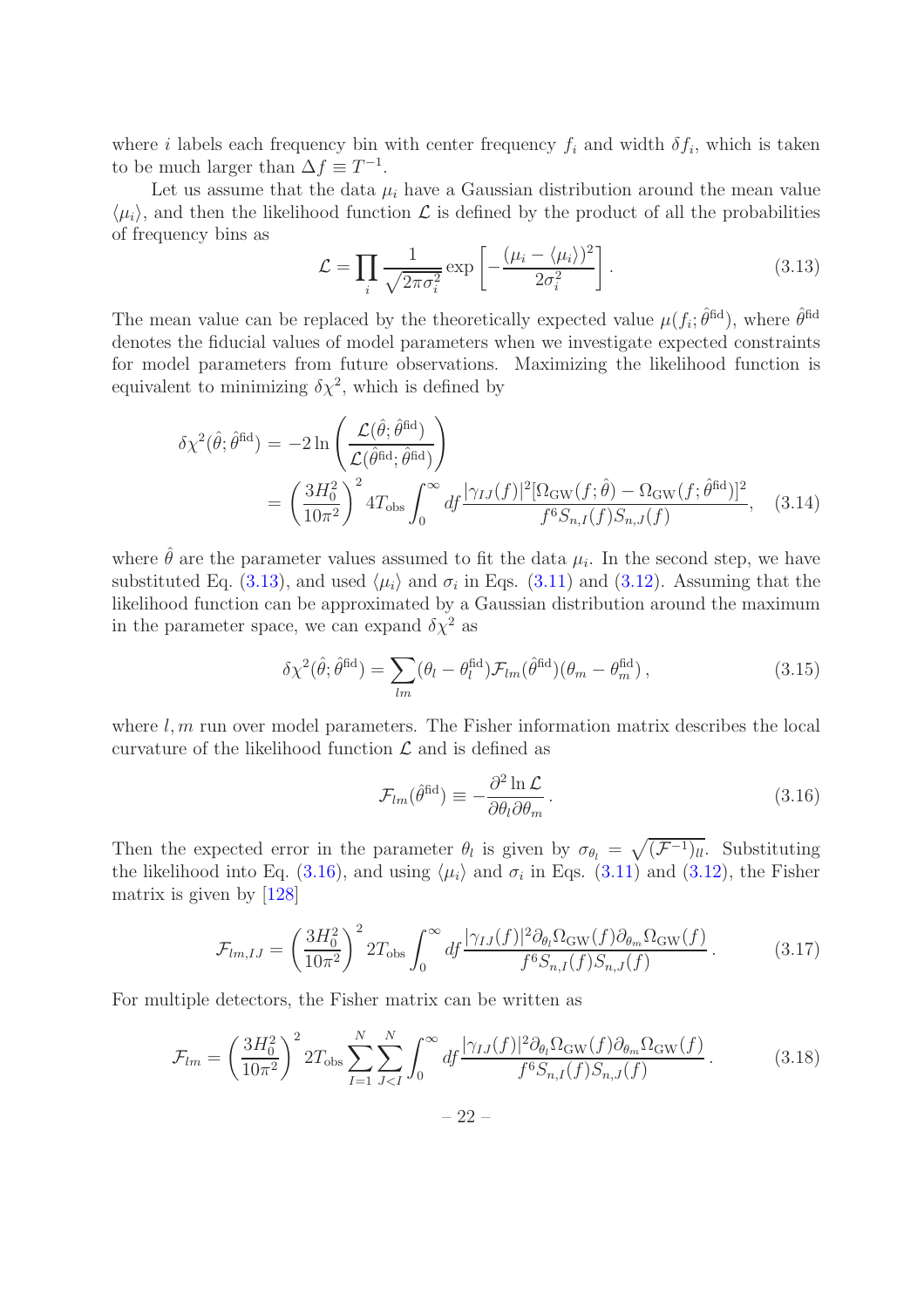where $i$ labels each frequency bin with center frequency $f_i$ and width $\delta f_i$, which is taken to be much larger than $\Delta f \equiv T^{-1}$.

Let us assume that the data $\mu_i$ have a Gaussian distribution around the mean value $\langle \mu_i \rangle$, and then the likelihood function $\mathcal{L}$ is defined by the product of all the probabilities of frequency bins as

$$\mathcal{L} = \prod_i \frac{1}{\sqrt{2\pi\sigma_i^2}} \exp\left[-\frac{(\mu_i - \langle \mu_i \rangle)^2}{2\sigma_i^2}\right]. \tag{3.13}$$

The mean value can be replaced by the theoretically expected value $\mu(f_i; \hat{\theta}^{\rm fid})$, where $\hat{\theta}^{\rm fid}$ denotes the fiducial values of model parameters when we investigate expected constraints for model parameters from future observations. Maximizing the likelihood function is equivalent to minimizing $\delta\chi^2$, which is defined by

$$\begin{aligned}
\delta\chi^2(\hat{\theta}; \hat{\theta}^{\rm fid}) &= -2 \ln \left( \frac{\mathcal{L}(\hat{\theta}; \hat{\theta}^{\rm fid})}{\mathcal{L}(\hat{\theta}^{\rm fid}; \hat{\theta}^{\rm fid})} \right) \\
&= \left( \frac{3H_0^2}{10\pi^2} \right)^2 4T_{\rm obs} \int_0^\infty df \frac{|\gamma_{IJ}(f)|^2 [\Omega_{\rm GW}(f; \hat{\theta}) - \Omega_{\rm GW}(f; \hat{\theta}^{\rm fid})]^2}{f^6 S_{n,I}(f) S_{n,J}(f)},
\end{aligned} \tag{3.14}$$

where $\hat{\theta}$ are the parameter values assumed to fit the data $\mu_i$. In the second step, we have substituted Eq. (3.13), and used $\langle \mu_i \rangle$ and $\sigma_i$ in Eqs. (3.11) and (3.12). Assuming that the likelihood function can be approximated by a Gaussian distribution around the maximum in the parameter space, we can expand $\delta\chi^2$ as

$$\delta\chi^2(\hat{\theta}; \hat{\theta}^{\rm fid}) = \sum_{lm} (\theta_l - \theta_l^{\rm fid}) \mathcal{F}_{lm}(\hat{\theta}^{\rm fid}) (\theta_m - \theta_m^{\rm fid}), \tag{3.15}$$

where $l, m$ run over model parameters. The Fisher information matrix describes the local curvature of the likelihood function $\mathcal{L}$ and is defined as

$$\mathcal{F}_{lm}(\hat{\theta}^{\rm fid}) \equiv -\frac{\partial^2 \ln \mathcal{L}}{\partial \theta_l \partial \theta_m}. \tag{3.16}$$

Then the expected error in the parameter $\theta_l$ is given by $\sigma_{\theta_l} = \sqrt{(\mathcal{F}^{-1})_{ll}}$. Substituting the likelihood into Eq. (3.16), and using $\langle \mu_i \rangle$ and $\sigma_i$ in Eqs. (3.11) and (3.12), the Fisher matrix is given by [128]

$$\mathcal{F}_{lm,IJ} = \left( \frac{3H_0^2}{10\pi^2} \right)^2 2T_{\rm obs} \int_0^\infty df \frac{|\gamma_{IJ}(f)|^2 \partial_{\theta_l} \Omega_{\rm GW}(f) \partial_{\theta_m} \Omega_{\rm GW}(f)}{f^6 S_{n,I}(f) S_{n,J}(f)}. \tag{3.17}$$

For multiple detectors, the Fisher matrix can be written as

$$\mathcal{F}_{lm} = \left( \frac{3H_0^2}{10\pi^2} \right)^2 2T_{\rm obs} \sum_{I=1}^{N} \sum_{J<I}^{N} \int_0^\infty df \frac{|\gamma_{IJ}(f)|^2 \partial_{\theta_l} \Omega_{\rm GW}(f) \partial_{\theta_m} \Omega_{\rm GW}(f)}{f^6 S_{n,I}(f) S_{n,J}(f)}. \tag{3.18}$$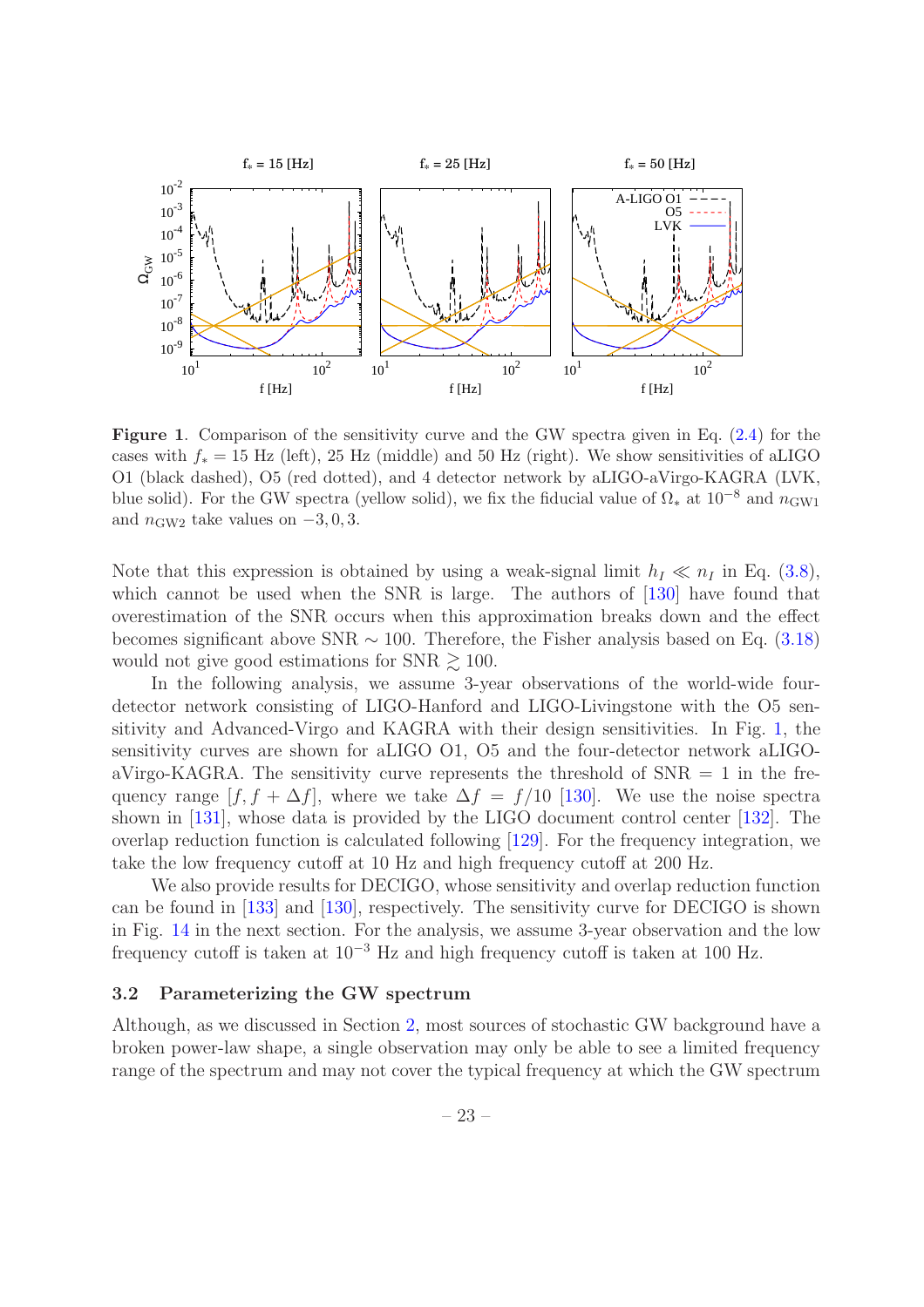**Figure 1**. Comparison of the sensitivity curve and the GW spectra given in Eq. (2.4) for the cases with $f_* = 15$ Hz (left), 25 Hz (middle) and 50 Hz (right). We show sensitivities of aLIGO O1 (black dashed), O5 (red dotted), and 4 detector network by aLIGO-aVirgo-KAGRA (LVK, blue solid). For the GW spectra (yellow solid), we fix the fiducial value of $\Omega_*$ at $10^{-8}$ and $n_{\rm GW1}$ and $n_{\rm GW2}$ take values on $-3, 0, 3$.

Note that this expression is obtained by using a weak-signal limit $h_I \ll n_I$ in Eq. (3.8), which cannot be used when the SNR is large. The authors of [130] have found that overestimation of the SNR occurs when this approximation breaks down and the effect becomes significant above SNR $\sim 100$. Therefore, the Fisher analysis based on Eq. (3.18) would not give good estimations for SNR $\gtrsim 100$.

In the following analysis, we assume 3-year observations of the world-wide four-detector network consisting of LIGO-Hanford and LIGO-Livingstone with the O5 sensitivity and Advanced-Virgo and KAGRA with their design sensitivities. In Fig. 1, the sensitivity curves are shown for aLIGO O1, O5 and the four-detector network aLIGO-aVirgo-KAGRA. The sensitivity curve represents the threshold of SNR $= 1$ in the frequency range $[f, f + \Delta f]$, where we take $\Delta f = f/10$ [130]. We use the noise spectra shown in [131], whose data is provided by the LIGO document control center [132]. The overlap reduction function is calculated following [129]. For the frequency integration, we take the low frequency cutoff at 10 Hz and high frequency cutoff at 200 Hz.

We also provide results for DECIGO, whose sensitivity and overlap reduction function can be found in [133] and [130], respectively. The sensitivity curve for DECIGO is shown in Fig. 14 in the next section. For the analysis, we assume 3-year observation and the low frequency cutoff is taken at $10^{-3}$ Hz and high frequency cutoff is taken at 100 Hz.

### 3.2 Parameterizing the GW spectrum

Although, as we discussed in Section 2, most sources of stochastic GW background have a broken power-law shape, a single observation may only be able to see a limited frequency range of the spectrum and may not cover the typical frequency at which the GW spectrum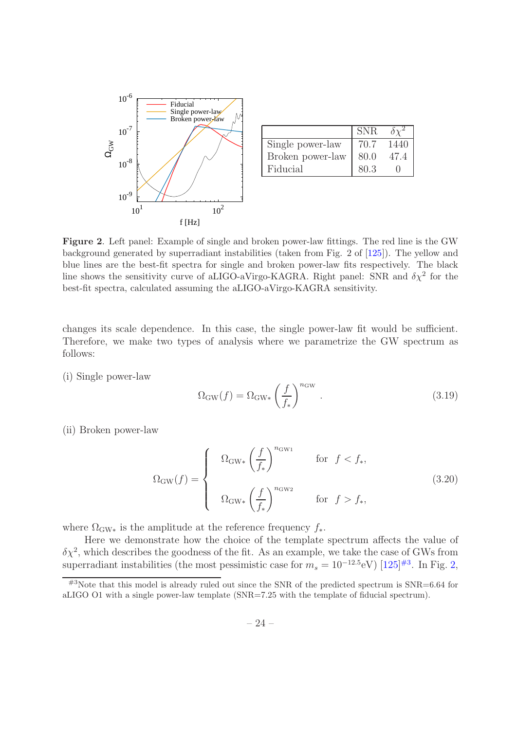| | SNR | $\delta\chi^2$ |
|---|---|---|
| Single power-law | 70.7 | 1440 |
| Broken power-law | 80.0 | 47.4 |
| Fiducial | 80.3 | 0 |

**Figure 2**. Left panel: Example of single and broken power-law fittings. The red line is the GW background generated by superradiant instabilities (taken from Fig. 2 of [125]). The yellow and blue lines are the best-fit spectra for single and broken power-law fits respectively. The black line shows the sensitivity curve of aLIGO-aVirgo-KAGRA. Right panel: SNR and $\delta\chi^2$ for the best-fit spectra, calculated assuming the aLIGO-aVirgo-KAGRA sensitivity.

changes its scale dependence. In this case, the single power-law fit would be sufficient. Therefore, we make two types of analysis where we parametrize the GW spectrum as follows:

(i) Single power-law

$$\Omega_{\rm GW}(f) = \Omega_{\rm GW*}\left(\frac{f}{f_*}\right)^{n_{\rm GW}} . \tag{3.19}$$

(ii) Broken power-law

$$\Omega_{\rm GW}(f) = \begin{cases} \Omega_{\rm GW*}\left(\dfrac{f}{f_*}\right)^{n_{\rm GW1}} & \text{for} \quad f < f_*, \\ \Omega_{\rm GW*}\left(\dfrac{f}{f_*}\right)^{n_{\rm GW2}} & \text{for} \quad f > f_*, \end{cases} \tag{3.20}$$

where $\Omega_{\rm GW*}$ is the amplitude at the reference frequency $f_*$.

Here we demonstrate how the choice of the template spectrum affects the value of $\delta\chi^2$, which describes the goodness of the fit. As an example, we take the case of GWs from superradiant instabilities (the most pessimistic case for $m_s = 10^{-12.5}$eV) [125][#3]. In Fig. 2,

[#3] Note that this model is already ruled out since the SNR of the predicted spectrum is SNR=6.64 for aLIGO O1 with a single power-law template (SNR=7.25 with the template of fiducial spectrum).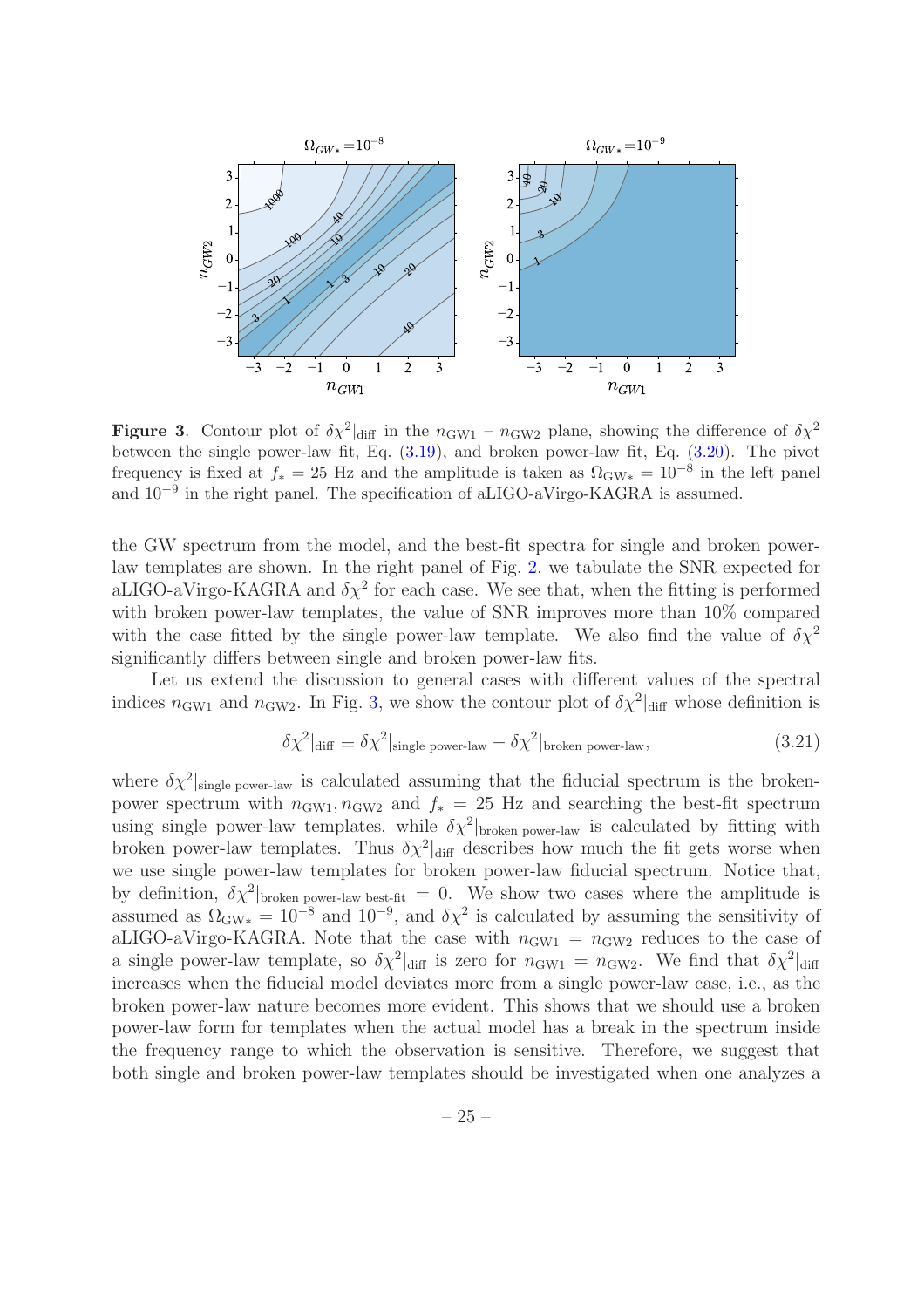**Figure 3**. Contour plot of $\delta\chi^2|_{\rm diff}$ in the $n_{\rm GW1}$ – $n_{\rm GW2}$ plane, showing the difference of $\delta\chi^2$ between the single power-law fit, Eq. (3.19), and broken power-law fit, Eq. (3.20). The pivot frequency is fixed at $f_* = 25$ Hz and the amplitude is taken as $\Omega_{\rm GW*} = 10^{-8}$ in the left panel and $10^{-9}$ in the right panel. The specification of aLIGO-aVirgo-KAGRA is assumed.

the GW spectrum from the model, and the best-fit spectra for single and broken power-law templates are shown. In the right panel of Fig. 2, we tabulate the SNR expected for aLIGO-aVirgo-KAGRA and $\delta\chi^2$ for each case. We see that, when the fitting is performed with broken power-law templates, the value of SNR improves more than 10% compared with the case fitted by the single power-law template. We also find the value of $\delta\chi^2$ significantly differs between single and broken power-law fits.

Let us extend the discussion to general cases with different values of the spectral indices $n_{\rm GW1}$ and $n_{\rm GW2}$. In Fig. 3, we show the contour plot of $\delta\chi^2|_{\rm diff}$ whose definition is

$$\delta\chi^2|_{\rm diff} \equiv \delta\chi^2|_{\rm single\ power\text{-}law} - \delta\chi^2|_{\rm broken\ power\text{-}law}, \tag{3.21}$$

where $\delta\chi^2|_{\rm single\ power\text{-}law}$ is calculated assuming that the fiducial spectrum is the broken-power spectrum with $n_{\rm GW1}, n_{\rm GW2}$ and $f_* = 25$ Hz and searching the best-fit spectrum using single power-law templates, while $\delta\chi^2|_{\rm broken\ power\text{-}law}$ is calculated by fitting with broken power-law templates. Thus $\delta\chi^2|_{\rm diff}$ describes how much the fit gets worse when we use single power-law templates for broken power-law fiducial spectrum. Notice that, by definition, $\delta\chi^2|_{\rm broken\ power\text{-}law\ best\text{-}fit} = 0$. We show two cases where the amplitude is assumed as $\Omega_{\rm GW*} = 10^{-8}$ and $10^{-9}$, and $\delta\chi^2$ is calculated by assuming the sensitivity of aLIGO-aVirgo-KAGRA. Note that the case with $n_{\rm GW1} = n_{\rm GW2}$ reduces to the case of a single power-law template, so $\delta\chi^2|_{\rm diff}$ is zero for $n_{\rm GW1} = n_{\rm GW2}$. We find that $\delta\chi^2|_{\rm diff}$ increases when the fiducial model deviates more from a single power-law case, i.e., as the broken power-law nature becomes more evident. This shows that we should use a broken power-law form for templates when the actual model has a break in the spectrum inside the frequency range to which the observation is sensitive. Therefore, we suggest that both single and broken power-law templates should be investigated when one analyzes a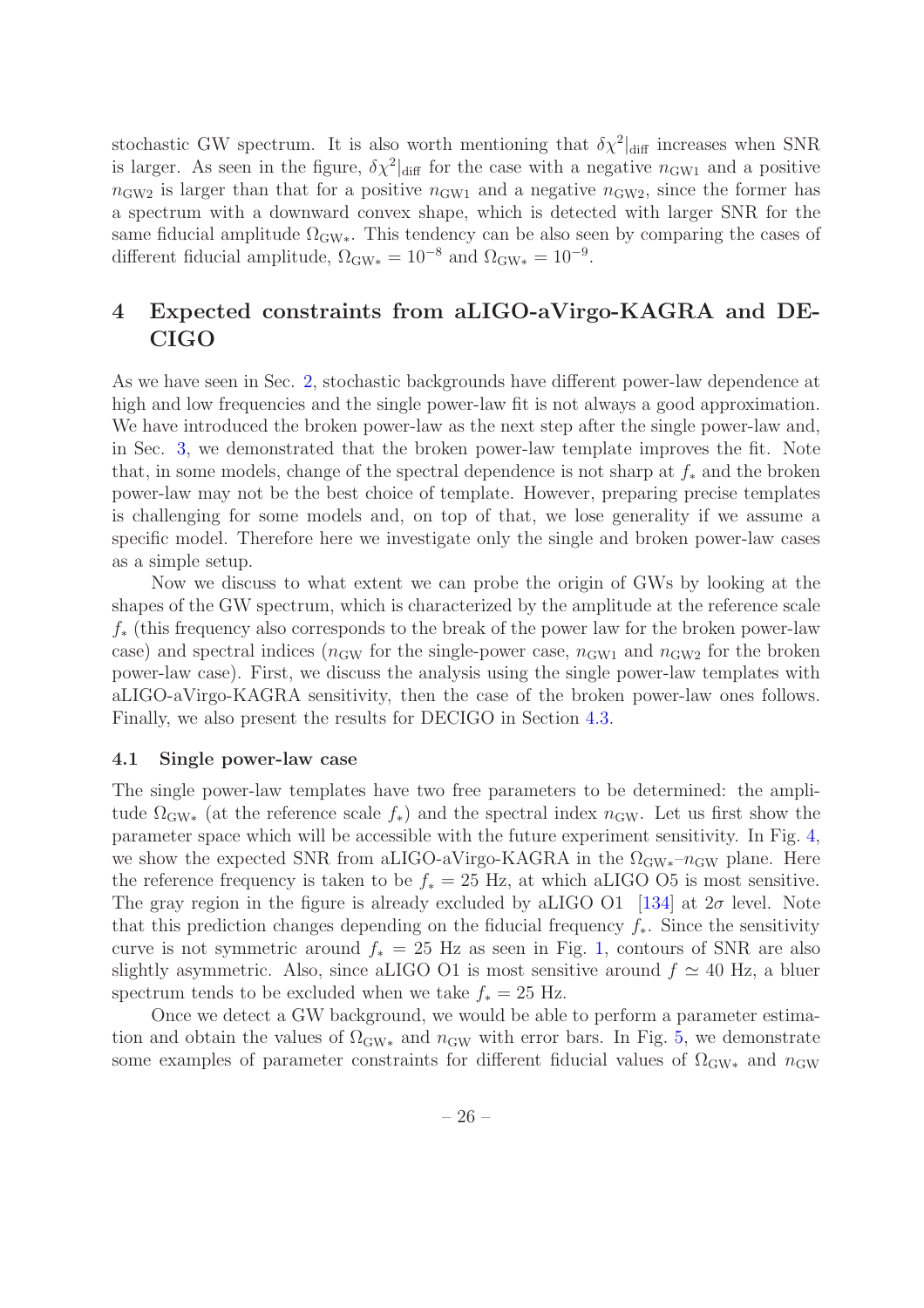stochastic GW spectrum. It is also worth mentioning that $\delta\chi^2|_{\rm diff}$ increases when SNR is larger. As seen in the figure, $\delta\chi^2|_{\rm diff}$ for the case with a negative $n_{\rm GW1}$ and a positive $n_{\rm GW2}$ is larger than that for a positive $n_{\rm GW1}$ and a negative $n_{\rm GW2}$, since the former has a spectrum with a downward convex shape, which is detected with larger SNR for the same fiducial amplitude $\Omega_{\rm GW*}$. This tendency can be also seen by comparing the cases of different fiducial amplitude, $\Omega_{\rm GW*} = 10^{-8}$ and $\Omega_{\rm GW*} = 10^{-9}$.

## 4 Expected constraints from aLIGO-aVirgo-KAGRA and DECIGO

As we have seen in Sec. 2, stochastic backgrounds have different power-law dependence at high and low frequencies and the single power-law fit is not always a good approximation. We have introduced the broken power-law as the next step after the single power-law and, in Sec. 3, we demonstrated that the broken power-law template improves the fit. Note that, in some models, change of the spectral dependence is not sharp at $f_*$ and the broken power-law may not be the best choice of template. However, preparing precise templates is challenging for some models and, on top of that, we lose generality if we assume a specific model. Therefore here we investigate only the single and broken power-law cases as a simple setup.

Now we discuss to what extent we can probe the origin of GWs by looking at the shapes of the GW spectrum, which is characterized by the amplitude at the reference scale $f_*$ (this frequency also corresponds to the break of the power law for the broken power-law case) and spectral indices ($n_{\rm GW}$ for the single-power case, $n_{\rm GW1}$ and $n_{\rm GW2}$ for the broken power-law case). First, we discuss the analysis using the single power-law templates with aLIGO-aVirgo-KAGRA sensitivity, then the case of the broken power-law ones follows. Finally, we also present the results for DECIGO in Section 4.3.

### 4.1 Single power-law case

The single power-law templates have two free parameters to be determined: the amplitude $\Omega_{\rm GW*}$ (at the reference scale $f_*$) and the spectral index $n_{\rm GW}$. Let us first show the parameter space which will be accessible with the future experiment sensitivity. In Fig. 4, we show the expected SNR from aLIGO-aVirgo-KAGRA in the $\Omega_{\rm GW*}$–$n_{\rm GW}$ plane. Here the reference frequency is taken to be $f_* = 25$ Hz, at which aLIGO O5 is most sensitive. The gray region in the figure is already excluded by aLIGO O1 [134] at $2\sigma$ level. Note that this prediction changes depending on the fiducial frequency $f_*$. Since the sensitivity curve is not symmetric around $f_* = 25$ Hz as seen in Fig. 1, contours of SNR are also slightly asymmetric. Also, since aLIGO O1 is most sensitive around $f \simeq 40$ Hz, a bluer spectrum tends to be excluded when we take $f_* = 25$ Hz.

Once we detect a GW background, we would be able to perform a parameter estimation and obtain the values of $\Omega_{\rm GW*}$ and $n_{\rm GW}$ with error bars. In Fig. 5, we demonstrate some examples of parameter constraints for different fiducial values of $\Omega_{\rm GW*}$ and $n_{\rm GW}$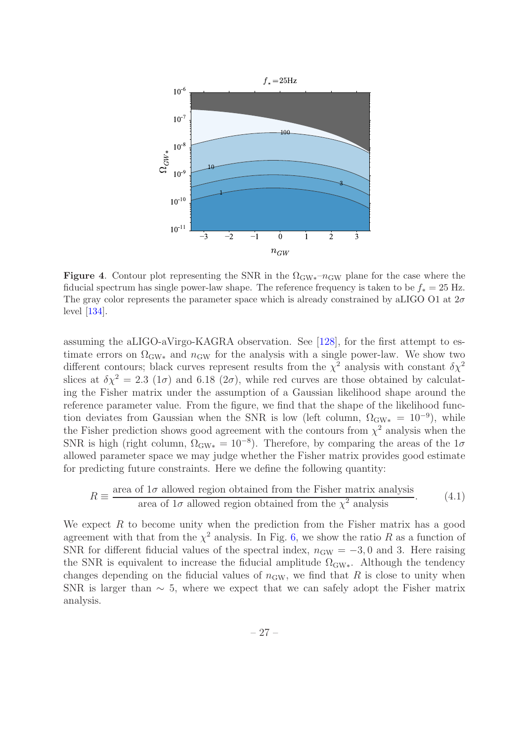**Figure 4**. Contour plot representing the SNR in the $\Omega_{\rm GW*}$–$n_{\rm GW}$ plane for the case where the fiducial spectrum has single power-law shape. The reference frequency is taken to be $f_* = 25$ Hz. The gray color represents the parameter space which is already constrained by aLIGO O1 at $2\sigma$ level [134].

assuming the aLIGO-aVirgo-KAGRA observation. See [128], for the first attempt to estimate errors on $\Omega_{\rm GW*}$ and $n_{\rm GW}$ for the analysis with a single power-law. We show two different contours; black curves represent results from the $\chi^2$ analysis with constant $\delta\chi^2$ slices at $\delta\chi^2 = 2.3$ ($1\sigma$) and 6.18 ($2\sigma$), while red curves are those obtained by calculating the Fisher matrix under the assumption of a Gaussian likelihood shape around the reference parameter value. From the figure, we find that the shape of the likelihood function deviates from Gaussian when the SNR is low (left column, $\Omega_{\rm GW*} = 10^{-9}$), while the Fisher prediction shows good agreement with the contours from $\chi^2$ analysis when the SNR is high (right column, $\Omega_{\rm GW*} = 10^{-8}$). Therefore, by comparing the areas of the $1\sigma$ allowed parameter space we may judge whether the Fisher matrix provides good estimate for predicting future constraints. Here we define the following quantity:

$$R \equiv \frac{\text{area of } 1\sigma \text{ allowed region obtained from the Fisher matrix analysis}}{\text{area of } 1\sigma \text{ allowed region obtained from the } \chi^2 \text{ analysis}}. \tag{4.1}$$

We expect $R$ to become unity when the prediction from the Fisher matrix has a good agreement with that from the $\chi^2$ analysis. In Fig. 6, we show the ratio $R$ as a function of SNR for different fiducial values of the spectral index, $n_{\rm GW} = -3, 0$ and 3. Here raising the SNR is equivalent to increase the fiducial amplitude $\Omega_{\rm GW*}$. Although the tendency changes depending on the fiducial values of $n_{\rm GW}$, we find that $R$ is close to unity when SNR is larger than $\sim 5$, where we expect that we can safely adopt the Fisher matrix analysis.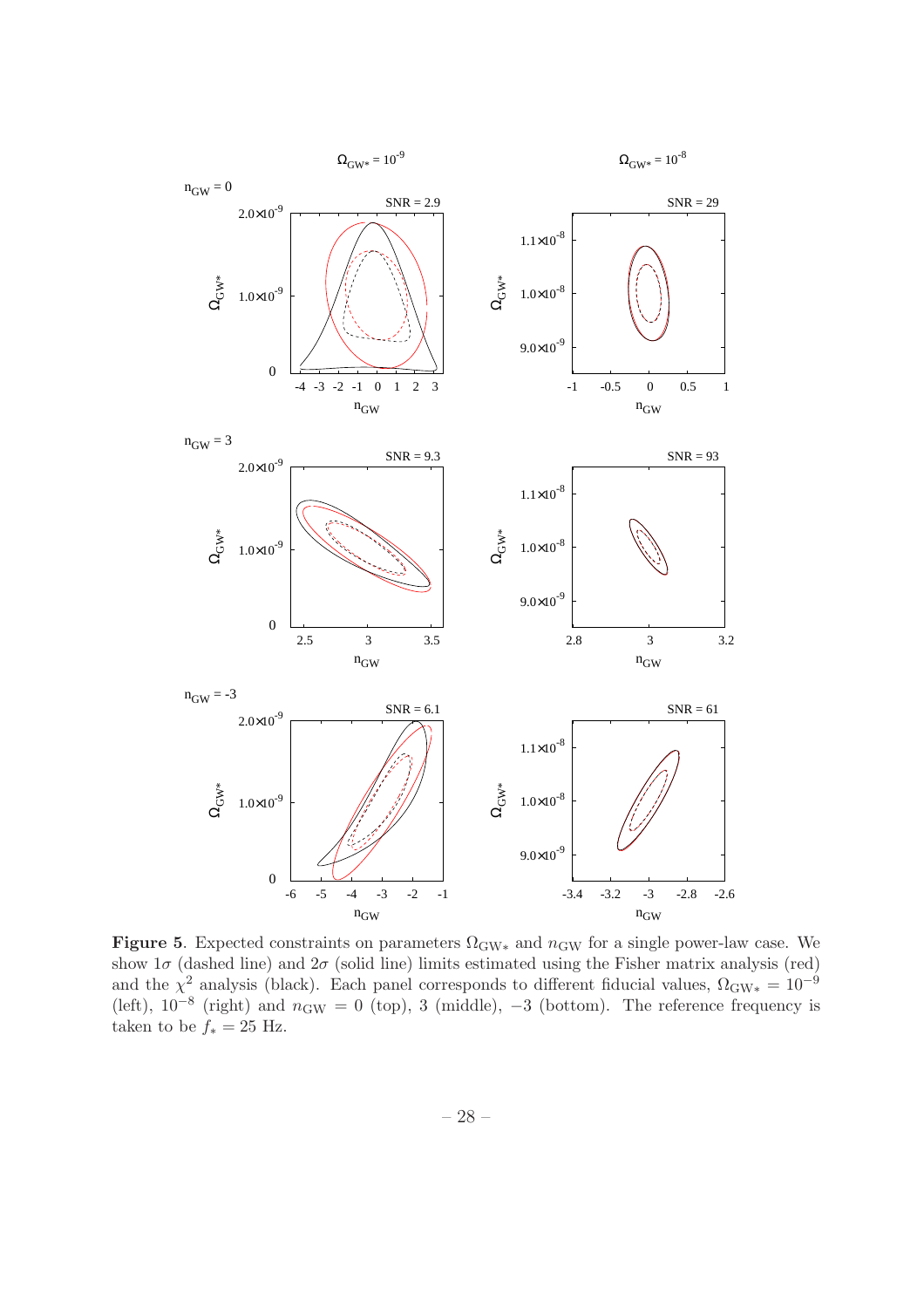**Figure 5**. Expected constraints on parameters $\Omega_{\rm GW*}$ and $n_{\rm GW}$ for a single power-law case. We show $1\sigma$ (dashed line) and $2\sigma$ (solid line) limits estimated using the Fisher matrix analysis (red) and the $\chi^2$ analysis (black). Each panel corresponds to different fiducial values, $\Omega_{\rm GW*} = 10^{-9}$ (left), $10^{-8}$ (right) and $n_{\rm GW} = 0$ (top), 3 (middle), $-3$ (bottom). The reference frequency is taken to be $f_* = 25$ Hz.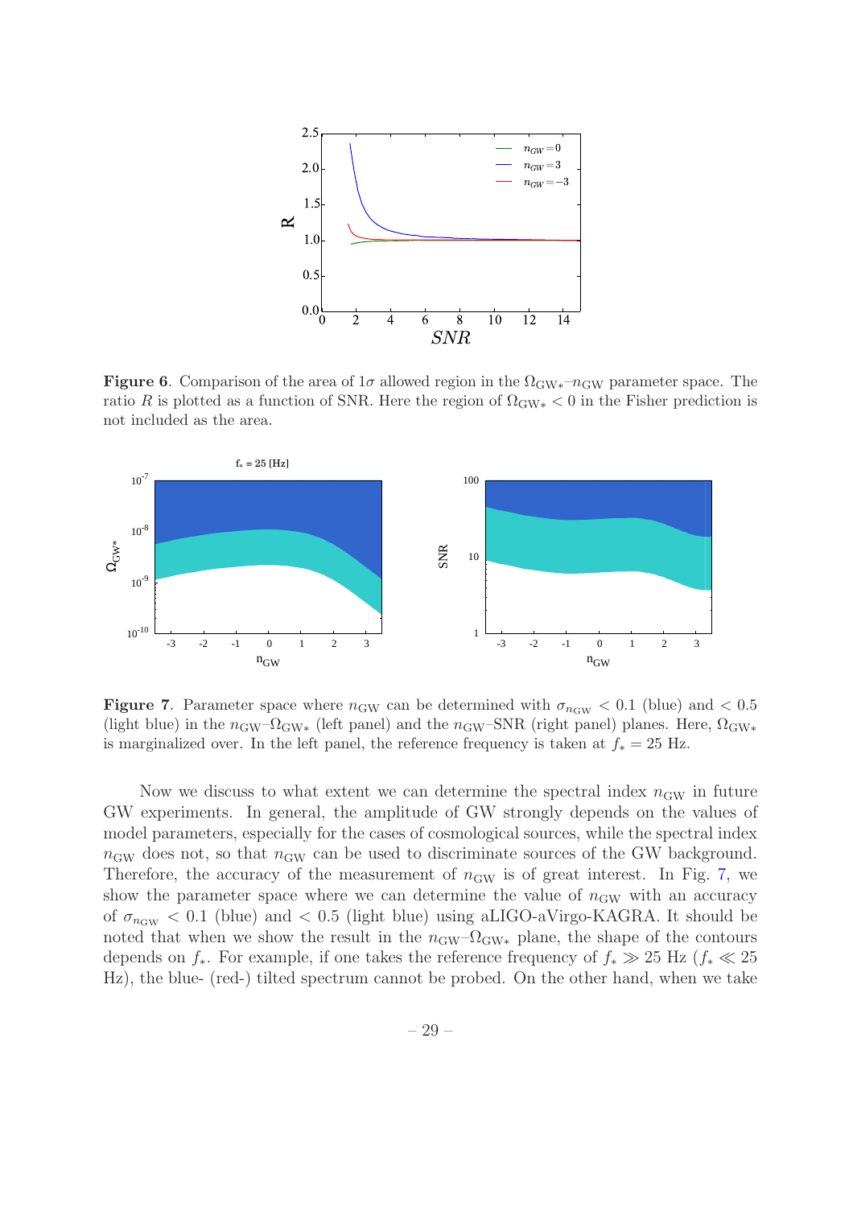**Figure 6**. Comparison of the area of $1\sigma$ allowed region in the $\Omega_{\rm GW*}$–$n_{\rm GW}$ parameter space. The ratio $R$ is plotted as a function of SNR. Here the region of $\Omega_{\rm GW*} < 0$ in the Fisher prediction is not included as the area.

**Figure 7**. Parameter space where $n_{\rm GW}$ can be determined with $\sigma_{n_{\rm GW}} < 0.1$ (blue) and $< 0.5$ (light blue) in the $n_{\rm GW}$–$\Omega_{\rm GW*}$ (left panel) and the $n_{\rm GW}$–SNR (right panel) planes. Here, $\Omega_{\rm GW*}$ is marginalized over. In the left panel, the reference frequency is taken at $f_* = 25$ Hz.

Now we discuss to what extent we can determine the spectral index $n_{\rm GW}$ in future GW experiments. In general, the amplitude of GW strongly depends on the values of model parameters, especially for the cases of cosmological sources, while the spectral index $n_{\rm GW}$ does not, so that $n_{\rm GW}$ can be used to discriminate sources of the GW background. Therefore, the accuracy of the measurement of $n_{\rm GW}$ is of great interest. In Fig. 7, we show the parameter space where we can determine the value of $n_{\rm GW}$ with an accuracy of $\sigma_{n_{\rm GW}} < 0.1$ (blue) and $< 0.5$ (light blue) using aLIGO-aVirgo-KAGRA. It should be noted that when we show the result in the $n_{\rm GW}$–$\Omega_{\rm GW*}$ plane, the shape of the contours depends on $f_*$. For example, if one takes the reference frequency of $f_* \gg 25$ Hz ($f_* \ll 25$ Hz), the blue- (red-) tilted spectrum cannot be probed. On the other hand, when we take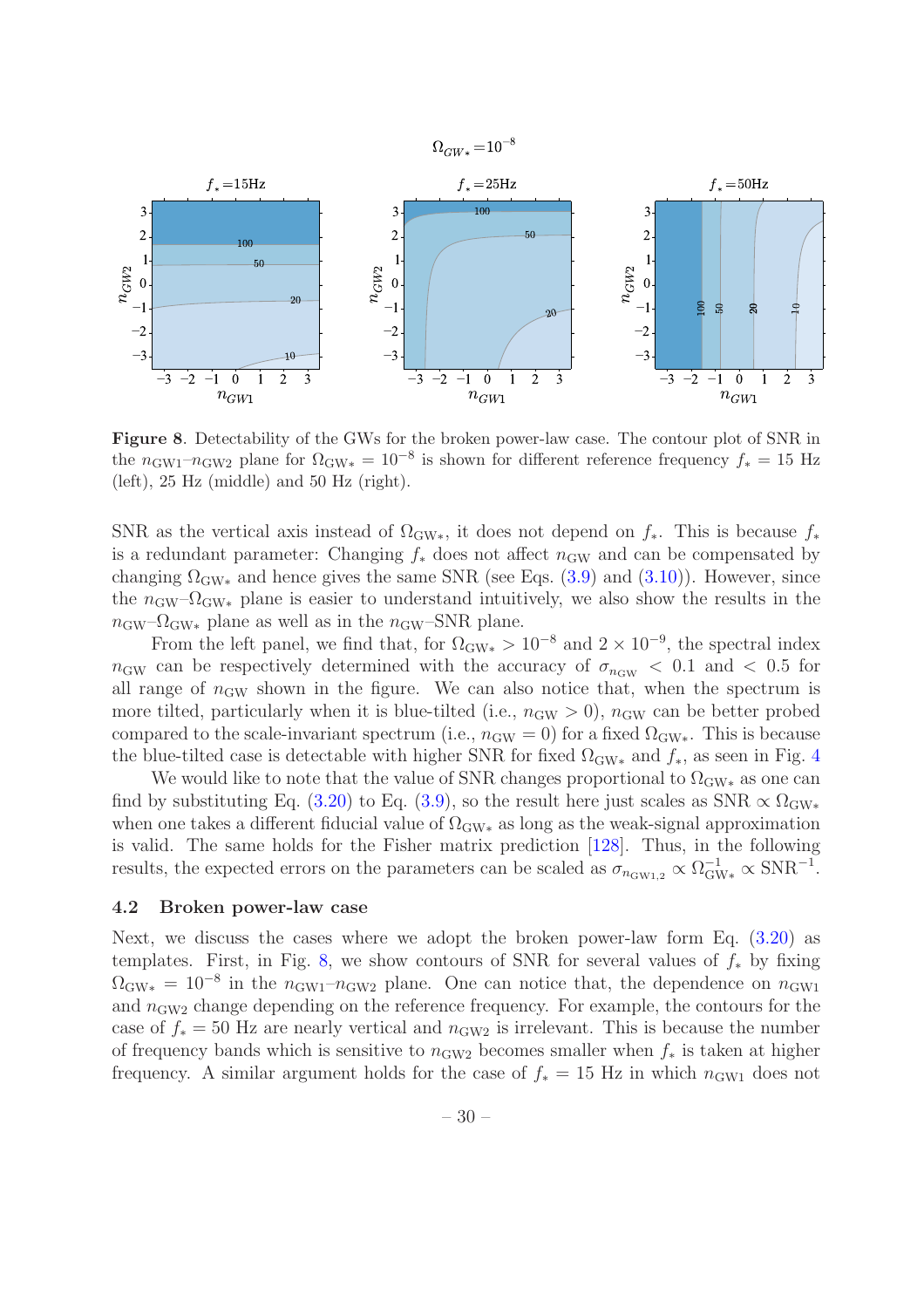**Figure 8**. Detectability of the GWs for the broken power-law case. The contour plot of SNR in the $n_{\rm GW1}$–$n_{\rm GW2}$ plane for $\Omega_{\rm GW*} = 10^{-8}$ is shown for different reference frequency $f_* = 15$ Hz (left), 25 Hz (middle) and 50 Hz (right).

SNR as the vertical axis instead of $\Omega_{\rm GW*}$, it does not depend on $f_*$. This is because $f_*$ is a redundant parameter: Changing $f_*$ does not affect $n_{\rm GW}$ and can be compensated by changing $\Omega_{\rm GW*}$ and hence gives the same SNR (see Eqs. (3.9) and (3.10)). However, since the $n_{\rm GW}$–$\Omega_{\rm GW*}$ plane is easier to understand intuitively, we also show the results in the $n_{\rm GW}$–$\Omega_{\rm GW*}$ plane as well as in the $n_{\rm GW}$–SNR plane.

From the left panel, we find that, for $\Omega_{\rm GW*} > 10^{-8}$ and $2 \times 10^{-9}$, the spectral index $n_{\rm GW}$ can be respectively determined with the accuracy of $\sigma_{n_{\rm GW}} < 0.1$ and $< 0.5$ for all range of $n_{\rm GW}$ shown in the figure. We can also notice that, when the spectrum is more tilted, particularly when it is blue-tilted (i.e., $n_{\rm GW} > 0$), $n_{\rm GW}$ can be better probed compared to the scale-invariant spectrum (i.e., $n_{\rm GW} = 0$) for a fixed $\Omega_{\rm GW*}$. This is because the blue-tilted case is detectable with higher SNR for fixed $\Omega_{\rm GW*}$ and $f_*$, as seen in Fig. 4

We would like to note that the value of SNR changes proportional to $\Omega_{\rm GW*}$ as one can find by substituting Eq. (3.20) to Eq. (3.9), so the result here just scales as SNR $\propto \Omega_{\rm GW*}$ when one takes a different fiducial value of $\Omega_{\rm GW*}$ as long as the weak-signal approximation is valid. The same holds for the Fisher matrix prediction [128]. Thus, in the following results, the expected errors on the parameters can be scaled as $\sigma_{n_{\rm GW1,2}} \propto \Omega_{\rm GW*}^{-1} \propto {\rm SNR}^{-1}$.

### 4.2 Broken power-law case

Next, we discuss the cases where we adopt the broken power-law form Eq. (3.20) as templates. First, in Fig. 8, we show contours of SNR for several values of $f_*$ by fixing $\Omega_{\rm GW*} = 10^{-8}$ in the $n_{\rm GW1}$–$n_{\rm GW2}$ plane. One can notice that, the dependence on $n_{\rm GW1}$ and $n_{\rm GW2}$ change depending on the reference frequency. For example, the contours for the case of $f_* = 50$ Hz are nearly vertical and $n_{\rm GW2}$ is irrelevant. This is because the number of frequency bands which is sensitive to $n_{\rm GW2}$ becomes smaller when $f_*$ is taken at higher frequency. A similar argument holds for the case of $f_* = 15$ Hz in which $n_{\rm GW1}$ does not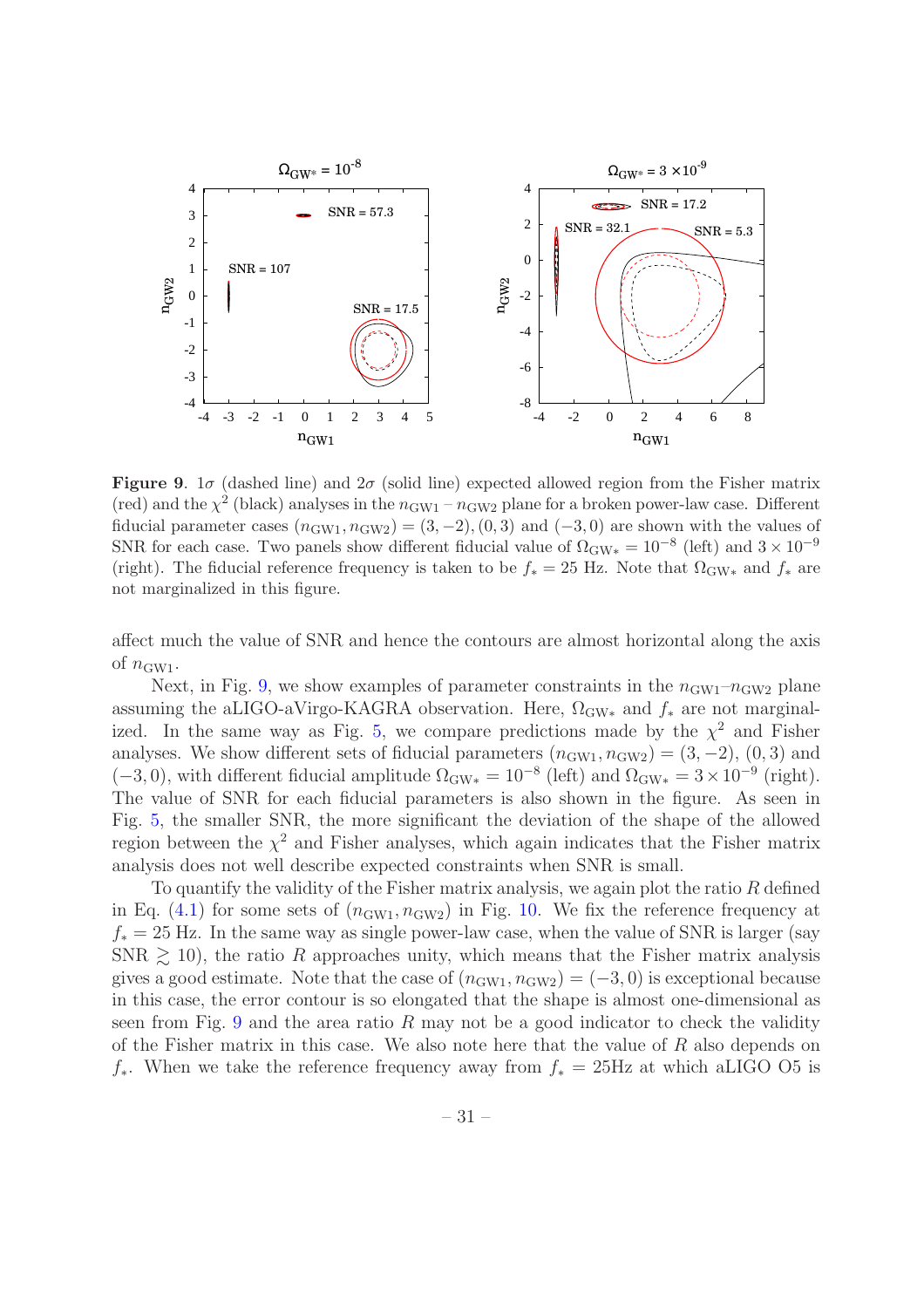**Figure 9**. $1\sigma$ (dashed line) and $2\sigma$ (solid line) expected allowed region from the Fisher matrix (red) and the $\chi^2$ (black) analyses in the $n_{\rm GW1} - n_{\rm GW2}$ plane for a broken power-law case. Different fiducial parameter cases $(n_{\rm GW1}, n_{\rm GW2}) = (3, -2), (0, 3)$ and $(-3, 0)$ are shown with the values of SNR for each case. Two panels show different fiducial value of $\Omega_{\rm GW*} = 10^{-8}$ (left) and $3 \times 10^{-9}$ (right). The fiducial reference frequency is taken to be $f_* = 25$ Hz. Note that $\Omega_{\rm GW*}$ and $f_*$ are not marginalized in this figure.

affect much the value of SNR and hence the contours are almost horizontal along the axis of $n_{\rm GW1}$.

Next, in Fig. 9, we show examples of parameter constraints in the $n_{\rm GW1}$–$n_{\rm GW2}$ plane assuming the aLIGO-aVirgo-KAGRA observation. Here, $\Omega_{\rm GW*}$ and $f_*$ are not marginalized. In the same way as Fig. 5, we compare predictions made by the $\chi^2$ and Fisher analyses. We show different sets of fiducial parameters $(n_{\rm GW1}, n_{\rm GW2}) = (3, -2)$, $(0, 3)$ and $(-3, 0)$, with different fiducial amplitude $\Omega_{\rm GW*} = 10^{-8}$ (left) and $\Omega_{\rm GW*} = 3 \times 10^{-9}$ (right). The value of SNR for each fiducial parameters is also shown in the figure. As seen in Fig. 5, the smaller SNR, the more significant the deviation of the shape of the allowed region between the $\chi^2$ and Fisher analyses, which again indicates that the Fisher matrix analysis does not well describe expected constraints when SNR is small.

To quantify the validity of the Fisher matrix analysis, we again plot the ratio $R$ defined in Eq. (4.1) for some sets of $(n_{\rm GW1}, n_{\rm GW2})$ in Fig. 10. We fix the reference frequency at $f_* = 25$ Hz. In the same way as single power-law case, when the value of SNR is larger (say SNR $\gtrsim 10$), the ratio $R$ approaches unity, which means that the Fisher matrix analysis gives a good estimate. Note that the case of $(n_{\rm GW1}, n_{\rm GW2}) = (-3, 0)$ is exceptional because in this case, the error contour is so elongated that the shape is almost one-dimensional as seen from Fig. 9 and the area ratio $R$ may not be a good indicator to check the validity of the Fisher matrix in this case. We also note here that the value of $R$ also depends on $f_*$. When we take the reference frequency away from $f_* = 25$Hz at which aLIGO O5 is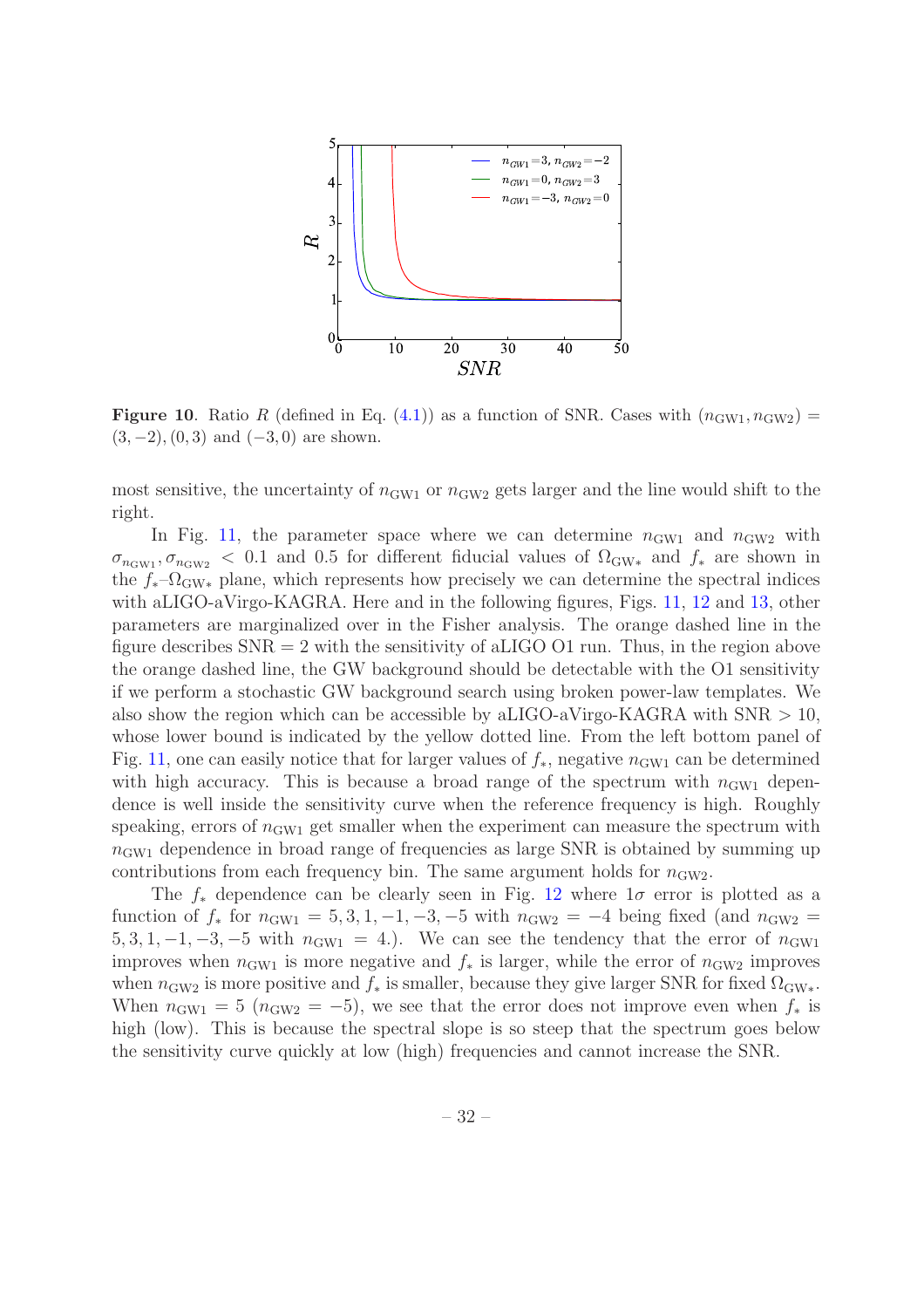**Figure 10**. Ratio $R$ (defined in Eq. (4.1)) as a function of SNR. Cases with $(n_{\rm GW1}, n_{\rm GW2}) = (3, -2), (0, 3)$ and $(-3, 0)$ are shown.

most sensitive, the uncertainty of $n_{\rm GW1}$ or $n_{\rm GW2}$ gets larger and the line would shift to the right.

In Fig. 11, the parameter space where we can determine $n_{\rm GW1}$ and $n_{\rm GW2}$ with $\sigma_{n_{\rm GW1}}, \sigma_{n_{\rm GW2}} < 0.1$ and 0.5 for different fiducial values of $\Omega_{\rm GW*}$ and $f_*$ are shown in the $f_*$–$\Omega_{\rm GW*}$ plane, which represents how precisely we can determine the spectral indices with aLIGO-aVirgo-KAGRA. Here and in the following figures, Figs. 11, 12 and 13, other parameters are marginalized over in the Fisher analysis. The orange dashed line in the figure describes SNR $= 2$ with the sensitivity of aLIGO O1 run. Thus, in the region above the orange dashed line, the GW background should be detectable with the O1 sensitivity if we perform a stochastic GW background search using broken power-law templates. We also show the region which can be accessible by aLIGO-aVirgo-KAGRA with SNR $> 10$, whose lower bound is indicated by the yellow dotted line. From the left bottom panel of Fig. 11, one can easily notice that for larger values of $f_*$, negative $n_{\rm GW1}$ can be determined with high accuracy. This is because a broad range of the spectrum with $n_{\rm GW1}$ dependence is well inside the sensitivity curve when the reference frequency is high. Roughly speaking, errors of $n_{\rm GW1}$ get smaller when the experiment can measure the spectrum with $n_{\rm GW1}$ dependence in broad range of frequencies as large SNR is obtained by summing up contributions from each frequency bin. The same argument holds for $n_{\rm GW2}$.

The $f_*$ dependence can be clearly seen in Fig. 12 where $1\sigma$ error is plotted as a function of $f_*$ for $n_{\rm GW1} = 5, 3, 1, -1, -3, -5$ with $n_{\rm GW2} = -4$ being fixed (and $n_{\rm GW2} = 5, 3, 1, -1, -3, -5$ with $n_{\rm GW1} = 4$.). We can see the tendency that the error of $n_{\rm GW1}$ improves when $n_{\rm GW1}$ is more negative and $f_*$ is larger, while the error of $n_{\rm GW2}$ improves when $n_{\rm GW2}$ is more positive and $f_*$ is smaller, because they give larger SNR for fixed $\Omega_{\rm GW*}$. When $n_{\rm GW1} = 5$ ($n_{\rm GW2} = -5$), we see that the error does not improve even when $f_*$ is high (low). This is because the spectral slope is so steep that the spectrum goes below the sensitivity curve quickly at low (high) frequencies and cannot increase the SNR.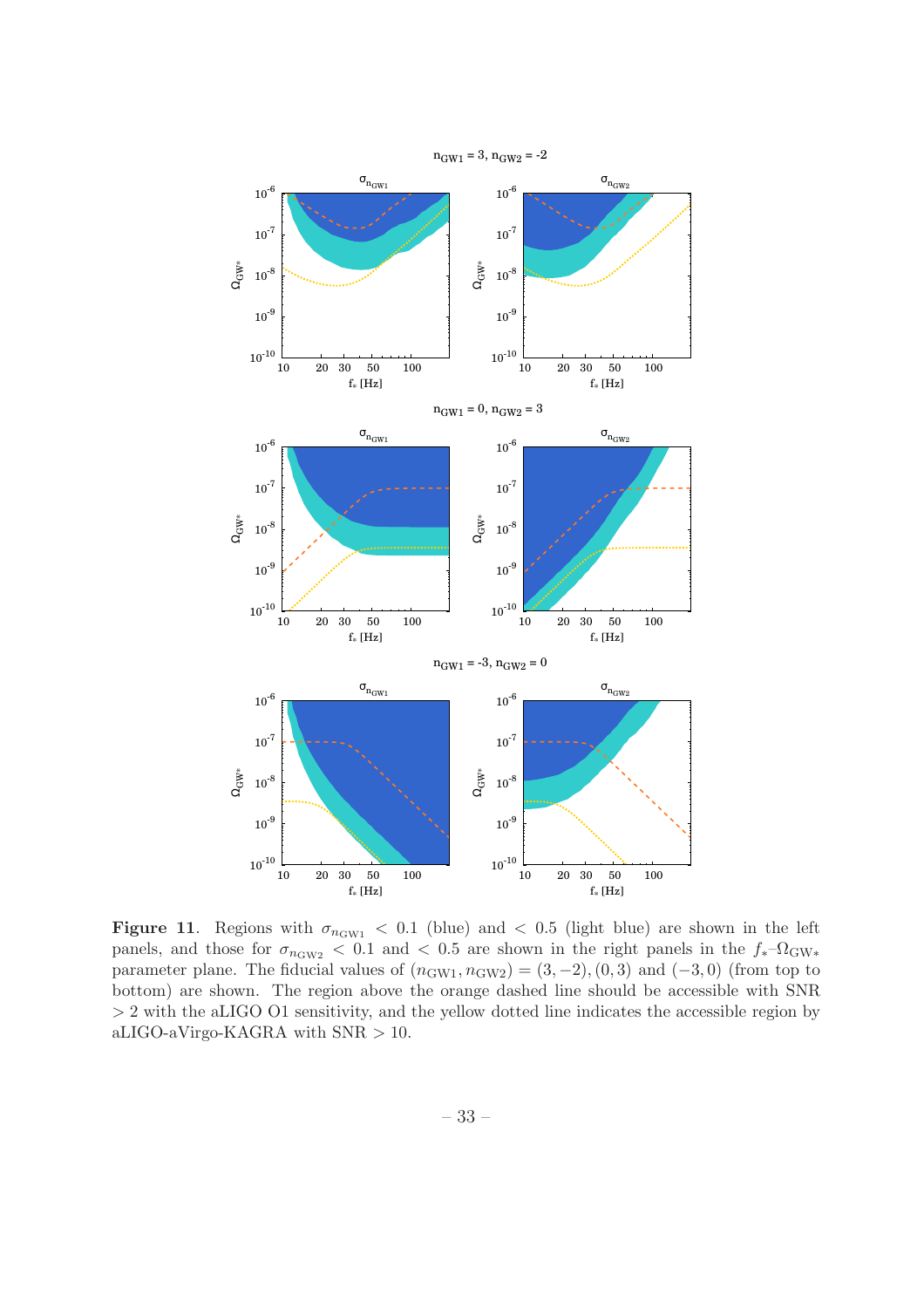**Figure 11**. Regions with $\sigma_{n_{\rm GW1}} < 0.1$ (blue) and $< 0.5$ (light blue) are shown in the left panels, and those for $\sigma_{n_{\rm GW2}} < 0.1$ and $< 0.5$ are shown in the right panels in the $f_*$–$\Omega_{\rm GW*}$ parameter plane. The fiducial values of $(n_{\rm GW1}, n_{\rm GW2}) = (3, -2), (0, 3)$ and $(-3, 0)$ (from top to bottom) are shown. The region above the orange dashed line should be accessible with SNR $> 2$ with the aLIGO O1 sensitivity, and the yellow dotted line indicates the accessible region by aLIGO-aVirgo-KAGRA with SNR $> 10$.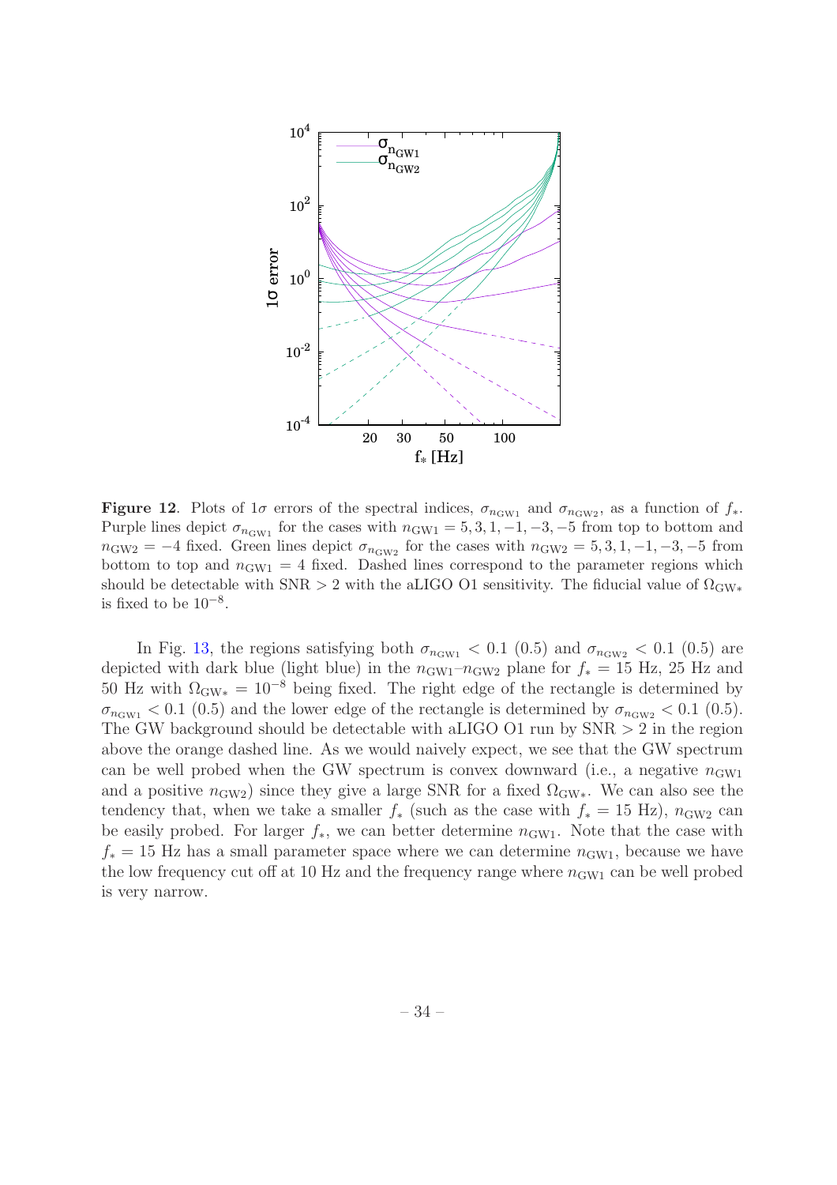**Figure 12**. Plots of $1\sigma$ errors of the spectral indices, $\sigma_{n_{\rm GW1}}$ and $\sigma_{n_{\rm GW2}}$, as a function of $f_*$. Purple lines depict $\sigma_{n_{\rm GW1}}$ for the cases with $n_{\rm GW1} = 5, 3, 1, -1, -3, -5$ from top to bottom and $n_{\rm GW2} = -4$ fixed. Green lines depict $\sigma_{n_{\rm GW2}}$ for the cases with $n_{\rm GW2} = 5, 3, 1, -1, -3, -5$ from bottom to top and $n_{\rm GW1} = 4$ fixed. Dashed lines correspond to the parameter regions which should be detectable with SNR $> 2$ with the aLIGO O1 sensitivity. The fiducial value of $\Omega_{\rm GW*}$ is fixed to be $10^{-8}$.

In Fig. 13, the regions satisfying both $\sigma_{n_{\rm GW1}} < 0.1$ (0.5) and $\sigma_{n_{\rm GW2}} < 0.1$ (0.5) are depicted with dark blue (light blue) in the $n_{\rm GW1}$–$n_{\rm GW2}$ plane for $f_* = 15$ Hz, 25 Hz and 50 Hz with $\Omega_{\rm GW*} = 10^{-8}$ being fixed. The right edge of the rectangle is determined by $\sigma_{n_{\rm GW1}} < 0.1$ (0.5) and the lower edge of the rectangle is determined by $\sigma_{n_{\rm GW2}} < 0.1$ (0.5). The GW background should be detectable with aLIGO O1 run by SNR $> 2$ in the region above the orange dashed line. As we would naively expect, we see that the GW spectrum can be well probed when the GW spectrum is convex downward (i.e., a negative $n_{\rm GW1}$ and a positive $n_{\rm GW2}$) since they give a large SNR for a fixed $\Omega_{\rm GW*}$. We can also see the tendency that, when we take a smaller $f_*$ (such as the case with $f_* = 15$ Hz), $n_{\rm GW2}$ can be easily probed. For larger $f_*$, we can better determine $n_{\rm GW1}$. Note that the case with $f_* = 15$ Hz has a small parameter space where we can determine $n_{\rm GW1}$, because we have the low frequency cut off at 10 Hz and the frequency range where $n_{\rm GW1}$ can be well probed is very narrow.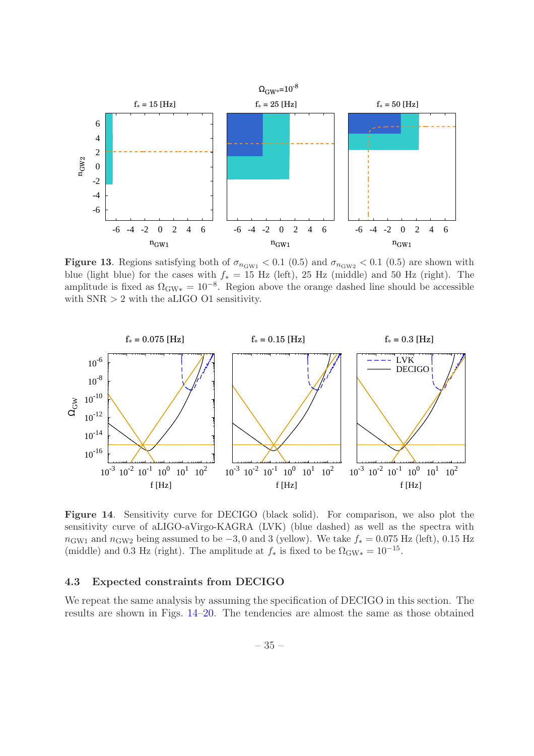**Figure 13**. Regions satisfying both of $\sigma_{n_{\rm GW1}} < 0.1$ (0.5) and $\sigma_{n_{\rm GW2}} < 0.1$ (0.5) are shown with blue (light blue) for the cases with $f_* = 15$ Hz (left), 25 Hz (middle) and 50 Hz (right). The amplitude is fixed as $\Omega_{\rm GW*} = 10^{-8}$. Region above the orange dashed line should be accessible with SNR $> 2$ with the aLIGO O1 sensitivity.

**Figure 14**. Sensitivity curve for DECIGO (black solid). For comparison, we also plot the sensitivity curve of aLIGO-aVirgo-KAGRA (LVK) (blue dashed) as well as the spectra with $n_{\rm GW1}$ and $n_{\rm GW2}$ being assumed to be $-3, 0$ and 3 (yellow). We take $f_* = 0.075$ Hz (left), 0.15 Hz (middle) and 0.3 Hz (right). The amplitude at $f_*$ is fixed to be $\Omega_{\rm GW*} = 10^{-15}$.

### 4.3 Expected constraints from DECIGO

We repeat the same analysis by assuming the specification of DECIGO in this section. The results are shown in Figs. 14–20. The tendencies are almost the same as those obtained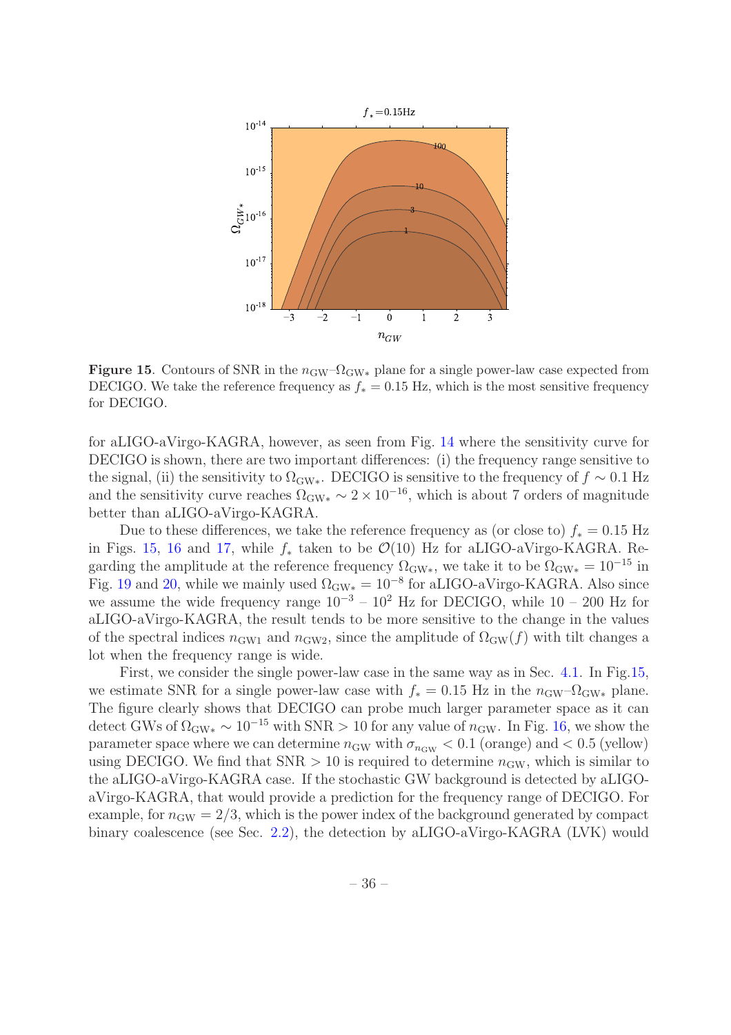**Figure 15**. Contours of SNR in the $n_{\rm GW}$–$\Omega_{\rm GW*}$ plane for a single power-law case expected from DECIGO. We take the reference frequency as $f_* = 0.15$ Hz, which is the most sensitive frequency for DECIGO.

for aLIGO-aVirgo-KAGRA, however, as seen from Fig. 14 where the sensitivity curve for DECIGO is shown, there are two important differences: (i) the frequency range sensitive to the signal, (ii) the sensitivity to $\Omega_{\rm GW*}$. DECIGO is sensitive to the frequency of $f \sim 0.1$ Hz and the sensitivity curve reaches $\Omega_{\rm GW*} \sim 2 \times 10^{-16}$, which is about 7 orders of magnitude better than aLIGO-aVirgo-KAGRA.

Due to these differences, we take the reference frequency as (or close to) $f_* = 0.15$ Hz in Figs. 15, 16 and 17, while $f_*$ taken to be $\mathcal{O}(10)$ Hz for aLIGO-aVirgo-KAGRA. Regarding the amplitude at the reference frequency $\Omega_{\rm GW*}$, we take it to be $\Omega_{\rm GW*} = 10^{-15}$ in Fig. 19 and 20, while we mainly used $\Omega_{\rm GW*} = 10^{-8}$ for aLIGO-aVirgo-KAGRA. Also since we assume the wide frequency range $10^{-3}$ – $10^{2}$ Hz for DECIGO, while 10 – 200 Hz for aLIGO-aVirgo-KAGRA, the result tends to be more sensitive to the change in the values of the spectral indices $n_{\rm GW1}$ and $n_{\rm GW2}$, since the amplitude of $\Omega_{\rm GW}(f)$ with tilt changes a lot when the frequency range is wide.

First, we consider the single power-law case in the same way as in Sec. 4.1. In Fig.15, we estimate SNR for a single power-law case with $f_* = 0.15$ Hz in the $n_{\rm GW}$–$\Omega_{\rm GW*}$ plane. The figure clearly shows that DECIGO can probe much larger parameter space as it can detect GWs of $\Omega_{\rm GW*} \sim 10^{-15}$ with SNR $> 10$ for any value of $n_{\rm GW}$. In Fig. 16, we show the parameter space where we can determine $n_{\rm GW}$ with $\sigma_{n_{\rm GW}} < 0.1$ (orange) and $< 0.5$ (yellow) using DECIGO. We find that SNR $> 10$ is required to determine $n_{\rm GW}$, which is similar to the aLIGO-aVirgo-KAGRA case. If the stochastic GW background is detected by aLIGO-aVirgo-KAGRA, that would provide a prediction for the frequency range of DECIGO. For example, for $n_{\rm GW} = 2/3$, which is the power index of the background generated by compact binary coalescence (see Sec. 2.2), the detection by aLIGO-aVirgo-KAGRA (LVK) would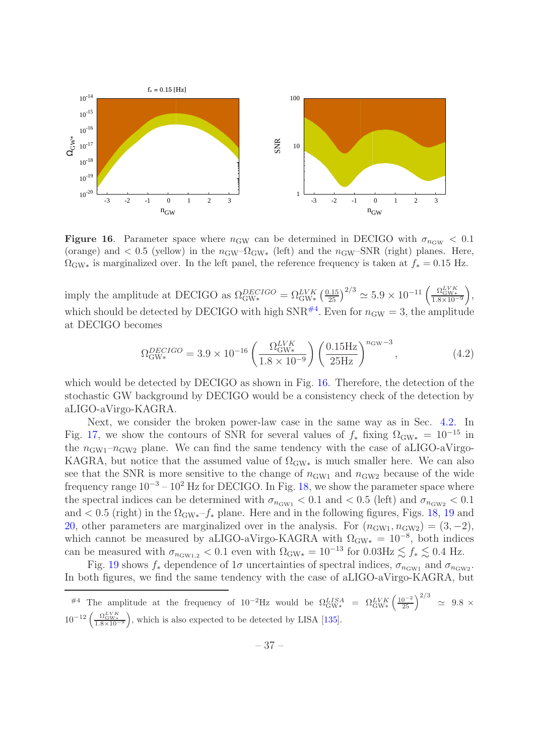**Figure 16**. Parameter space where $n_{\rm GW}$ can be determined in DECIGO with $\sigma_{n_{\rm GW}} < 0.1$ (orange) and $< 0.5$ (yellow) in the $n_{\rm GW}$–$\Omega_{\rm GW*}$ (left) and the $n_{\rm GW}$–SNR (right) planes. Here, $\Omega_{\rm GW*}$ is marginalized over. In the left panel, the reference frequency is taken at $f_* = 0.15$ Hz.

imply the amplitude at DECIGO as $\Omega^{DECIGO}_{\rm GW*} = \Omega^{LVK}_{\rm GW*}\left(\frac{0.15}{25}\right)^{2/3} \simeq 5.9 \times 10^{-11}\left(\frac{\Omega^{LVK}_{\rm GW*}}{1.8\times 10^{-9}}\right)$, which should be detected by DECIGO with high SNR[#4]. Even for $n_{\rm GW} = 3$, the amplitude at DECIGO becomes

$$\Omega^{DECIGO}_{\rm GW*} = 3.9 \times 10^{-16}\left(\frac{\Omega^{LVK}_{\rm GW*}}{1.8\times 10^{-9}}\right)\left(\frac{0.15{\rm Hz}}{25{\rm Hz}}\right)^{n_{\rm GW}-3}, \tag{4.2}$$

which would be detected by DECIGO as shown in Fig. 16. Therefore, the detection of the stochastic GW background by DECIGO would be a consistency check of the detection by aLIGO-aVirgo-KAGRA.

Next, we consider the broken power-law case in the same way as in Sec. 4.2. In Fig. 17, we show the contours of SNR for several values of $f_*$ fixing $\Omega_{\rm GW*} = 10^{-15}$ in the $n_{\rm GW1}$–$n_{\rm GW2}$ plane. We can find the same tendency with the case of aLIGO-aVirgo-KAGRA, but notice that the assumed value of $\Omega_{\rm GW*}$ is much smaller here. We can also see that the SNR is more sensitive to the change of $n_{\rm GW1}$ and $n_{\rm GW2}$ because of the wide frequency range $10^{-3}$ – $10^{2}$ Hz for DECIGO. In Fig. 18, we show the parameter space where the spectral indices can be determined with $\sigma_{n_{\rm GW1}} < 0.1$ and $< 0.5$ (left) and $\sigma_{n_{\rm GW2}} < 0.1$ and $< 0.5$ (right) in the $\Omega_{\rm GW*}$–$f_*$ plane. Here and in the following figures, Figs. 18, 19 and 20, other parameters are marginalized over in the analysis. For $(n_{\rm GW1}, n_{\rm GW2}) = (3, -2)$, which cannot be measured by aLIGO-aVirgo-KAGRA with $\Omega_{\rm GW*} = 10^{-8}$, both indices can be measured with $\sigma_{n_{\rm GW1,2}} < 0.1$ even with $\Omega_{\rm GW*} = 10^{-13}$ for $0.03{\rm Hz} \lesssim f_* \lesssim 0.4$ Hz.

Fig. 19 shows $f_*$ dependence of $1\sigma$ uncertainties of spectral indices, $\sigma_{n_{\rm GW1}}$ and $\sigma_{n_{\rm GW2}}$. In both figures, we find the same tendency with the case of aLIGO-aVirgo-KAGRA, but

---

[#4] The amplitude at the frequency of $10^{-2}$Hz would be $\Omega^{LISA}_{\rm GW*} = \Omega^{LVK}_{\rm GW*}\left(\frac{10^{-2}}{25}\right)^{2/3} \simeq 9.8 \times 10^{-12}\left(\frac{\Omega^{LVK}_{\rm GW*}}{1.8\times 10^{-9}}\right)$, which is also expected to be detected by LISA [135].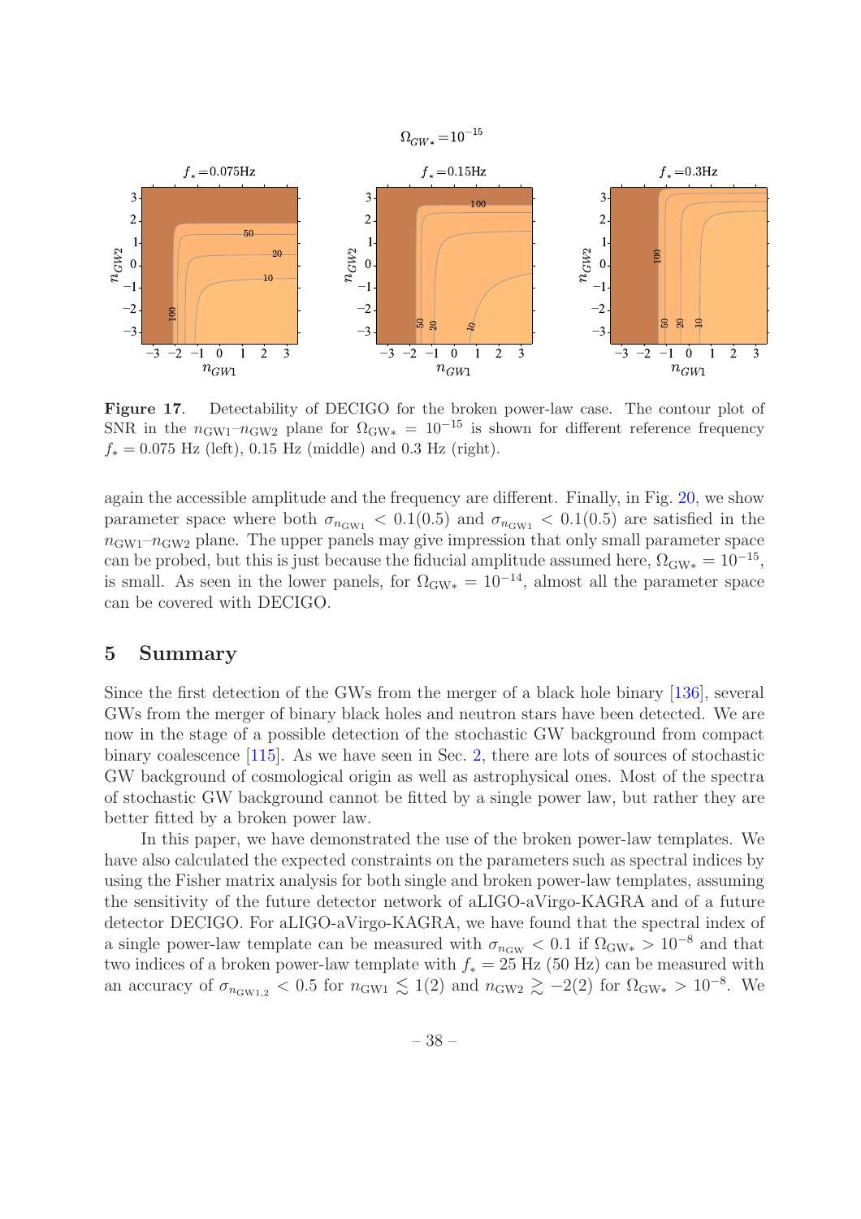**Figure 17**. Detectability of DECIGO for the broken power-law case. The contour plot of SNR in the $n_{\rm GW1}$–$n_{\rm GW2}$ plane for $\Omega_{\rm GW*} = 10^{-15}$ is shown for different reference frequency $f_* = 0.075$ Hz (left), 0.15 Hz (middle) and 0.3 Hz (right).

again the accessible amplitude and the frequency are different. Finally, in Fig. 20, we show parameter space where both $\sigma_{n_{\rm GW1}} < 0.1(0.5)$ and $\sigma_{n_{\rm GW1}} < 0.1(0.5)$ are satisfied in the $n_{\rm GW1}$–$n_{\rm GW2}$ plane. The upper panels may give impression that only small parameter space can be probed, but this is just because the fiducial amplitude assumed here, $\Omega_{\rm GW*} = 10^{-15}$, is small. As seen in the lower panels, for $\Omega_{\rm GW*} = 10^{-14}$, almost all the parameter space can be covered with DECIGO.

## 5 Summary

Since the first detection of the GWs from the merger of a black hole binary [136], several GWs from the merger of binary black holes and neutron stars have been detected. We are now in the stage of a possible detection of the stochastic GW background from compact binary coalescence [115]. As we have seen in Sec. 2, there are lots of sources of stochastic GW background of cosmological origin as well as astrophysical ones. Most of the spectra of stochastic GW background cannot be fitted by a single power law, but rather they are better fitted by a broken power law.

In this paper, we have demonstrated the use of the broken power-law templates. We have also calculated the expected constraints on the parameters such as spectral indices by using the Fisher matrix analysis for both single and broken power-law templates, assuming the sensitivity of the future detector network of aLIGO-aVirgo-KAGRA and of a future detector DECIGO. For aLIGO-aVirgo-KAGRA, we have found that the spectral index of a single power-law template can be measured with $\sigma_{n_{\rm GW}} < 0.1$ if $\Omega_{\rm GW*} > 10^{-8}$ and that two indices of a broken power-law template with $f_* = 25$ Hz (50 Hz) can be measured with an accuracy of $\sigma_{n_{\rm GW1,2}} < 0.5$ for $n_{\rm GW1} \lesssim 1(2)$ and $n_{\rm GW2} \gtrsim -2(2)$ for $\Omega_{\rm GW*} > 10^{-8}$. We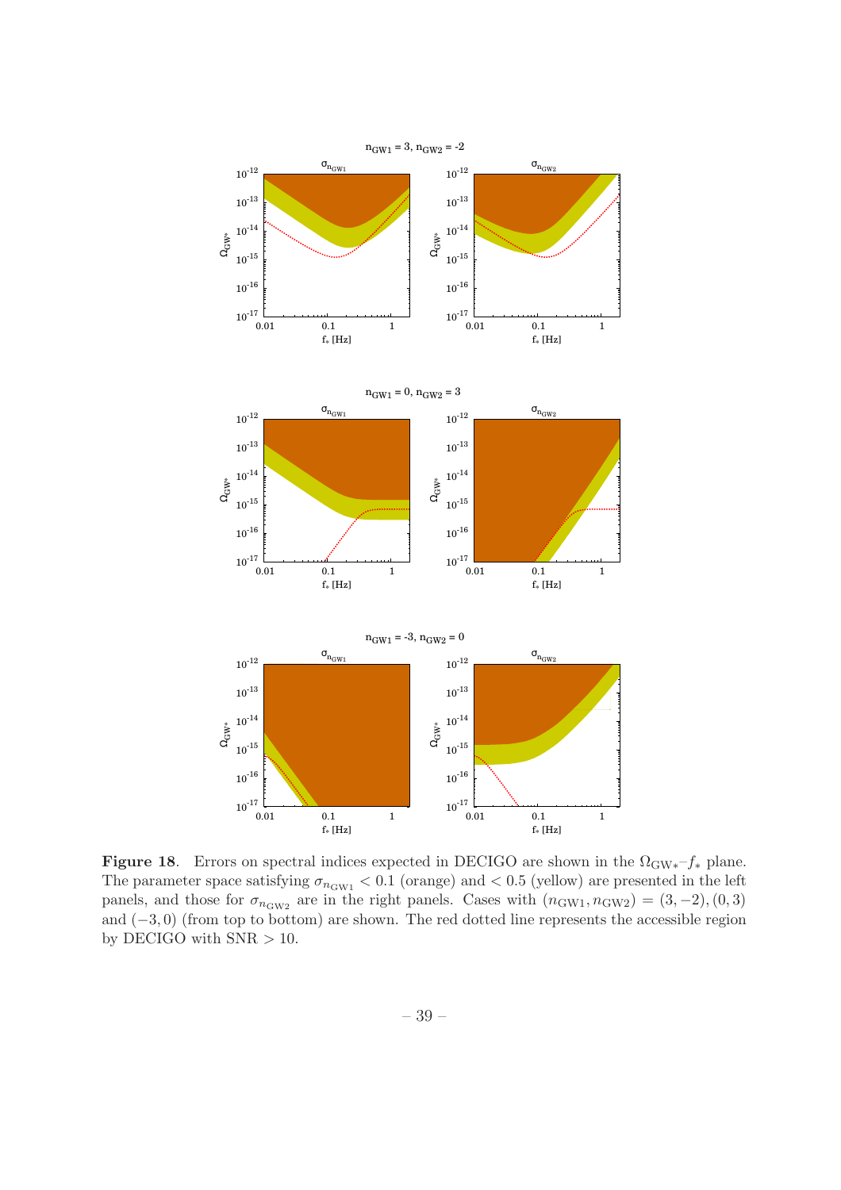**Figure 18**. Errors on spectral indices expected in DECIGO are shown in the $\Omega_{\rm GW*}$–$f_*$ plane. The parameter space satisfying $\sigma_{n_{\rm GW1}} < 0.1$ (orange) and $< 0.5$ (yellow) are presented in the left panels, and those for $\sigma_{n_{\rm GW2}}$ are in the right panels. Cases with $(n_{\rm GW1}, n_{\rm GW2}) = (3, -2), (0, 3)$ and $(-3, 0)$ (from top to bottom) are shown. The red dotted line represents the accessible region by DECIGO with SNR $> 10$.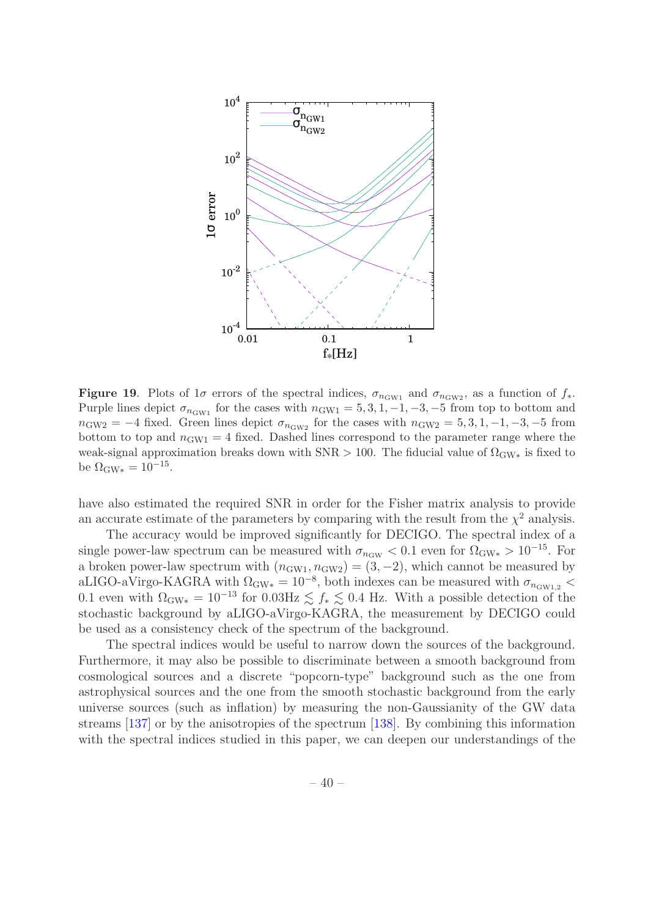**Figure 19**. Plots of $1\sigma$ errors of the spectral indices, $\sigma_{n_{\rm GW1}}$ and $\sigma_{n_{\rm GW2}}$, as a function of $f_*$. Purple lines depict $\sigma_{n_{\rm GW1}}$ for the cases with $n_{\rm GW1} = 5, 3, 1, -1, -3, -5$ from top to bottom and $n_{\rm GW2} = -4$ fixed. Green lines depict $\sigma_{n_{\rm GW2}}$ for the cases with $n_{\rm GW2} = 5, 3, 1, -1, -3, -5$ from bottom to top and $n_{\rm GW1} = 4$ fixed. Dashed lines correspond to the parameter range where the weak-signal approximation breaks down with SNR > 100. The fiducial value of $\Omega_{\rm GW*}$ is fixed to be $\Omega_{\rm GW*} = 10^{-15}$.

have also estimated the required SNR in order for the Fisher matrix analysis to provide an accurate estimate of the parameters by comparing with the result from the $\chi^2$ analysis.

The accuracy would be improved significantly for DECIGO. The spectral index of a single power-law spectrum can be measured with $\sigma_{n_{\rm GW}} < 0.1$ even for $\Omega_{\rm GW*} > 10^{-15}$. For a broken power-law spectrum with $(n_{\rm GW1}, n_{\rm GW2}) = (3, -2)$, which cannot be measured by aLIGO-aVirgo-KAGRA with $\Omega_{\rm GW*} = 10^{-8}$, both indexes can be measured with $\sigma_{n_{\rm GW1,2}} < 0.1$ even with $\Omega_{\rm GW*} = 10^{-13}$ for $0.03\text{Hz} \lesssim f_* \lesssim 0.4$ Hz. With a possible detection of the stochastic background by aLIGO-aVirgo-KAGRA, the measurement by DECIGO could be used as a consistency check of the spectrum of the background.

The spectral indices would be useful to narrow down the sources of the background. Furthermore, it may also be possible to discriminate between a smooth background from cosmological sources and a discrete "popcorn-type" background such as the one from astrophysical sources and the one from the smooth stochastic background from the early universe sources (such as inflation) by measuring the non-Gaussianity of the GW data streams [137] or by the anisotropies of the spectrum [138]. By combining this information with the spectral indices studied in this paper, we can deepen our understandings of the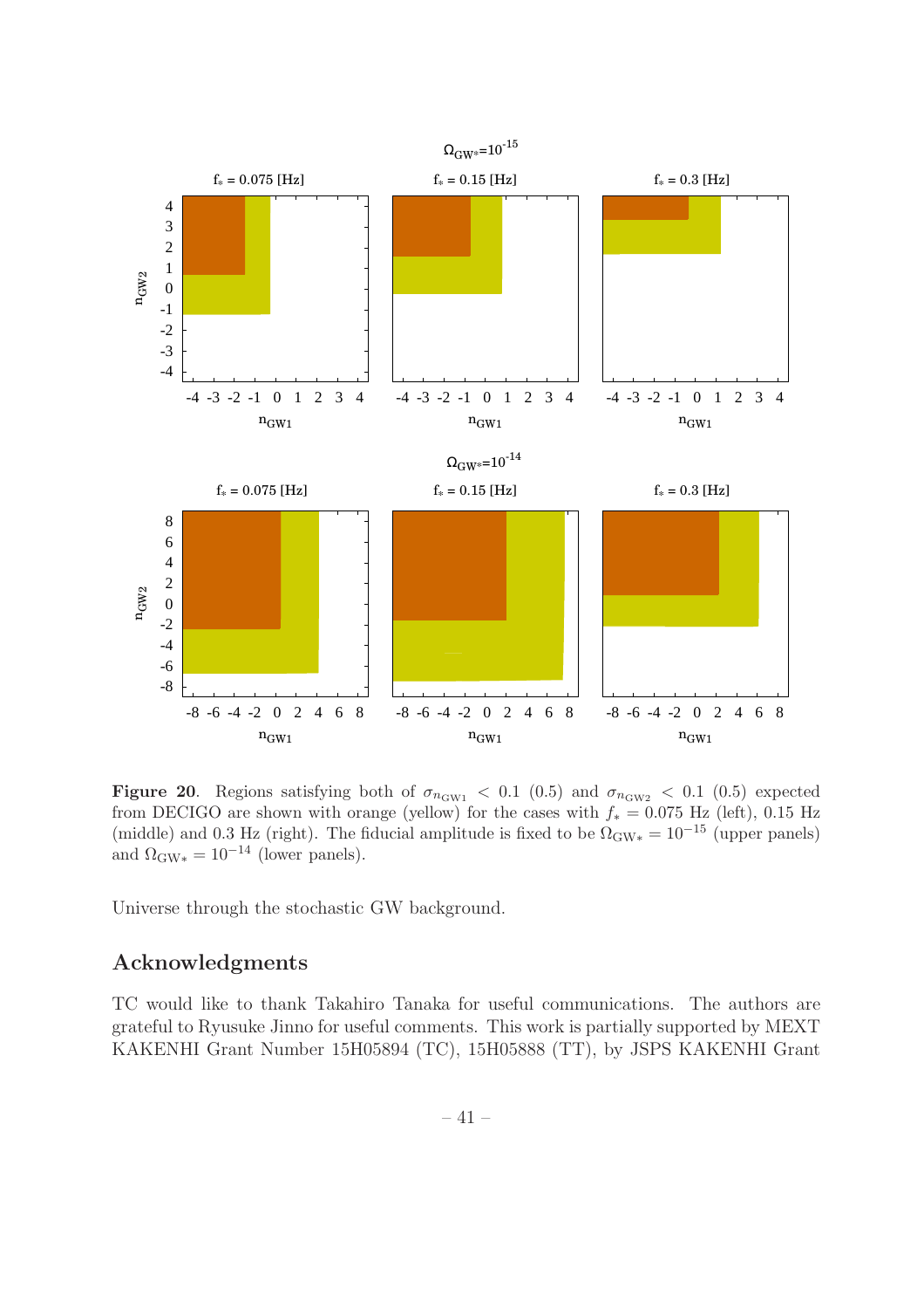**Figure 20**. Regions satisfying both of $\sigma_{n_{\rm GW1}} < 0.1$ (0.5) and $\sigma_{n_{\rm GW2}} < 0.1$ (0.5) expected from DECIGO are shown with orange (yellow) for the cases with $f_* = 0.075$ Hz (left), 0.15 Hz (middle) and 0.3 Hz (right). The fiducial amplitude is fixed to be $\Omega_{\rm GW*} = 10^{-15}$ (upper panels) and $\Omega_{\rm GW*} = 10^{-14}$ (lower panels).

Universe through the stochastic GW background.

## Acknowledgments

TC would like to thank Takahiro Tanaka for useful communications. The authors are grateful to Ryusuke Jinno for useful comments. This work is partially supported by MEXT KAKENHI Grant Number 15H05894 (TC), 15H05888 (TT), by JSPS KAKENHI Grant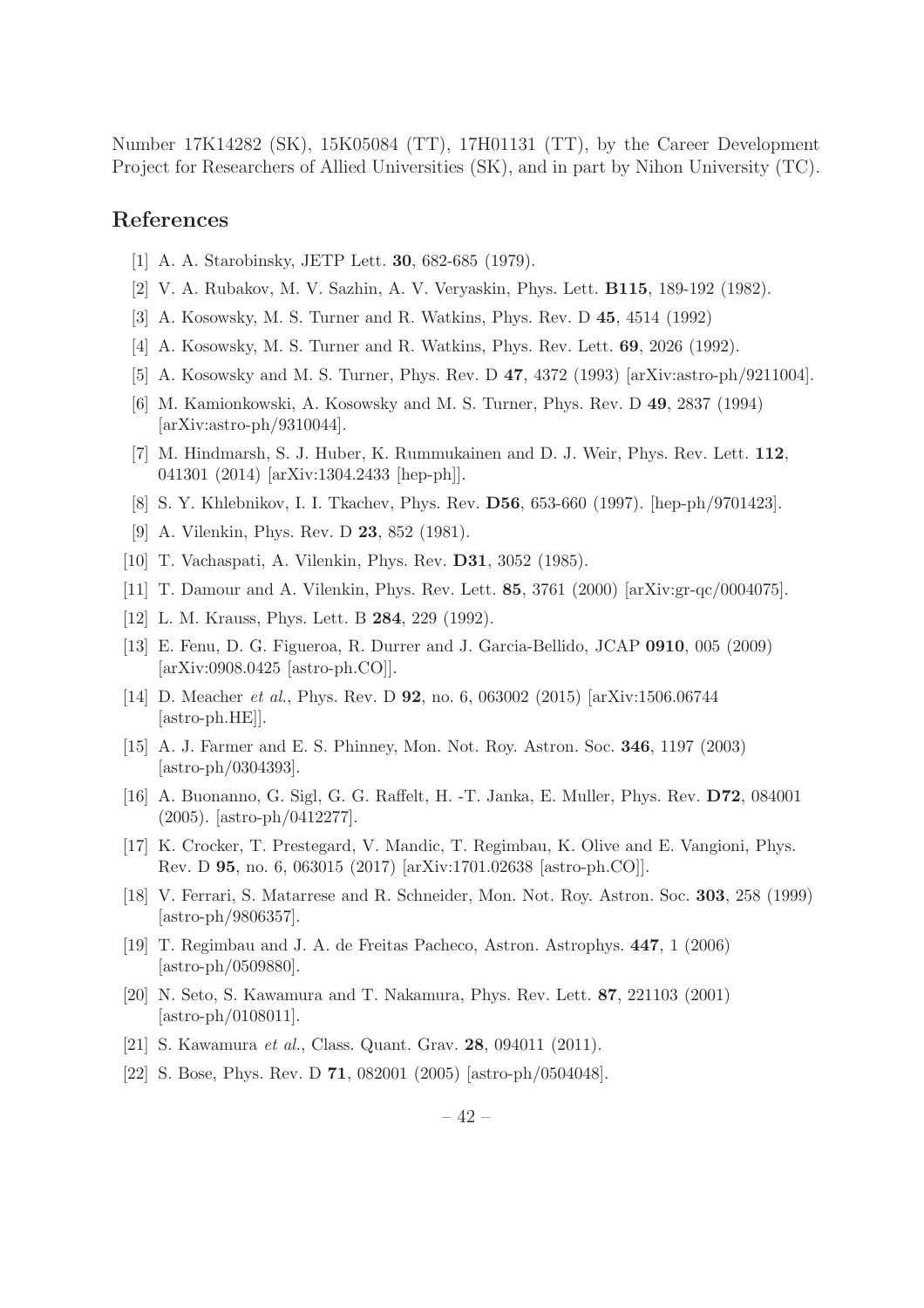Number 17K14282 (SK), 15K05084 (TT), 17H01131 (TT), by the Career Development Project for Researchers of Allied Universities (SK), and in part by Nihon University (TC).

## References

[1] A. A. Starobinsky, JETP Lett. **30**, 682-685 (1979).

[2] V. A. Rubakov, M. V. Sazhin, A. V. Veryaskin, Phys. Lett. **B115**, 189-192 (1982).

[3] A. Kosowsky, M. S. Turner and R. Watkins, Phys. Rev. D **45**, 4514 (1992)

[4] A. Kosowsky, M. S. Turner and R. Watkins, Phys. Rev. Lett. **69**, 2026 (1992).

[5] A. Kosowsky and M. S. Turner, Phys. Rev. D **47**, 4372 (1993) [arXiv:astro-ph/9211004].

[6] M. Kamionkowski, A. Kosowsky and M. S. Turner, Phys. Rev. D **49**, 2837 (1994) [arXiv:astro-ph/9310044].

[7] M. Hindmarsh, S. J. Huber, K. Rummukainen and D. J. Weir, Phys. Rev. Lett. **112**, 041301 (2014) [arXiv:1304.2433 [hep-ph]].

[8] S. Y. Khlebnikov, I. I. Tkachev, Phys. Rev. **D56**, 653-660 (1997). [hep-ph/9701423].

[9] A. Vilenkin, Phys. Rev. D **23**, 852 (1981).

[10] T. Vachaspati, A. Vilenkin, Phys. Rev. **D31**, 3052 (1985).

[11] T. Damour and A. Vilenkin, Phys. Rev. Lett. **85**, 3761 (2000) [arXiv:gr-qc/0004075].

[12] L. M. Krauss, Phys. Lett. B **284**, 229 (1992).

[13] E. Fenu, D. G. Figueroa, R. Durrer and J. Garcia-Bellido, JCAP **0910**, 005 (2009) [arXiv:0908.0425 [astro-ph.CO]].

[14] D. Meacher *et al.*, Phys. Rev. D **92**, no. 6, 063002 (2015) [arXiv:1506.06744 [astro-ph.HE]].

[15] A. J. Farmer and E. S. Phinney, Mon. Not. Roy. Astron. Soc. **346**, 1197 (2003) [astro-ph/0304393].

[16] A. Buonanno, G. Sigl, G. G. Raffelt, H. -T. Janka, E. Muller, Phys. Rev. **D72**, 084001 (2005). [astro-ph/0412277].

[17] K. Crocker, T. Prestegard, V. Mandic, T. Regimbau, K. Olive and E. Vangioni, Phys. Rev. D **95**, no. 6, 063015 (2017) [arXiv:1701.02638 [astro-ph.CO]].

[18] V. Ferrari, S. Matarrese and R. Schneider, Mon. Not. Roy. Astron. Soc. **303**, 258 (1999) [astro-ph/9806357].

[19] T. Regimbau and J. A. de Freitas Pacheco, Astron. Astrophys. **447**, 1 (2006) [astro-ph/0509880].

[20] N. Seto, S. Kawamura and T. Nakamura, Phys. Rev. Lett. **87**, 221103 (2001) [astro-ph/0108011].

[21] S. Kawamura *et al.*, Class. Quant. Grav. **28**, 094011 (2011).

[22] S. Bose, Phys. Rev. D **71**, 082001 (2005) [astro-ph/0504048].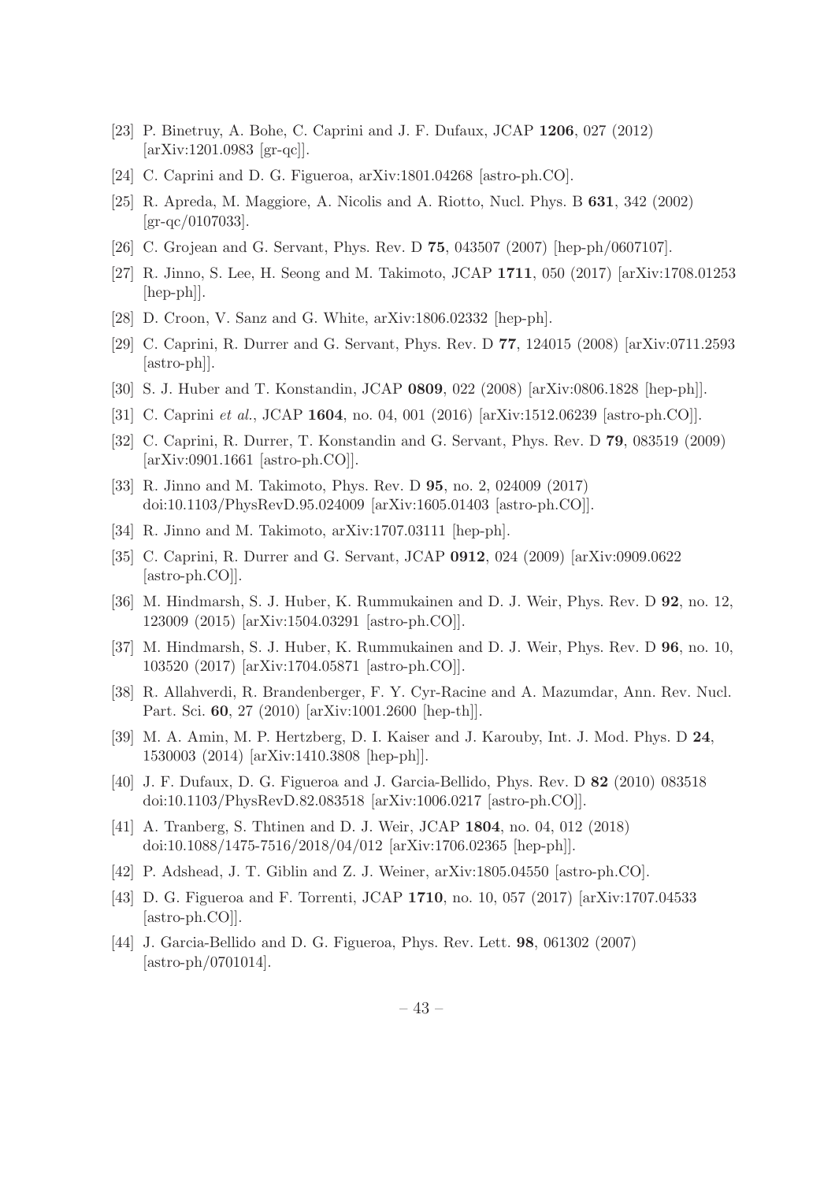[23] P. Binetruy, A. Bohe, C. Caprini and J. F. Dufaux, JCAP **1206**, 027 (2012) [arXiv:1201.0983 [gr-qc]].

[24] C. Caprini and D. G. Figueroa, arXiv:1801.04268 [astro-ph.CO].

[25] R. Apreda, M. Maggiore, A. Nicolis and A. Riotto, Nucl. Phys. B **631**, 342 (2002) [gr-qc/0107033].

[26] C. Grojean and G. Servant, Phys. Rev. D **75**, 043507 (2007) [hep-ph/0607107].

[27] R. Jinno, S. Lee, H. Seong and M. Takimoto, JCAP **1711**, 050 (2017) [arXiv:1708.01253 [hep-ph]].

[28] D. Croon, V. Sanz and G. White, arXiv:1806.02332 [hep-ph].

[29] C. Caprini, R. Durrer and G. Servant, Phys. Rev. D **77**, 124015 (2008) [arXiv:0711.2593 [astro-ph]].

[30] S. J. Huber and T. Konstandin, JCAP **0809**, 022 (2008) [arXiv:0806.1828 [hep-ph]].

[31] C. Caprini *et al.*, JCAP **1604**, no. 04, 001 (2016) [arXiv:1512.06239 [astro-ph.CO]].

[32] C. Caprini, R. Durrer, T. Konstandin and G. Servant, Phys. Rev. D **79**, 083519 (2009) [arXiv:0901.1661 [astro-ph.CO]].

[33] R. Jinno and M. Takimoto, Phys. Rev. D **95**, no. 2, 024009 (2017) doi:10.1103/PhysRevD.95.024009 [arXiv:1605.01403 [astro-ph.CO]].

[34] R. Jinno and M. Takimoto, arXiv:1707.03111 [hep-ph].

[35] C. Caprini, R. Durrer and G. Servant, JCAP **0912**, 024 (2009) [arXiv:0909.0622 [astro-ph.CO]].

[36] M. Hindmarsh, S. J. Huber, K. Rummukainen and D. J. Weir, Phys. Rev. D **92**, no. 12, 123009 (2015) [arXiv:1504.03291 [astro-ph.CO]].

[37] M. Hindmarsh, S. J. Huber, K. Rummukainen and D. J. Weir, Phys. Rev. D **96**, no. 10, 103520 (2017) [arXiv:1704.05871 [astro-ph.CO]].

[38] R. Allahverdi, R. Brandenberger, F. Y. Cyr-Racine and A. Mazumdar, Ann. Rev. Nucl. Part. Sci. **60**, 27 (2010) [arXiv:1001.2600 [hep-th]].

[39] M. A. Amin, M. P. Hertzberg, D. I. Kaiser and J. Karouby, Int. J. Mod. Phys. D **24**, 1530003 (2014) [arXiv:1410.3808 [hep-ph]].

[40] J. F. Dufaux, D. G. Figueroa and J. Garcia-Bellido, Phys. Rev. D **82** (2010) 083518 doi:10.1103/PhysRevD.82.083518 [arXiv:1006.0217 [astro-ph.CO]].

[41] A. Tranberg, S. Thtinen and D. J. Weir, JCAP **1804**, no. 04, 012 (2018) doi:10.1088/1475-7516/2018/04/012 [arXiv:1706.02365 [hep-ph]].

[42] P. Adshead, J. T. Giblin and Z. J. Weiner, arXiv:1805.04550 [astro-ph.CO].

[43] D. G. Figueroa and F. Torrenti, JCAP **1710**, no. 10, 057 (2017) [arXiv:1707.04533 [astro-ph.CO]].

[44] J. Garcia-Bellido and D. G. Figueroa, Phys. Rev. Lett. **98**, 061302 (2007) [astro-ph/0701014].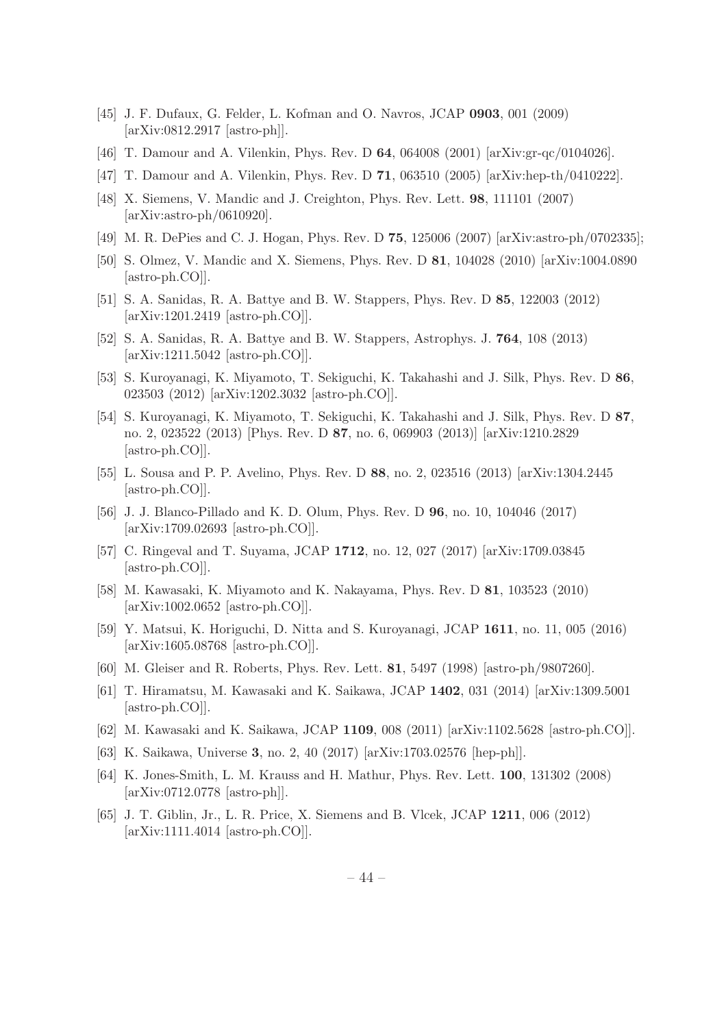[45] J. F. Dufaux, G. Felder, L. Kofman and O. Navros, JCAP **0903**, 001 (2009) [arXiv:0812.2917 [astro-ph]].

[46] T. Damour and A. Vilenkin, Phys. Rev. D **64**, 064008 (2001) [arXiv:gr-qc/0104026].

[47] T. Damour and A. Vilenkin, Phys. Rev. D **71**, 063510 (2005) [arXiv:hep-th/0410222].

[48] X. Siemens, V. Mandic and J. Creighton, Phys. Rev. Lett. **98**, 111101 (2007) [arXiv:astro-ph/0610920].

[49] M. R. DePies and C. J. Hogan, Phys. Rev. D **75**, 125006 (2007) [arXiv:astro-ph/0702335];

[50] S. Olmez, V. Mandic and X. Siemens, Phys. Rev. D **81**, 104028 (2010) [arXiv:1004.0890 [astro-ph.CO]].

[51] S. A. Sanidas, R. A. Battye and B. W. Stappers, Phys. Rev. D **85**, 122003 (2012) [arXiv:1201.2419 [astro-ph.CO]].

[52] S. A. Sanidas, R. A. Battye and B. W. Stappers, Astrophys. J. **764**, 108 (2013) [arXiv:1211.5042 [astro-ph.CO]].

[53] S. Kuroyanagi, K. Miyamoto, T. Sekiguchi, K. Takahashi and J. Silk, Phys. Rev. D **86**, 023503 (2012) [arXiv:1202.3032 [astro-ph.CO]].

[54] S. Kuroyanagi, K. Miyamoto, T. Sekiguchi, K. Takahashi and J. Silk, Phys. Rev. D **87**, no. 2, 023522 (2013) [Phys. Rev. D **87**, no. 6, 069903 (2013)] [arXiv:1210.2829 [astro-ph.CO]].

[55] L. Sousa and P. P. Avelino, Phys. Rev. D **88**, no. 2, 023516 (2013) [arXiv:1304.2445 [astro-ph.CO]].

[56] J. J. Blanco-Pillado and K. D. Olum, Phys. Rev. D **96**, no. 10, 104046 (2017) [arXiv:1709.02693 [astro-ph.CO]].

[57] C. Ringeval and T. Suyama, JCAP **1712**, no. 12, 027 (2017) [arXiv:1709.03845 [astro-ph.CO]].

[58] M. Kawasaki, K. Miyamoto and K. Nakayama, Phys. Rev. D **81**, 103523 (2010) [arXiv:1002.0652 [astro-ph.CO]].

[59] Y. Matsui, K. Horiguchi, D. Nitta and S. Kuroyanagi, JCAP **1611**, no. 11, 005 (2016) [arXiv:1605.08768 [astro-ph.CO]].

[60] M. Gleiser and R. Roberts, Phys. Rev. Lett. **81**, 5497 (1998) [astro-ph/9807260].

[61] T. Hiramatsu, M. Kawasaki and K. Saikawa, JCAP **1402**, 031 (2014) [arXiv:1309.5001 [astro-ph.CO]].

[62] M. Kawasaki and K. Saikawa, JCAP **1109**, 008 (2011) [arXiv:1102.5628 [astro-ph.CO]].

[63] K. Saikawa, Universe **3**, no. 2, 40 (2017) [arXiv:1703.02576 [hep-ph]].

[64] K. Jones-Smith, L. M. Krauss and H. Mathur, Phys. Rev. Lett. **100**, 131302 (2008) [arXiv:0712.0778 [astro-ph]].

[65] J. T. Giblin, Jr., L. R. Price, X. Siemens and B. Vlcek, JCAP **1211**, 006 (2012) [arXiv:1111.4014 [astro-ph.CO]].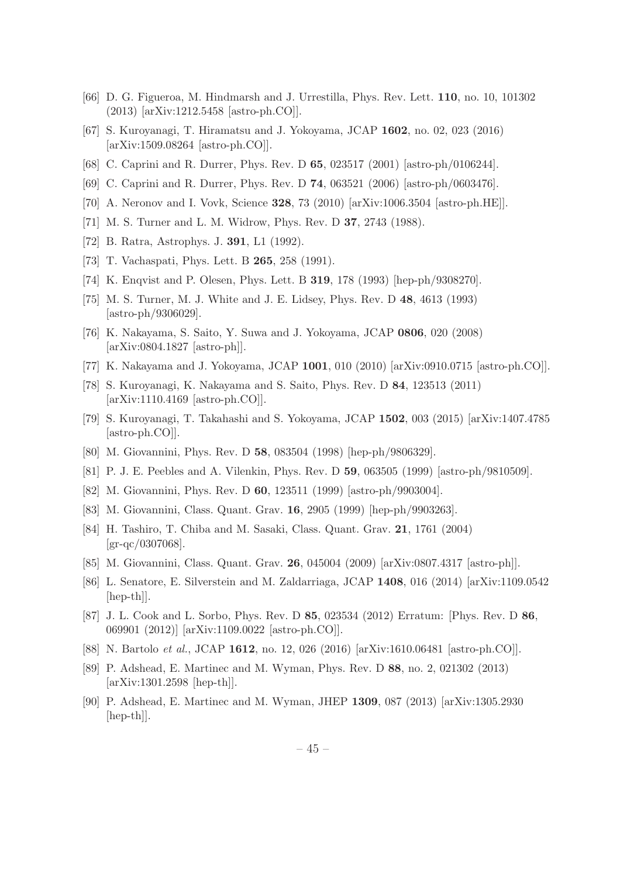[66] D. G. Figueroa, M. Hindmarsh and J. Urrestilla, Phys. Rev. Lett. **110**, no. 10, 101302 (2013) [arXiv:1212.5458 [astro-ph.CO]].

[67] S. Kuroyanagi, T. Hiramatsu and J. Yokoyama, JCAP **1602**, no. 02, 023 (2016) [arXiv:1509.08264 [astro-ph.CO]].

[68] C. Caprini and R. Durrer, Phys. Rev. D **65**, 023517 (2001) [astro-ph/0106244].

[69] C. Caprini and R. Durrer, Phys. Rev. D **74**, 063521 (2006) [astro-ph/0603476].

[70] A. Neronov and I. Vovk, Science **328**, 73 (2010) [arXiv:1006.3504 [astro-ph.HE]].

[71] M. S. Turner and L. M. Widrow, Phys. Rev. D **37**, 2743 (1988).

[72] B. Ratra, Astrophys. J. **391**, L1 (1992).

[73] T. Vachaspati, Phys. Lett. B **265**, 258 (1991).

[74] K. Enqvist and P. Olesen, Phys. Lett. B **319**, 178 (1993) [hep-ph/9308270].

[75] M. S. Turner, M. J. White and J. E. Lidsey, Phys. Rev. D **48**, 4613 (1993) [astro-ph/9306029].

[76] K. Nakayama, S. Saito, Y. Suwa and J. Yokoyama, JCAP **0806**, 020 (2008) [arXiv:0804.1827 [astro-ph]].

[77] K. Nakayama and J. Yokoyama, JCAP **1001**, 010 (2010) [arXiv:0910.0715 [astro-ph.CO]].

[78] S. Kuroyanagi, K. Nakayama and S. Saito, Phys. Rev. D **84**, 123513 (2011) [arXiv:1110.4169 [astro-ph.CO]].

[79] S. Kuroyanagi, T. Takahashi and S. Yokoyama, JCAP **1502**, 003 (2015) [arXiv:1407.4785 [astro-ph.CO]].

[80] M. Giovannini, Phys. Rev. D **58**, 083504 (1998) [hep-ph/9806329].

[81] P. J. E. Peebles and A. Vilenkin, Phys. Rev. D **59**, 063505 (1999) [astro-ph/9810509].

[82] M. Giovannini, Phys. Rev. D **60**, 123511 (1999) [astro-ph/9903004].

[83] M. Giovannini, Class. Quant. Grav. **16**, 2905 (1999) [hep-ph/9903263].

[84] H. Tashiro, T. Chiba and M. Sasaki, Class. Quant. Grav. **21**, 1761 (2004) [gr-qc/0307068].

[85] M. Giovannini, Class. Quant. Grav. **26**, 045004 (2009) [arXiv:0807.4317 [astro-ph]].

[86] L. Senatore, E. Silverstein and M. Zaldarriaga, JCAP **1408**, 016 (2014) [arXiv:1109.0542 [hep-th]].

[87] J. L. Cook and L. Sorbo, Phys. Rev. D **85**, 023534 (2012) Erratum: [Phys. Rev. D **86**, 069901 (2012)] [arXiv:1109.0022 [astro-ph.CO]].

[88] N. Bartolo *et al.*, JCAP **1612**, no. 12, 026 (2016) [arXiv:1610.06481 [astro-ph.CO]].

[89] P. Adshead, E. Martinec and M. Wyman, Phys. Rev. D **88**, no. 2, 021302 (2013) [arXiv:1301.2598 [hep-th]].

[90] P. Adshead, E. Martinec and M. Wyman, JHEP **1309**, 087 (2013) [arXiv:1305.2930 [hep-th]].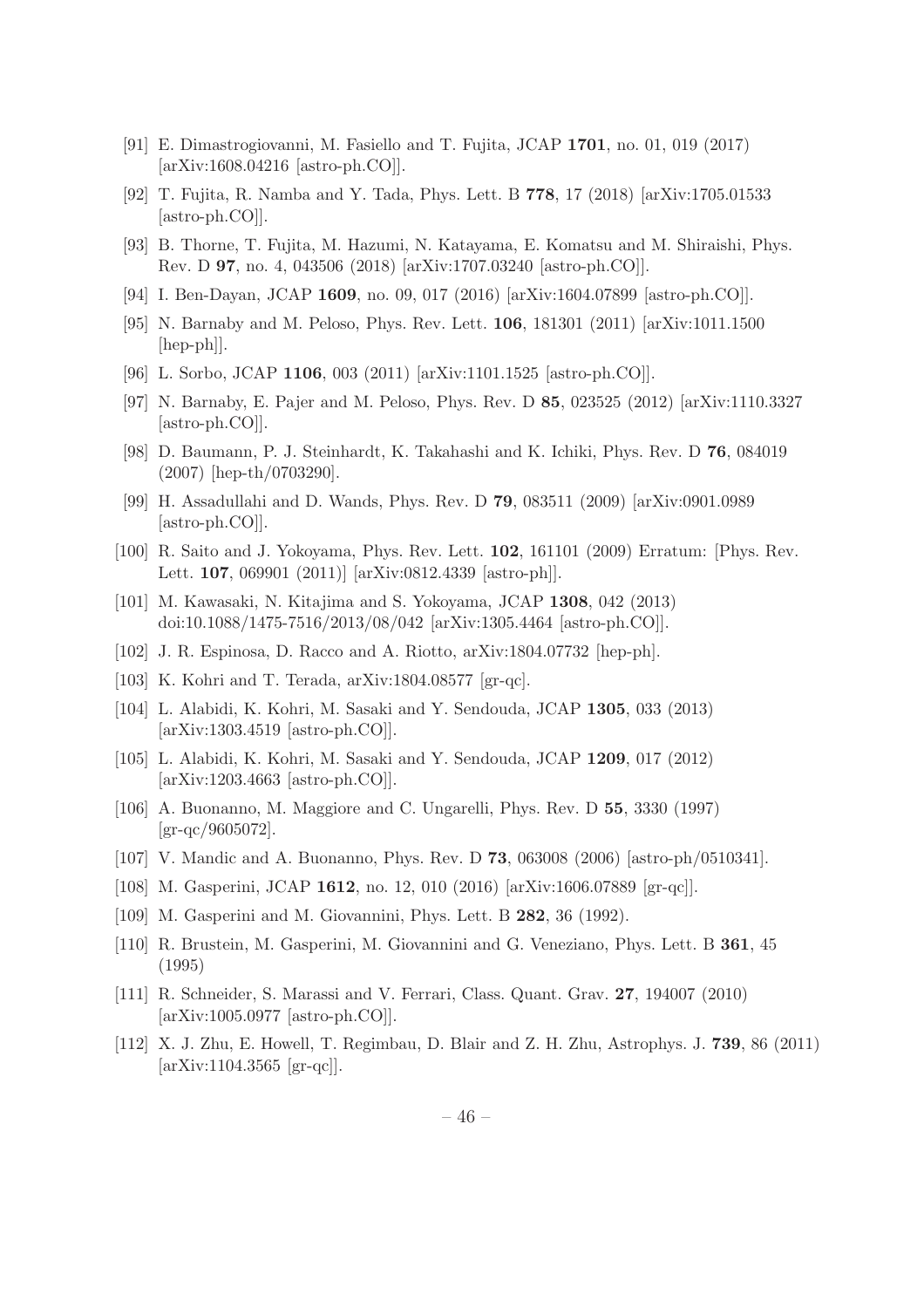[91] E. Dimastrogiovanni, M. Fasiello and T. Fujita, JCAP **1701**, no. 01, 019 (2017) [arXiv:1608.04216 [astro-ph.CO]].

[92] T. Fujita, R. Namba and Y. Tada, Phys. Lett. B **778**, 17 (2018) [arXiv:1705.01533 [astro-ph.CO]].

[93] B. Thorne, T. Fujita, M. Hazumi, N. Katayama, E. Komatsu and M. Shiraishi, Phys. Rev. D **97**, no. 4, 043506 (2018) [arXiv:1707.03240 [astro-ph.CO]].

[94] I. Ben-Dayan, JCAP **1609**, no. 09, 017 (2016) [arXiv:1604.07899 [astro-ph.CO]].

[95] N. Barnaby and M. Peloso, Phys. Rev. Lett. **106**, 181301 (2011) [arXiv:1011.1500 [hep-ph]].

[96] L. Sorbo, JCAP **1106**, 003 (2011) [arXiv:1101.1525 [astro-ph.CO]].

[97] N. Barnaby, E. Pajer and M. Peloso, Phys. Rev. D **85**, 023525 (2012) [arXiv:1110.3327 [astro-ph.CO]].

[98] D. Baumann, P. J. Steinhardt, K. Takahashi and K. Ichiki, Phys. Rev. D **76**, 084019 (2007) [hep-th/0703290].

[99] H. Assadullahi and D. Wands, Phys. Rev. D **79**, 083511 (2009) [arXiv:0901.0989 [astro-ph.CO]].

[100] R. Saito and J. Yokoyama, Phys. Rev. Lett. **102**, 161101 (2009) Erratum: [Phys. Rev. Lett. **107**, 069901 (2011)] [arXiv:0812.4339 [astro-ph]].

[101] M. Kawasaki, N. Kitajima and S. Yokoyama, JCAP **1308**, 042 (2013) doi:10.1088/1475-7516/2013/08/042 [arXiv:1305.4464 [astro-ph.CO]].

[102] J. R. Espinosa, D. Racco and A. Riotto, arXiv:1804.07732 [hep-ph].

[103] K. Kohri and T. Terada, arXiv:1804.08577 [gr-qc].

[104] L. Alabidi, K. Kohri, M. Sasaki and Y. Sendouda, JCAP **1305**, 033 (2013) [arXiv:1303.4519 [astro-ph.CO]].

[105] L. Alabidi, K. Kohri, M. Sasaki and Y. Sendouda, JCAP **1209**, 017 (2012) [arXiv:1203.4663 [astro-ph.CO]].

[106] A. Buonanno, M. Maggiore and C. Ungarelli, Phys. Rev. D **55**, 3330 (1997) [gr-qc/9605072].

[107] V. Mandic and A. Buonanno, Phys. Rev. D **73**, 063008 (2006) [astro-ph/0510341].

[108] M. Gasperini, JCAP **1612**, no. 12, 010 (2016) [arXiv:1606.07889 [gr-qc]].

[109] M. Gasperini and M. Giovannini, Phys. Lett. B **282**, 36 (1992).

[110] R. Brustein, M. Gasperini, M. Giovannini and G. Veneziano, Phys. Lett. B **361**, 45 (1995)

[111] R. Schneider, S. Marassi and V. Ferrari, Class. Quant. Grav. **27**, 194007 (2010) [arXiv:1005.0977 [astro-ph.CO]].

[112] X. J. Zhu, E. Howell, T. Regimbau, D. Blair and Z. H. Zhu, Astrophys. J. **739**, 86 (2011) [arXiv:1104.3565 [gr-qc]].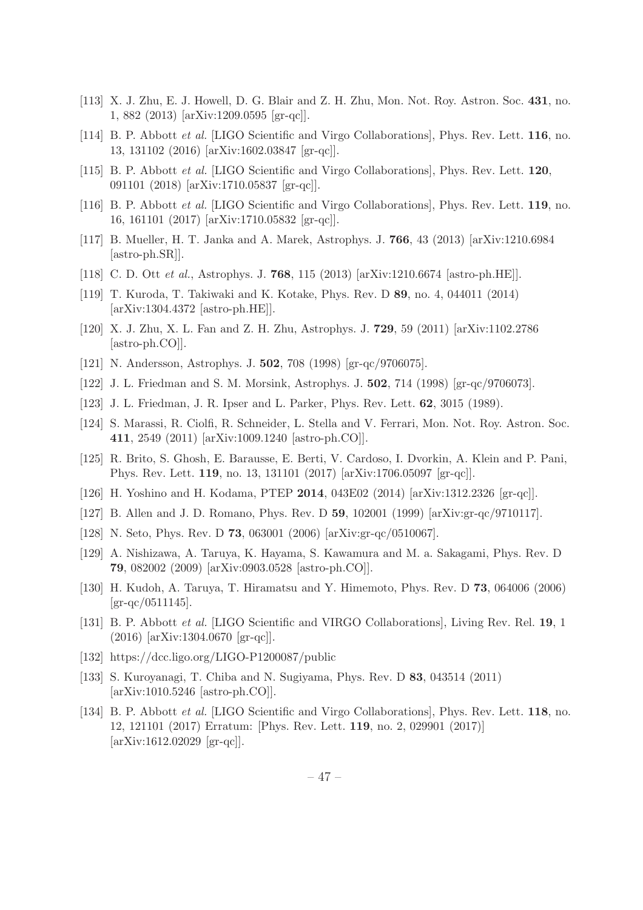[113] X. J. Zhu, E. J. Howell, D. G. Blair and Z. H. Zhu, Mon. Not. Roy. Astron. Soc. **431**, no. 1, 882 (2013) [arXiv:1209.0595 [gr-qc]].

[114] B. P. Abbott *et al.* [LIGO Scientific and Virgo Collaborations], Phys. Rev. Lett. **116**, no. 13, 131102 (2016) [arXiv:1602.03847 [gr-qc]].

[115] B. P. Abbott *et al.* [LIGO Scientific and Virgo Collaborations], Phys. Rev. Lett. **120**, 091101 (2018) [arXiv:1710.05837 [gr-qc]].

[116] B. P. Abbott *et al.* [LIGO Scientific and Virgo Collaborations], Phys. Rev. Lett. **119**, no. 16, 161101 (2017) [arXiv:1710.05832 [gr-qc]].

[117] B. Mueller, H. T. Janka and A. Marek, Astrophys. J. **766**, 43 (2013) [arXiv:1210.6984 [astro-ph.SR]].

[118] C. D. Ott *et al.*, Astrophys. J. **768**, 115 (2013) [arXiv:1210.6674 [astro-ph.HE]].

[119] T. Kuroda, T. Takiwaki and K. Kotake, Phys. Rev. D **89**, no. 4, 044011 (2014) [arXiv:1304.4372 [astro-ph.HE]].

[120] X. J. Zhu, X. L. Fan and Z. H. Zhu, Astrophys. J. **729**, 59 (2011) [arXiv:1102.2786 [astro-ph.CO]].

[121] N. Andersson, Astrophys. J. **502**, 708 (1998) [gr-qc/9706075].

[122] J. L. Friedman and S. M. Morsink, Astrophys. J. **502**, 714 (1998) [gr-qc/9706073].

[123] J. L. Friedman, J. R. Ipser and L. Parker, Phys. Rev. Lett. **62**, 3015 (1989).

[124] S. Marassi, R. Ciolfi, R. Schneider, L. Stella and V. Ferrari, Mon. Not. Roy. Astron. Soc. **411**, 2549 (2011) [arXiv:1009.1240 [astro-ph.CO]].

[125] R. Brito, S. Ghosh, E. Barausse, E. Berti, V. Cardoso, I. Dvorkin, A. Klein and P. Pani, Phys. Rev. Lett. **119**, no. 13, 131101 (2017) [arXiv:1706.05097 [gr-qc]].

[126] H. Yoshino and H. Kodama, PTEP **2014**, 043E02 (2014) [arXiv:1312.2326 [gr-qc]].

[127] B. Allen and J. D. Romano, Phys. Rev. D **59**, 102001 (1999) [arXiv:gr-qc/9710117].

[128] N. Seto, Phys. Rev. D **73**, 063001 (2006) [arXiv:gr-qc/0510067].

[129] A. Nishizawa, A. Taruya, K. Hayama, S. Kawamura and M. a. Sakagami, Phys. Rev. D **79**, 082002 (2009) [arXiv:0903.0528 [astro-ph.CO]].

[130] H. Kudoh, A. Taruya, T. Hiramatsu and Y. Himemoto, Phys. Rev. D **73**, 064006 (2006) [gr-qc/0511145].

[131] B. P. Abbott *et al.* [LIGO Scientific and VIRGO Collaborations], Living Rev. Rel. **19**, 1 (2016) [arXiv:1304.0670 [gr-qc]].

[132] https://dcc.ligo.org/LIGO-P1200087/public

[133] S. Kuroyanagi, T. Chiba and N. Sugiyama, Phys. Rev. D **83**, 043514 (2011) [arXiv:1010.5246 [astro-ph.CO]].

[134] B. P. Abbott *et al.* [LIGO Scientific and Virgo Collaborations], Phys. Rev. Lett. **118**, no. 12, 121101 (2017) Erratum: [Phys. Rev. Lett. **119**, no. 2, 029901 (2017)] [arXiv:1612.02029 [gr-qc]].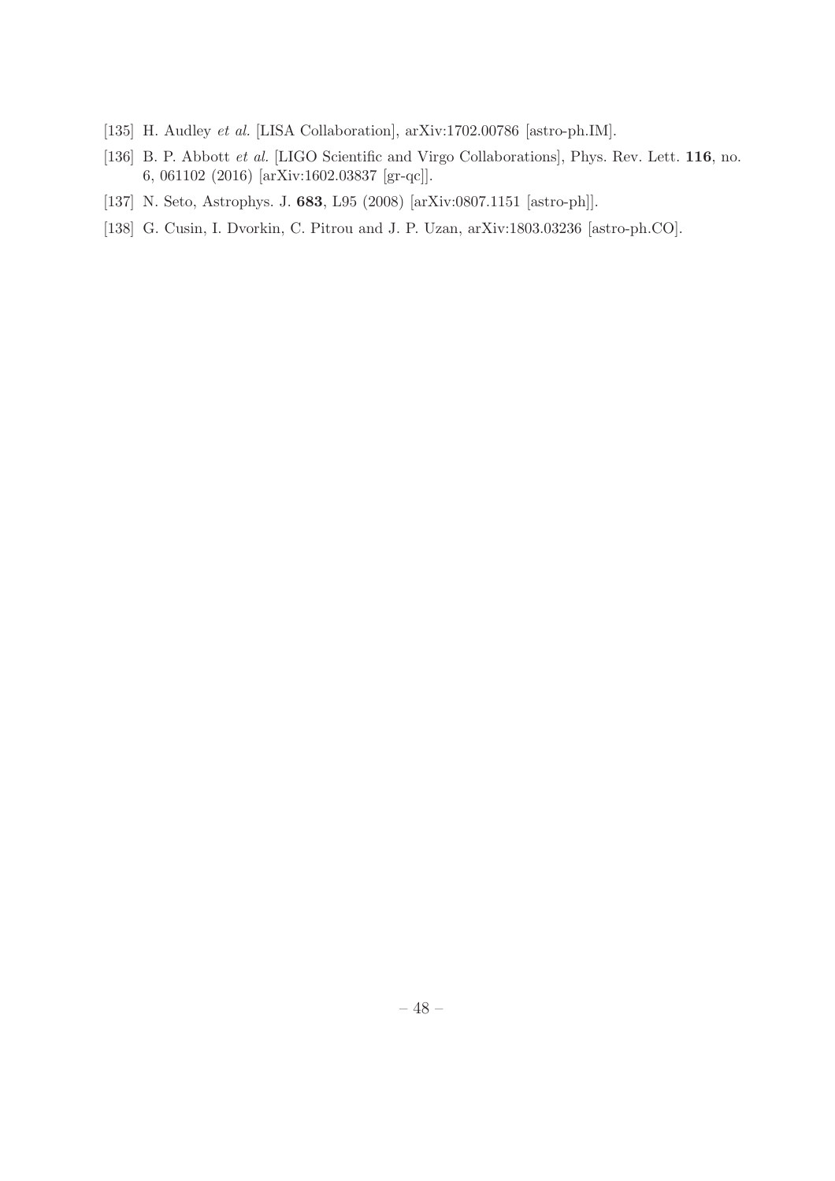[135] H. Audley *et al.* [LISA Collaboration], arXiv:1702.00786 [astro-ph.IM].

[136] B. P. Abbott *et al.* [LIGO Scientific and Virgo Collaborations], Phys. Rev. Lett. **116**, no. 6, 061102 (2016) [arXiv:1602.03837 [gr-qc]].

[137] N. Seto, Astrophys. J. **683**, L95 (2008) [arXiv:0807.1151 [astro-ph]].

[138] G. Cusin, I. Dvorkin, C. Pitrou and J. P. Uzan, arXiv:1803.03236 [astro-ph.CO].